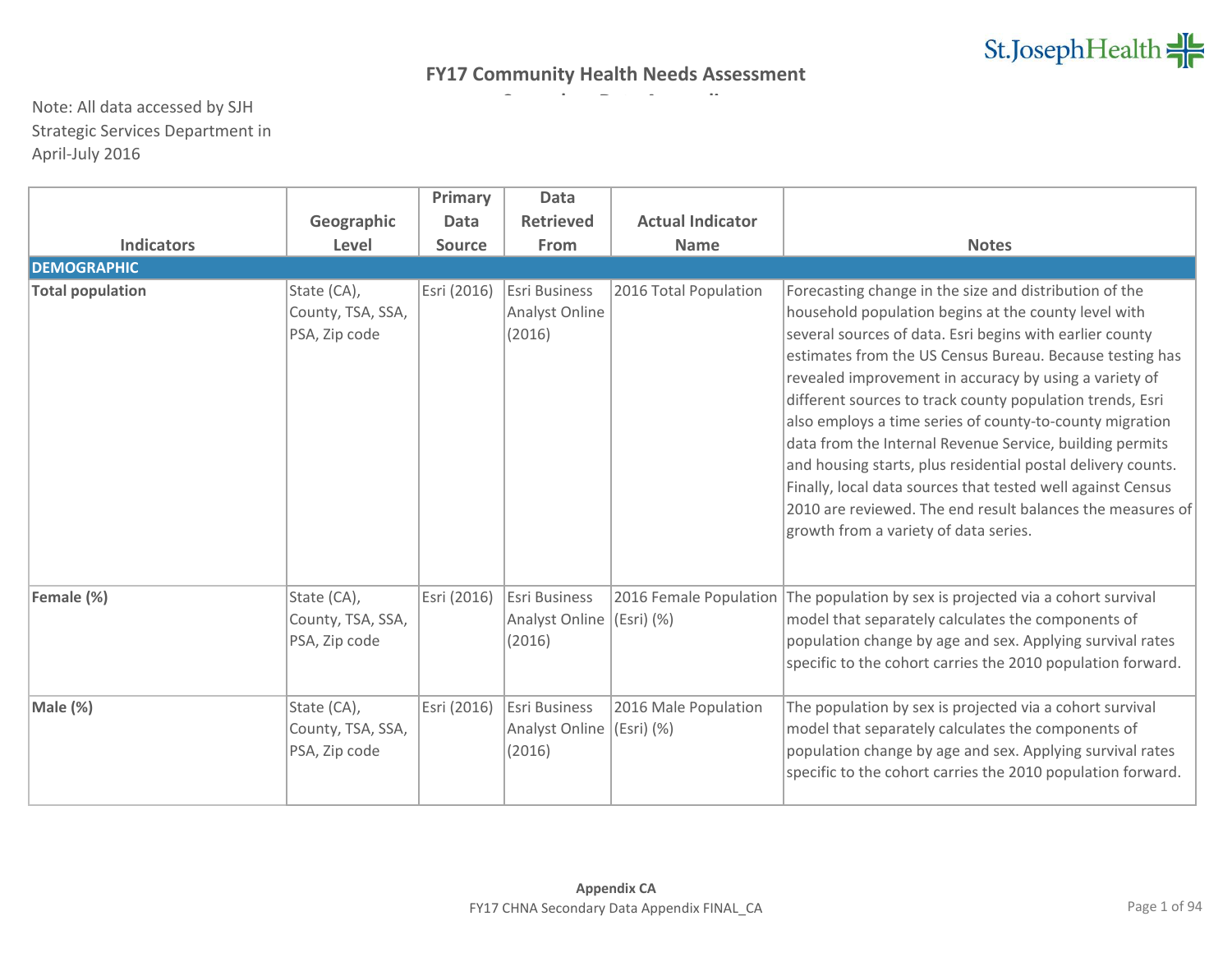# FY17 Community Health Needs Assessment

Note: All data accessed by SJH Strategic Services Department in April-July 2016

| Indicators | Geographic Level | Primary Data Source | Data Retrieved From | Actual Indicator Name | Notes |
|---|---|---|---|---|---|
| **DEMOGRAPHIC** | | | | | |
| **Total population** | State (CA), County, TSA, SSA, PSA, Zip code | Esri (2016) | Esri Business Analyst Online (2016) | 2016 Total Population | Forecasting change in the size and distribution of the household population begins at the county level with several sources of data. Esri begins with earlier county estimates from the US Census Bureau. Because testing has revealed improvement in accuracy by using a variety of different sources to track county population trends, Esri also employs a time series of county-to-county migration data from the Internal Revenue Service, building permits and housing starts, plus residential postal delivery counts. Finally, local data sources that tested well against Census 2010 are reviewed. The end result balances the measures of growth from a variety of data series. |
| **Female (%)** | State (CA), County, TSA, SSA, PSA, Zip code | Esri (2016) | Esri Business Analyst Online (2016) | 2016 Female Population (Esri) (%) | The population by sex is projected via a cohort survival model that separately calculates the components of population change by age and sex. Applying survival rates specific to the cohort carries the 2010 population forward. |
| **Male (%)** | State (CA), County, TSA, SSA, PSA, Zip code | Esri (2016) | Esri Business Analyst Online (2016) | 2016 Male Population (Esri) (%) | The population by sex is projected via a cohort survival model that separately calculates the components of population change by age and sex. Applying survival rates specific to the cohort carries the 2010 population forward. |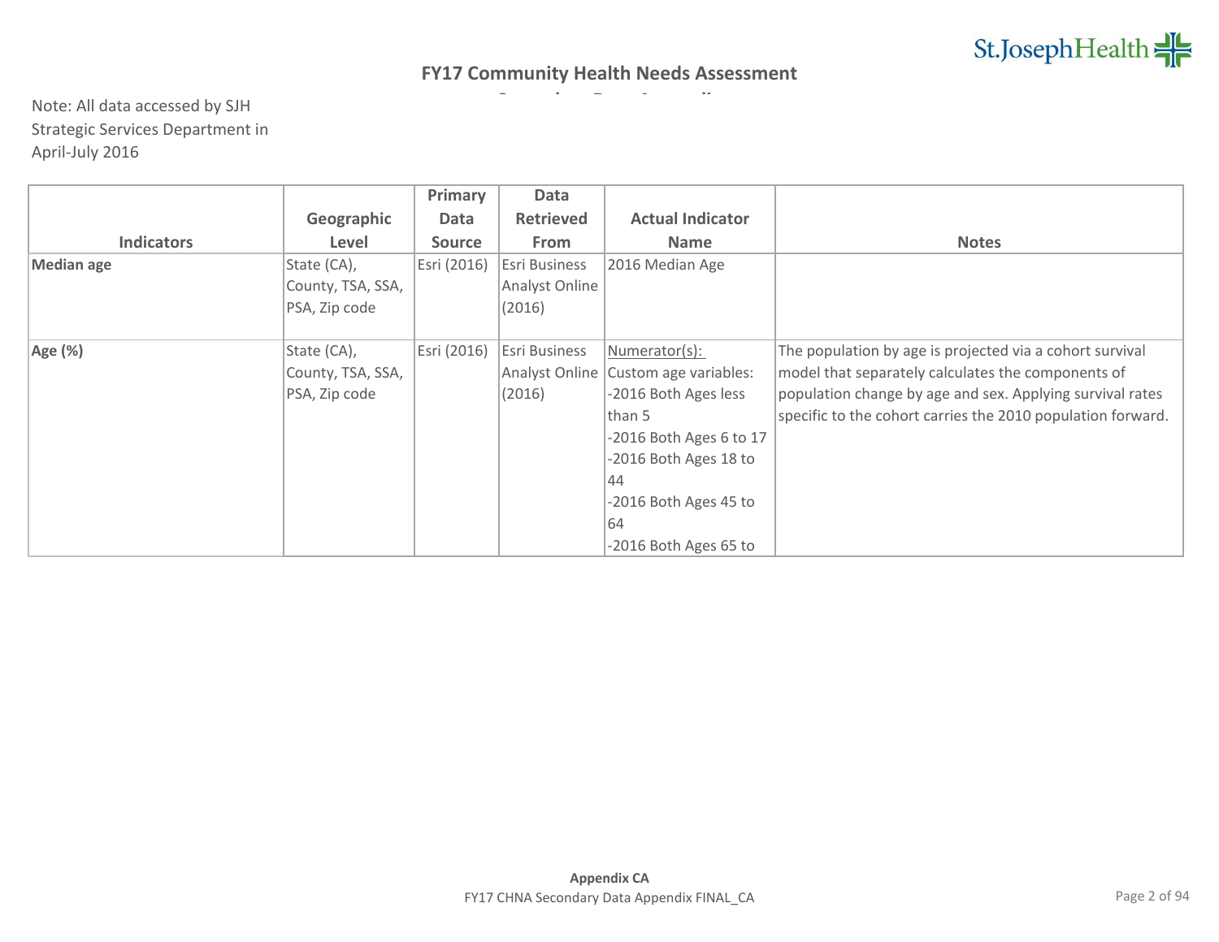# FY17 Community Health Needs Assessment

Note: All data accessed by SJH Strategic Services Department in April-July 2016

| Indicators | Geographic Level | Primary Data Source | Data Retrieved From | Actual Indicator Name | Notes |
|---|---|---|---|---|---|
| **Median age** | State (CA), County, TSA, SSA, PSA, Zip code | Esri (2016) | Esri Business Analyst Online (2016) | 2016 Median Age | |
| **Age (%)** | State (CA), County, TSA, SSA, PSA, Zip code | Esri (2016) | Esri Business Analyst Online (2016) | Numerator(s): Custom age variables: -2016 Both Ages less than 5 -2016 Both Ages 6 to 17 -2016 Both Ages 18 to 44 -2016 Both Ages 45 to 64 -2016 Both Ages 65 to | The population by age is projected via a cohort survival model that separately calculates the components of population change by age and sex. Applying survival rates specific to the cohort carries the 2010 population forward. |

**Appendix CA**

FY17 CHNA Secondary Data Appendix FINAL_CA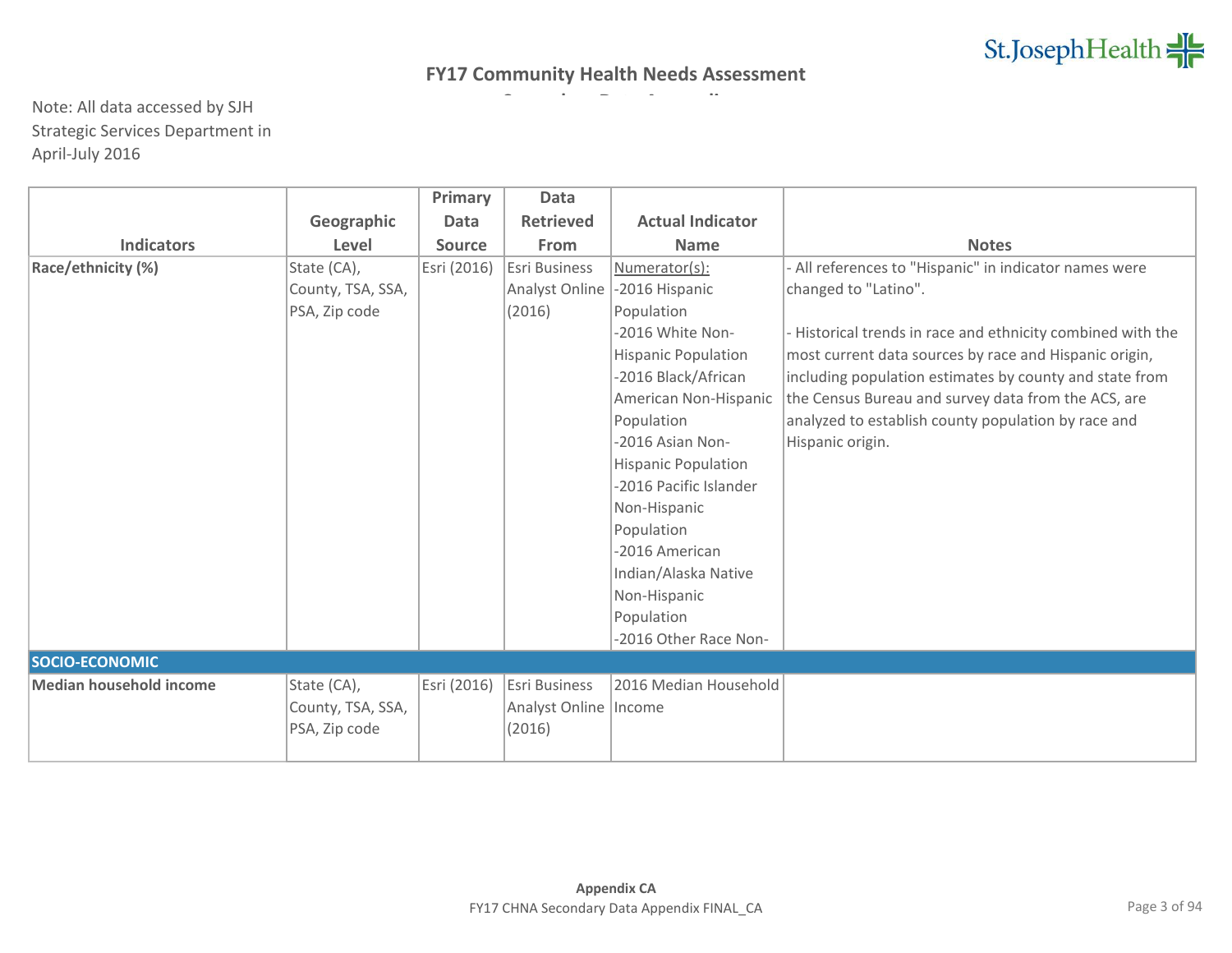# FY17 Community Health Needs Assessment

Note: All data accessed by SJH Strategic Services Department in April-July 2016

| Indicators | Geographic Level | Primary Data Source | Data Retrieved From | Actual Indicator Name | Notes |
|---|---|---|---|---|---|
| **Race/ethnicity (%)** | State (CA), County, TSA, SSA, PSA, Zip code | Esri (2016) | Esri Business Analyst Online (2016) | Numerator(s):<br>-2016 Hispanic Population<br>-2016 White Non-Hispanic Population<br>-2016 Black/African American Non-Hispanic Population<br>-2016 Asian Non-Hispanic Population<br>-2016 Pacific Islander Non-Hispanic Population<br>-2016 American Indian/Alaska Native Non-Hispanic Population<br>-2016 Other Race Non- | - All references to "Hispanic" in indicator names were changed to "Latino".<br><br>- Historical trends in race and ethnicity combined with the most current data sources by race and Hispanic origin, including population estimates by county and state from the Census Bureau and survey data from the ACS, are analyzed to establish county population by race and Hispanic origin. |
| **SOCIO-ECONOMIC** | | | | | |
| **Median household income** | State (CA), County, TSA, SSA, PSA, Zip code | Esri (2016) | Esri Business Analyst Online (2016) | 2016 Median Household Income | |

**Appendix CA**

FY17 CHNA Secondary Data Appendix FINAL_CA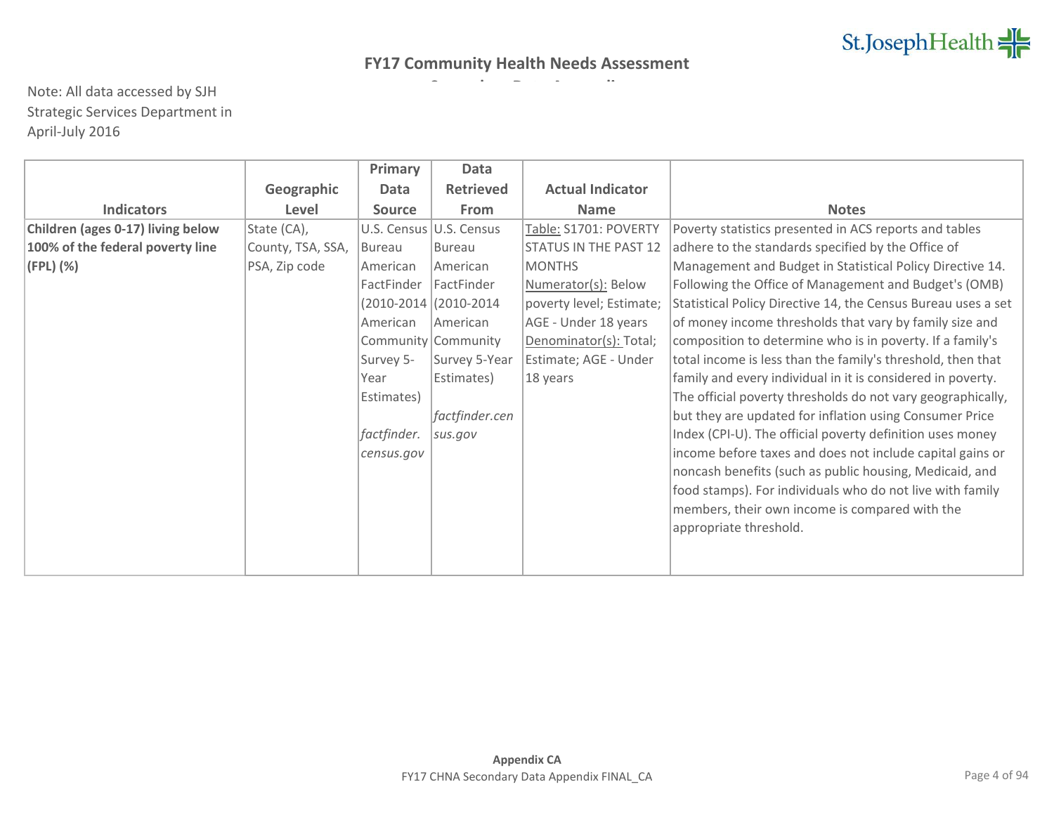# FY17 Community Health Needs Assessment

Note: All data accessed by SJH Strategic Services Department in April-July 2016

| Indicators | Geographic Level | Primary Data Source | Data Retrieved From | Actual Indicator Name | Notes |
|---|---|---|---|---|---|
| **Children (ages 0-17) living below 100% of the federal poverty line (FPL) (%)** | State (CA), County, TSA, SSA, PSA, Zip code | U.S. Census Bureau American FactFinder (2010-2014 American Community Survey 5-Year Estimates) *factfinder.census.gov* | U.S. Census Bureau American FactFinder (2010-2014 American Community Survey 5-Year Estimates) *factfinder.census.gov* | Table: S1701: POVERTY STATUS IN THE PAST 12 MONTHS Numerator(s): Below poverty level; Estimate; AGE - Under 18 years Denominator(s): Total; Estimate; AGE - Under 18 years | Poverty statistics presented in ACS reports and tables adhere to the standards specified by the Office of Management and Budget in Statistical Policy Directive 14. Following the Office of Management and Budget's (OMB) Statistical Policy Directive 14, the Census Bureau uses a set of money income thresholds that vary by family size and composition to determine who is in poverty. If a family's total income is less than the family's threshold, then that family and every individual in it is considered in poverty. The official poverty thresholds do not vary geographically, but they are updated for inflation using Consumer Price Index (CPI-U). The official poverty definition uses money income before taxes and does not include capital gains or noncash benefits (such as public housing, Medicaid, and food stamps). For individuals who do not live with family members, their own income is compared with the appropriate threshold. |

**Appendix CA**
FY17 CHNA Secondary Data Appendix FINAL_CA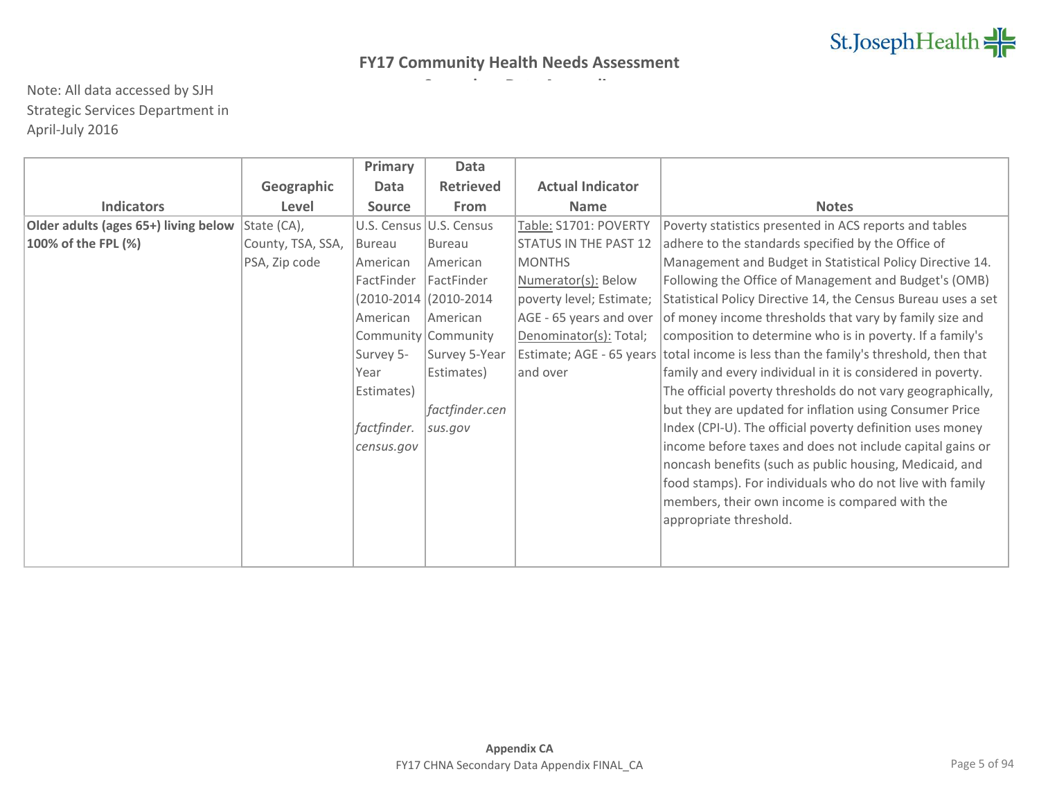## FY17 Community Health Needs Assessment

Note: All data accessed by SJH Strategic Services Department in April-July 2016

| Indicators | Geographic Level | Primary Data Source | Data Retrieved From | Actual Indicator Name | Notes |
|---|---|---|---|---|---|
| **Older adults (ages 65+) living below 100% of the FPL (%)** | State (CA), County, TSA, SSA, PSA, Zip code | U.S. Census Bureau American FactFinder (2010-2014 American Community Survey 5-Year Estimates) *factfinder.census.gov* | U.S. Census Bureau American FactFinder (2010-2014 American Community Survey 5-Year Estimates) *factfinder.census.gov* | Table: S1701: POVERTY STATUS IN THE PAST 12 MONTHS Numerator(s): Below poverty level; Estimate; AGE - 65 years and over Denominator(s): Total; Estimate; AGE - 65 years and over | Poverty statistics presented in ACS reports and tables adhere to the standards specified by the Office of Management and Budget in Statistical Policy Directive 14. Following the Office of Management and Budget's (OMB) Statistical Policy Directive 14, the Census Bureau uses a set of money income thresholds that vary by family size and composition to determine who is in poverty. If a family's total income is less than the family's threshold, then that family and every individual in it is considered in poverty. The official poverty thresholds do not vary geographically, but they are updated for inflation using Consumer Price Index (CPI-U). The official poverty definition uses money income before taxes and does not include capital gains or noncash benefits (such as public housing, Medicaid, and food stamps). For individuals who do not live with family members, their own income is compared with the appropriate threshold. |

**Appendix CA**

FY17 CHNA Secondary Data Appendix FINAL_CA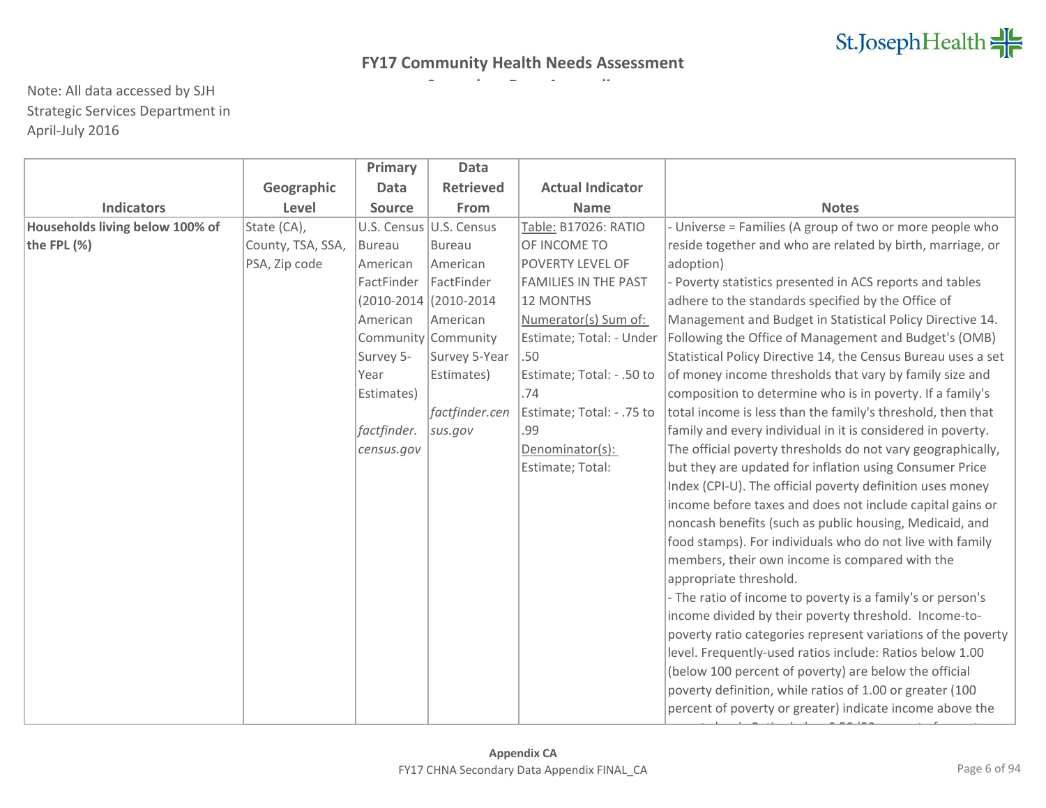# FY17 Community Health Needs Assessment

Note: All data accessed by SJH Strategic Services Department in April-July 2016

| Indicators | Geographic Level | Primary Data Source | Data Retrieved From | Actual Indicator Name | Notes |
|---|---|---|---|---|---|
| **Households living below 100% of the FPL (%)** | State (CA), County, TSA, SSA, PSA, Zip code | U.S. Census Bureau American FactFinder (2010-2014 American Community Survey 5-Year Estimates) *factfinder.census.gov* | U.S. Census Bureau American FactFinder (2010-2014 American Community Survey 5-Year Estimates) *factfinder.census.gov* | Table: B17026: RATIO OF INCOME TO POVERTY LEVEL OF FAMILIES IN THE PAST 12 MONTHS<br>Numerator(s) Sum of:<br>Estimate; Total: - Under .50<br>Estimate; Total: - .50 to .74<br>Estimate; Total: - .75 to .99<br>Denominator(s):<br>Estimate; Total: | - Universe = Families (A group of two or more people who reside together and who are related by birth, marriage, or adoption)<br>- Poverty statistics presented in ACS reports and tables adhere to the standards specified by the Office of Management and Budget in Statistical Policy Directive 14. Following the Office of Management and Budget's (OMB) Statistical Policy Directive 14, the Census Bureau uses a set of money income thresholds that vary by family size and composition to determine who is in poverty. If a family's total income is less than the family's threshold, then that family and every individual in it is considered in poverty. The official poverty thresholds do not vary geographically, but they are updated for inflation using Consumer Price Index (CPI-U). The official poverty definition uses money income before taxes and does not include capital gains or noncash benefits (such as public housing, Medicaid, and food stamps). For individuals who do not live with family members, their own income is compared with the appropriate threshold.<br>- The ratio of income to poverty is a family's or person's income divided by their poverty threshold. Income-to-poverty ratio categories represent variations of the poverty level. Frequently-used ratios include: Ratios below 1.00 (below 100 percent of poverty) are below the official poverty definition, while ratios of 1.00 or greater (100 percent of poverty or greater) indicate income above the |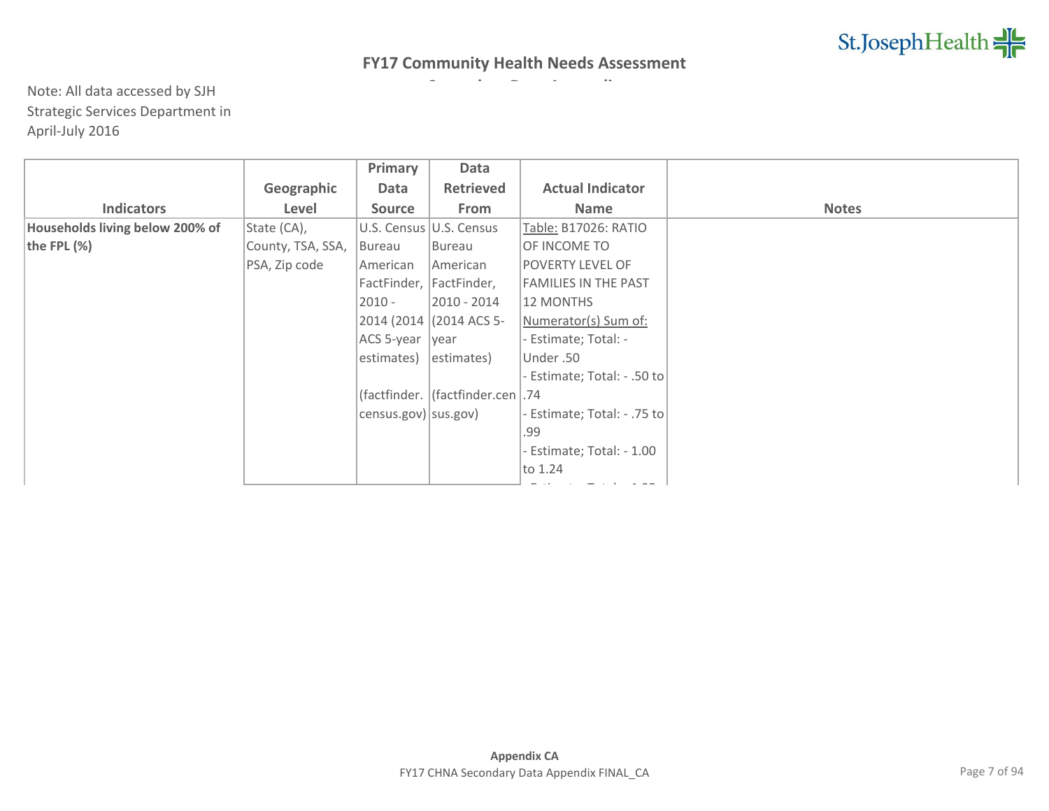## FY17 Community Health Needs Assessment

Note: All data accessed by SJH Strategic Services Department in April-July 2016

| Indicators | Geographic Level | Primary Data Source | Data Retrieved From | Actual Indicator Name | Notes |
| --- | --- | --- | --- | --- | --- |
| **Households living below 200% of the FPL (%)** | State (CA), County, TSA, SSA, PSA, Zip code | U.S. Census Bureau American FactFinder, 2010 - 2014 (2014 ACS 5-year estimates) (factfinder.census.gov) | U.S. Census Bureau American FactFinder, 2010 - 2014 (2014 ACS 5-year estimates) (factfinder.census.gov) | Table: B17026: RATIO OF INCOME TO POVERTY LEVEL OF FAMILIES IN THE PAST 12 MONTHS Numerator(s) Sum of: - Estimate; Total: - Under .50 - Estimate; Total: - .50 to .74 - Estimate; Total: - .75 to .99 - Estimate; Total: - 1.00 to 1.24 | |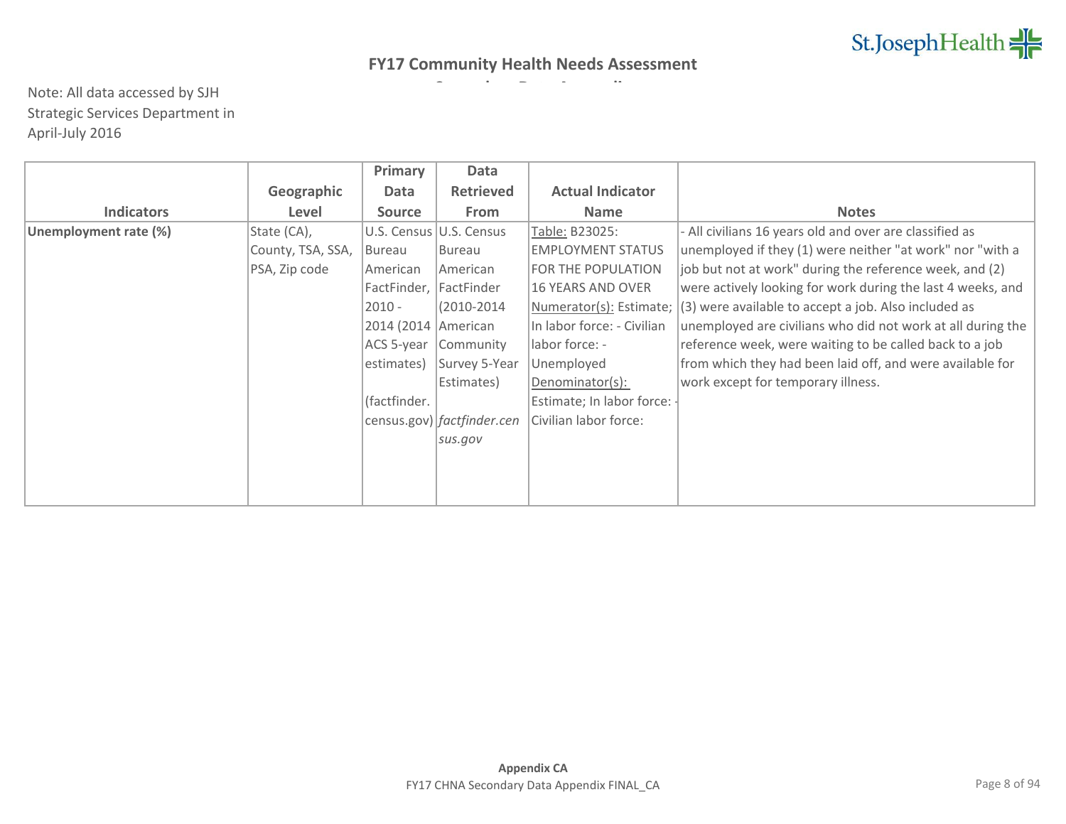# FY17 Community Health Needs Assessment

Note: All data accessed by SJH Strategic Services Department in April-July 2016

| Indicators | Geographic Level | Primary Data Source | Data Retrieved From | Actual Indicator Name | Notes |
|---|---|---|---|---|---|
| **Unemployment rate (%)** | State (CA), County, TSA, SSA, PSA, Zip code | U.S. Census Bureau American FactFinder, 2010 - 2014 (2014 ACS 5-year estimates) (factfinder.census.gov) | U.S. Census Bureau American FactFinder (2010-2014 American Community Survey 5-Year Estimates) *factfinder.census.gov* | Table: B23025: EMPLOYMENT STATUS FOR THE POPULATION 16 YEARS AND OVER Numerator(s): Estimate; In labor force: - Civilian labor force: - Unemployed Denominator(s): Estimate; In labor force: - Civilian labor force: | - All civilians 16 years old and over are classified as unemployed if they (1) were neither "at work" nor "with a job but not at work" during the reference week, and (2) were actively looking for work during the last 4 weeks, and (3) were available to accept a job. Also included as unemployed are civilians who did not work at all during the reference week, were waiting to be called back to a job from which they had been laid off, and were available for work except for temporary illness. |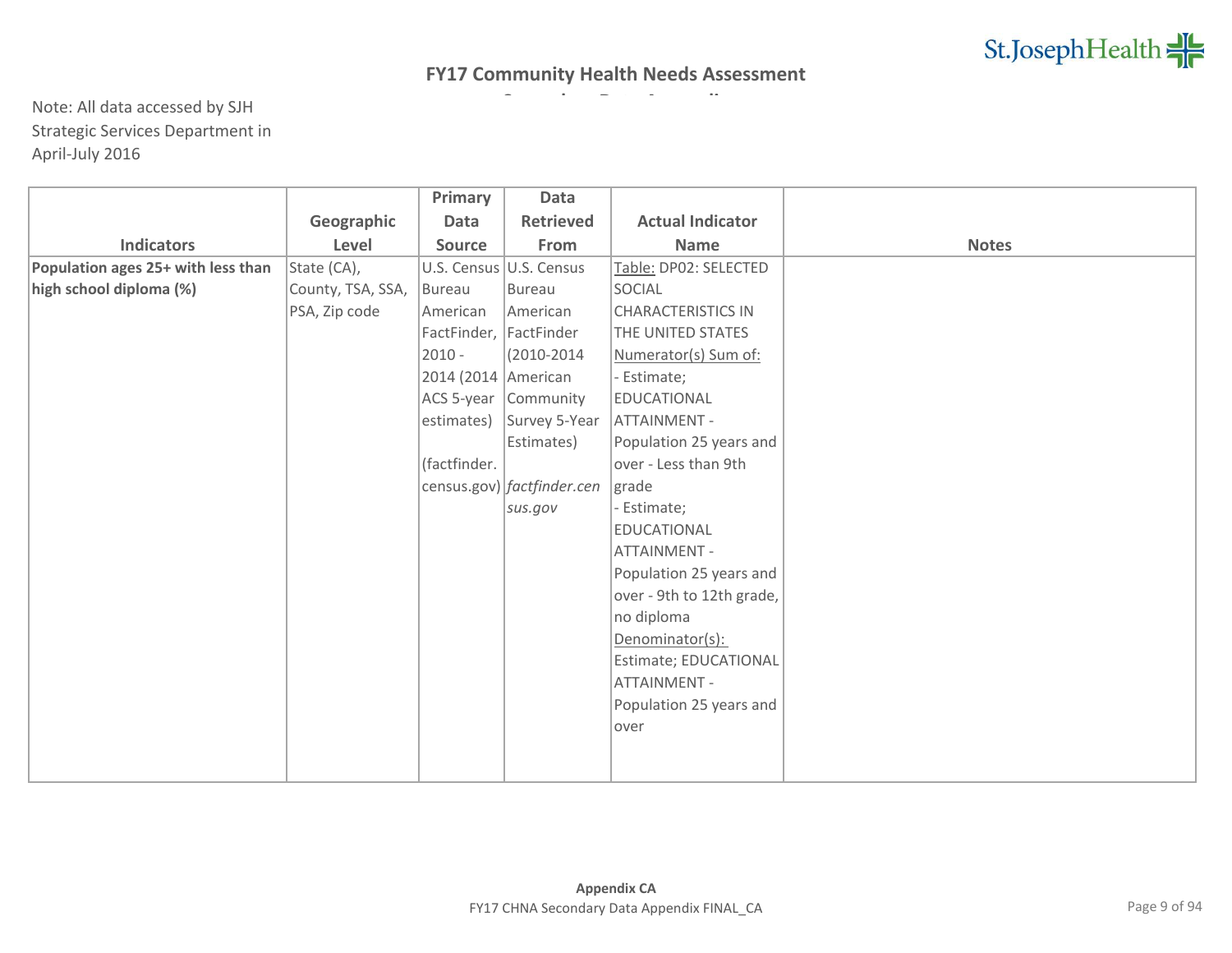# FY17 Community Health Needs Assessment

Note: All data accessed by SJH Strategic Services Department in April-July 2016

| Indicators | Geographic Level | Primary Data Source | Data Retrieved From | Actual Indicator Name | Notes |
|---|---|---|---|---|---|
| **Population ages 25+ with less than high school diploma (%)** | State (CA), County, TSA, SSA, PSA, Zip code | U.S. Census Bureau American FactFinder, 2010 - 2014 (2014 ACS 5-year estimates) (factfinder.census.gov) | U.S. Census Bureau American FactFinder (2010-2014 American Community Survey 5-Year Estimates) *factfinder.census.gov* | Table: DP02: SELECTED SOCIAL CHARACTERISTICS IN THE UNITED STATES<br>Numerator(s) Sum of:<br>- Estimate; EDUCATIONAL ATTAINMENT - Population 25 years and over - Less than 9th grade<br>- Estimate; EDUCATIONAL ATTAINMENT - Population 25 years and over - 9th to 12th grade, no diploma<br>Denominator(s):<br>Estimate; EDUCATIONAL ATTAINMENT - Population 25 years and over | |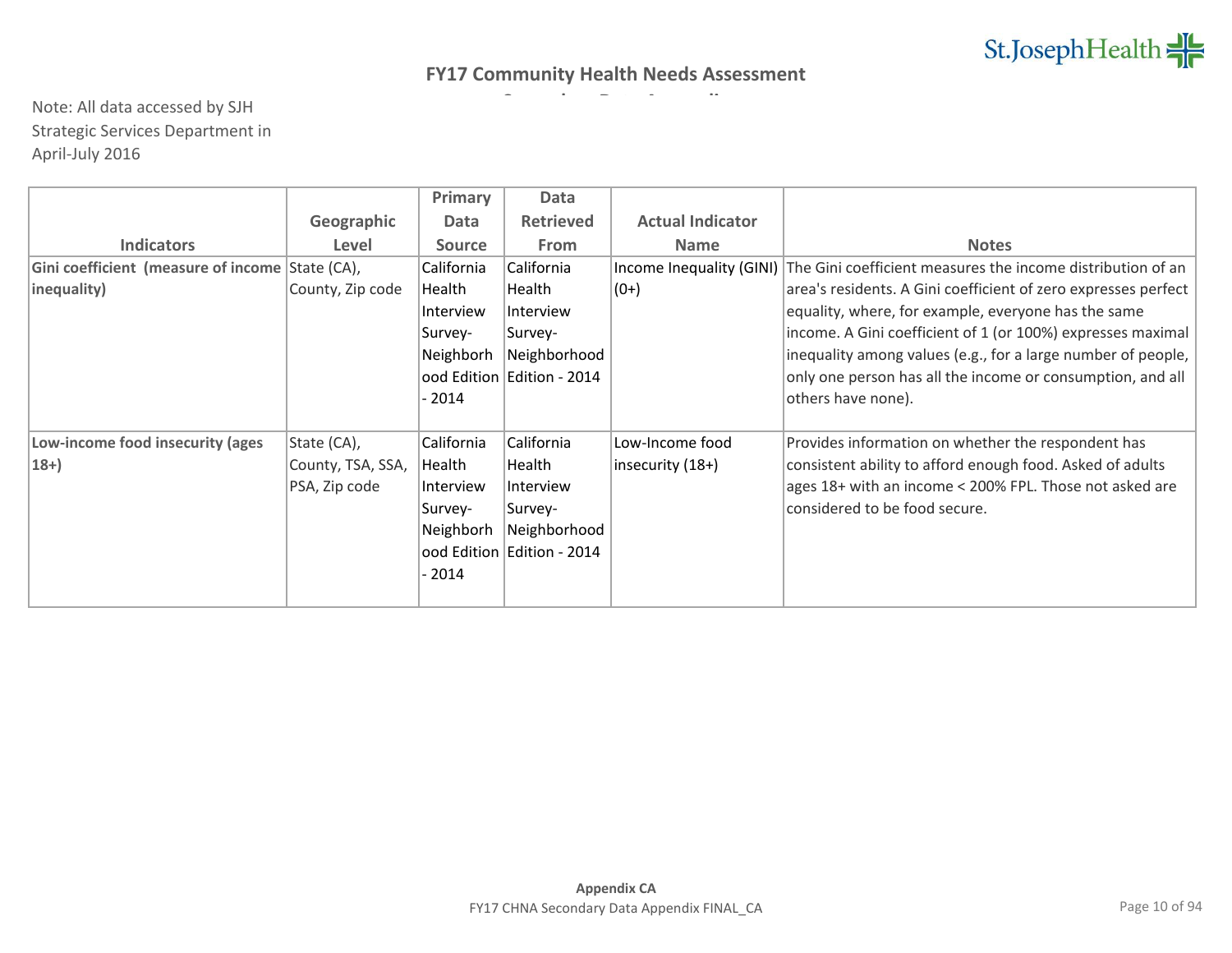## FY17 Community Health Needs Assessment

Note: All data accessed by SJH Strategic Services Department in April-July 2016

| Indicators | Geographic Level | Primary Data Source | Data Retrieved From | Actual Indicator Name | Notes |
|---|---|---|---|---|---|
| **Gini coefficient (measure of income inequality)** | State (CA), County, Zip code | California Health Interview Survey-Neighborhood Edition - 2014 | California Health Interview Survey-Neighborhood Edition - 2014 | Income Inequality (GINI) (0+) | The Gini coefficient measures the income distribution of an area's residents. A Gini coefficient of zero expresses perfect equality, where, for example, everyone has the same income. A Gini coefficient of 1 (or 100%) expresses maximal inequality among values (e.g., for a large number of people, only one person has all the income or consumption, and all others have none). |
| **Low-income food insecurity (ages 18+)** | State (CA), County, TSA, SSA, PSA, Zip code | California Health Interview Survey-Neighborhood Edition - 2014 | California Health Interview Survey-Neighborhood Edition - 2014 | Low-Income food insecurity (18+) | Provides information on whether the respondent has consistent ability to afford enough food. Asked of adults ages 18+ with an income < 200% FPL. Those not asked are considered to be food secure. |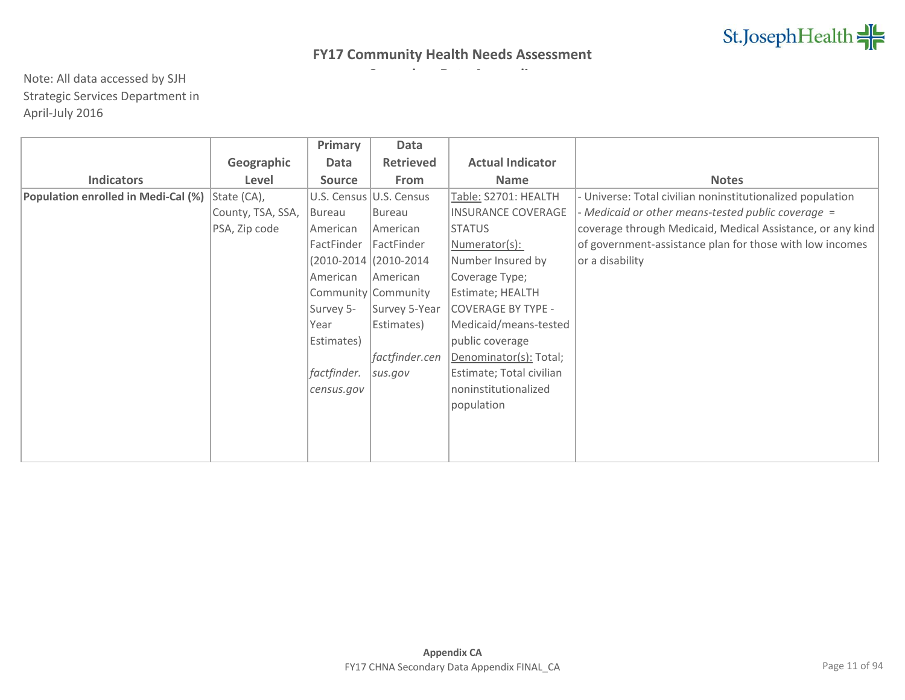## FY17 Community Health Needs Assessment

Note: All data accessed by SJH Strategic Services Department in April-July 2016

| Indicators | Geographic Level | Primary Data Source | Data Retrieved From | Actual Indicator Name | Notes |
|---|---|---|---|---|---|
| **Population enrolled in Medi-Cal (%)** | State (CA), County, TSA, SSA, PSA, Zip code | U.S. Census Bureau American FactFinder (2010-2014 American Community Survey 5-Year Estimates) *factfinder.census.gov* | U.S. Census Bureau American FactFinder (2010-2014 American Community Survey 5-Year Estimates) *factfinder.census.gov* | Table: S2701: HEALTH INSURANCE COVERAGE STATUS Numerator(s): Number Insured by Coverage Type; Estimate; HEALTH COVERAGE BY TYPE - Medicaid/means-tested public coverage Denominator(s): Total; Estimate; Total civilian noninstitutionalized population | - Universe: Total civilian noninstitutionalized population - *Medicaid or other means-tested public coverage* = coverage through Medicaid, Medical Assistance, or any kind of government-assistance plan for those with low incomes or a disability |

**Appendix CA**

FY17 CHNA Secondary Data Appendix FINAL_CA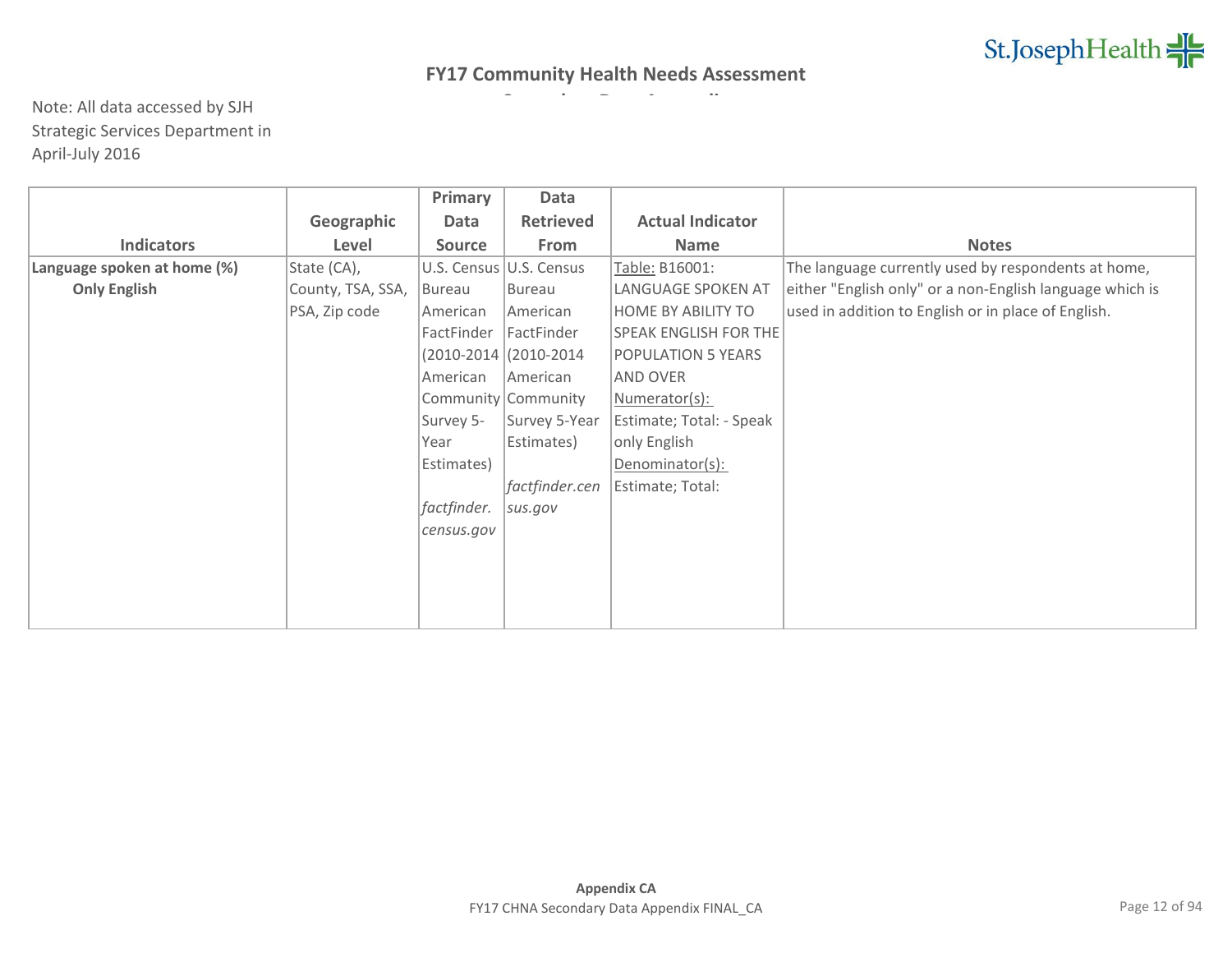# FY17 Community Health Needs Assessment

Note: All data accessed by SJH Strategic Services Department in April-July 2016

| Indicators | Geographic Level | Primary Data Source | Data Retrieved From | Actual Indicator Name | Notes |
|---|---|---|---|---|---|
| **Language spoken at home (%)** **Only English** | State (CA), County, TSA, SSA, PSA, Zip code | U.S. Census Bureau American FactFinder (2010-2014 American Community Survey 5-Year Estimates) *factfinder.census.gov* | U.S. Census Bureau American FactFinder (2010-2014 American Community Survey 5-Year Estimates) *factfinder.census.gov* | Table: B16001: LANGUAGE SPOKEN AT HOME BY ABILITY TO SPEAK ENGLISH FOR THE POPULATION 5 YEARS AND OVER Numerator(s): Estimate; Total: - Speak only English Denominator(s): Estimate; Total: | The language currently used by respondents at home, either "English only" or a non-English language which is used in addition to English or in place of English. |

**Appendix CA**

FY17 CHNA Secondary Data Appendix FINAL_CA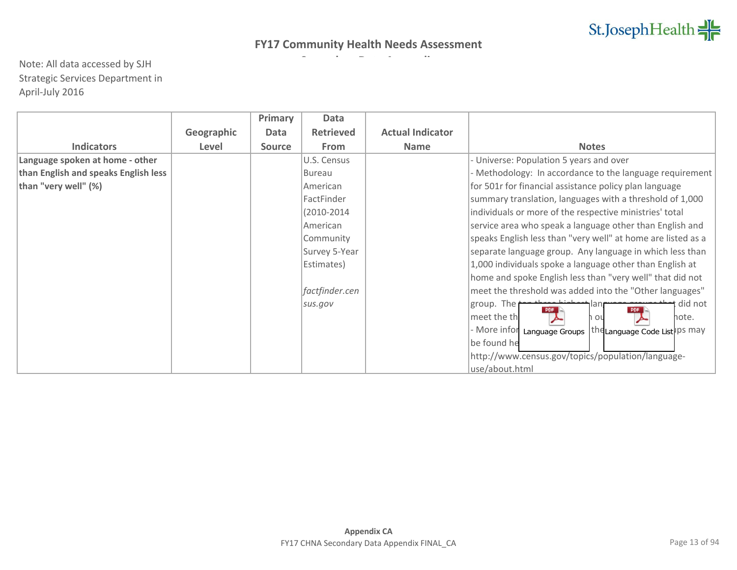## FY17 Community Health Needs Assessment

Note: All data accessed by SJH Strategic Services Department in April-July 2016

| Indicators | Geographic Level | Primary Data Source | Data Retrieved From | Actual Indicator Name | Notes |
|---|---|---|---|---|---|
| **Language spoken at home - other than English and speaks English less than "very well" (%)** | | | U.S. Census Bureau American FactFinder (2010-2014 American Community Survey 5-Year Estimates) *factfinder.census.gov* | | - Universe: Population 5 years and over<br>- Methodology: In accordance to the language requirement for 501r for financial assistance policy plan language summary translation, languages with a threshold of 1,000 individuals or more of the respective ministries' total service area who speak a language other than English and speaks English less than "very well" at home are listed as a separate language group. Any language in which less than 1,000 individuals spoke a language other than English at home and spoke English less than "very well" that did not meet the threshold was added into the "Other languages" group. The [...] did not meet the th[...] ou[...]note.<br>- More infor[...] the[...]ps may be found he[...] http://www.census.gov/topics/population/language-use/about.html<br>Language Groups<br>Language Code List |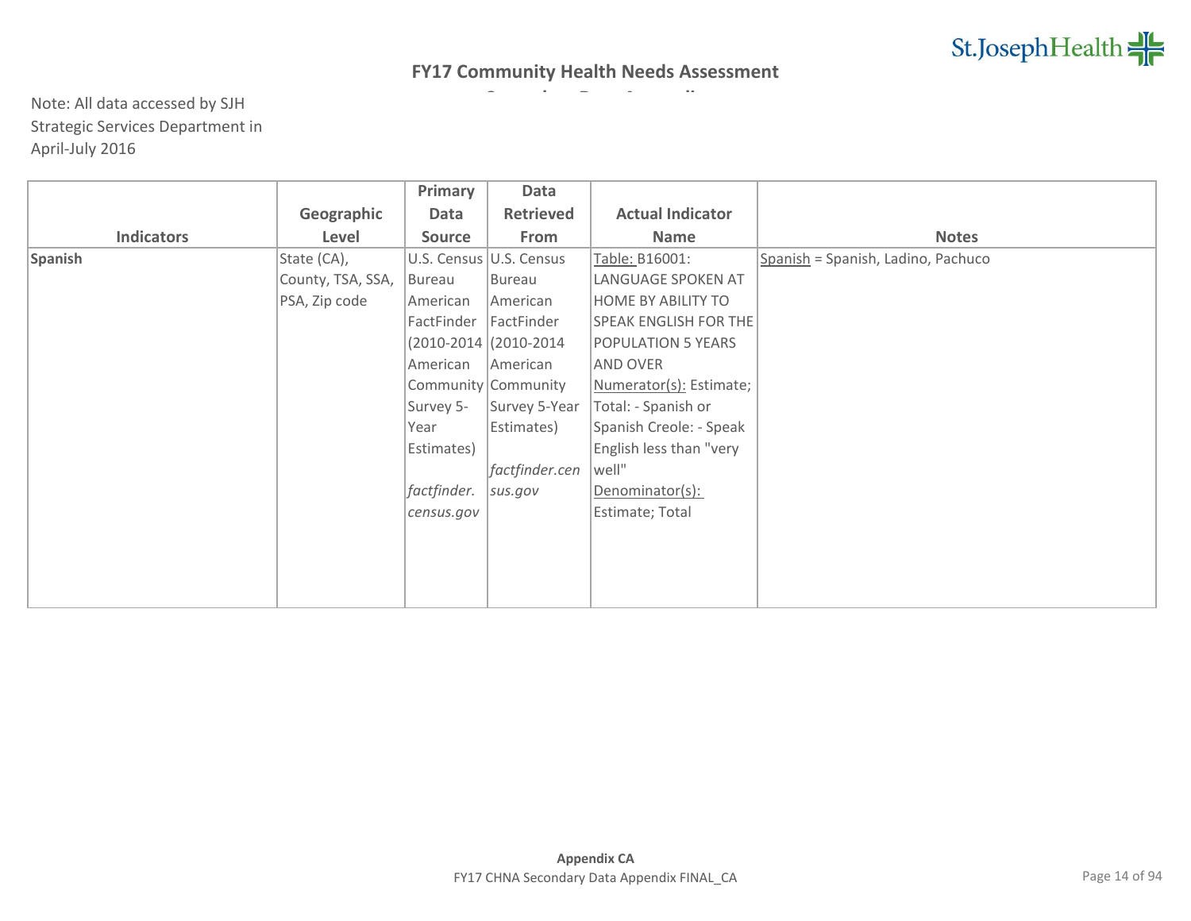## FY17 Community Health Needs Assessment

Note: All data accessed by SJH Strategic Services Department in April-July 2016

| Indicators | Geographic Level | Primary Data Source | Data Retrieved From | Actual Indicator Name | Notes |
|---|---|---|---|---|---|
| **Spanish** | State (CA), County, TSA, SSA, PSA, Zip code | U.S. Census Bureau American FactFinder (2010-2014 American Community Survey 5-Year Estimates) *factfinder.census.gov* | U.S. Census Bureau American FactFinder (2010-2014 American Community Survey 5-Year Estimates) *factfinder.census.gov* | Table: B16001: LANGUAGE SPOKEN AT HOME BY ABILITY TO SPEAK ENGLISH FOR THE POPULATION 5 YEARS AND OVER Numerator(s): Estimate; Total: - Spanish or Spanish Creole: - Speak English less than "very well" Denominator(s): Estimate; Total | Spanish = Spanish, Ladino, Pachuco |

**Appendix CA**

FY17 CHNA Secondary Data Appendix FINAL_CA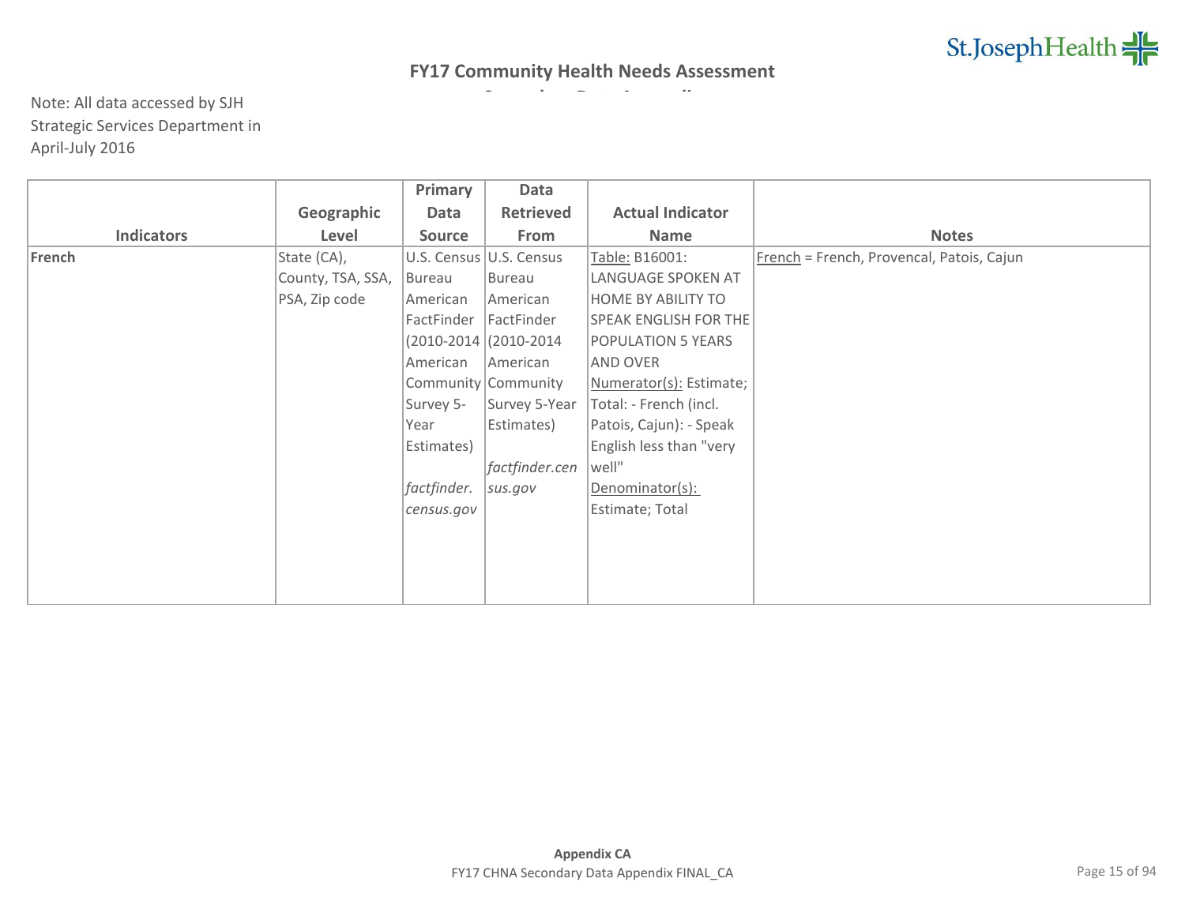**FY17 Community Health Needs Assessment**

Note: All data accessed by SJH Strategic Services Department in April-July 2016

| Indicators | Geographic Level | Primary Data Source | Data Retrieved From | Actual Indicator Name | Notes |
|---|---|---|---|---|---|
| **French** | State (CA), County, TSA, SSA, PSA, Zip code | U.S. Census Bureau American FactFinder (2010-2014 American Community Survey 5-Year Estimates) *factfinder.census.gov* | U.S. Census Bureau American FactFinder (2010-2014 American Community Survey 5-Year Estimates) *factfinder.census.gov* | Table: B16001: LANGUAGE SPOKEN AT HOME BY ABILITY TO SPEAK ENGLISH FOR THE POPULATION 5 YEARS AND OVER Numerator(s): Estimate; Total: - French (incl. Patois, Cajun): - Speak English less than "very well" Denominator(s): Estimate; Total | French = French, Provencal, Patois, Cajun |

**Appendix CA**

FY17 CHNA Secondary Data Appendix FINAL_CA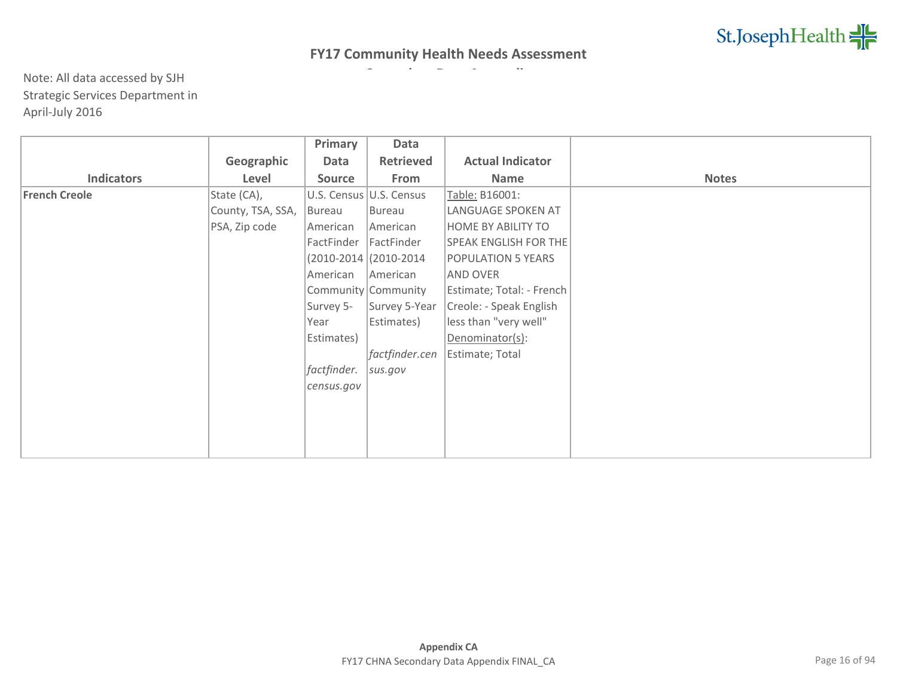# FY17 Community Health Needs Assessment

Note: All data accessed by SJH Strategic Services Department in April-July 2016

| Indicators | Geographic Level | Primary Data Source | Data Retrieved From | Actual Indicator Name | Notes |
|---|---|---|---|---|---|
| **French Creole** | State (CA), County, TSA, SSA, PSA, Zip code | U.S. Census Bureau American FactFinder (2010-2014 American Community Survey 5-Year Estimates) *factfinder.census.gov* | U.S. Census Bureau American FactFinder (2010-2014 American Community Survey 5-Year Estimates) *factfinder.census.gov* | Table: B16001: LANGUAGE SPOKEN AT HOME BY ABILITY TO SPEAK ENGLISH FOR THE POPULATION 5 YEARS AND OVER Estimate; Total: - French Creole: - Speak English less than "very well" Denominator(s): Estimate; Total | |

**Appendix CA**
FY17 CHNA Secondary Data Appendix FINAL_CA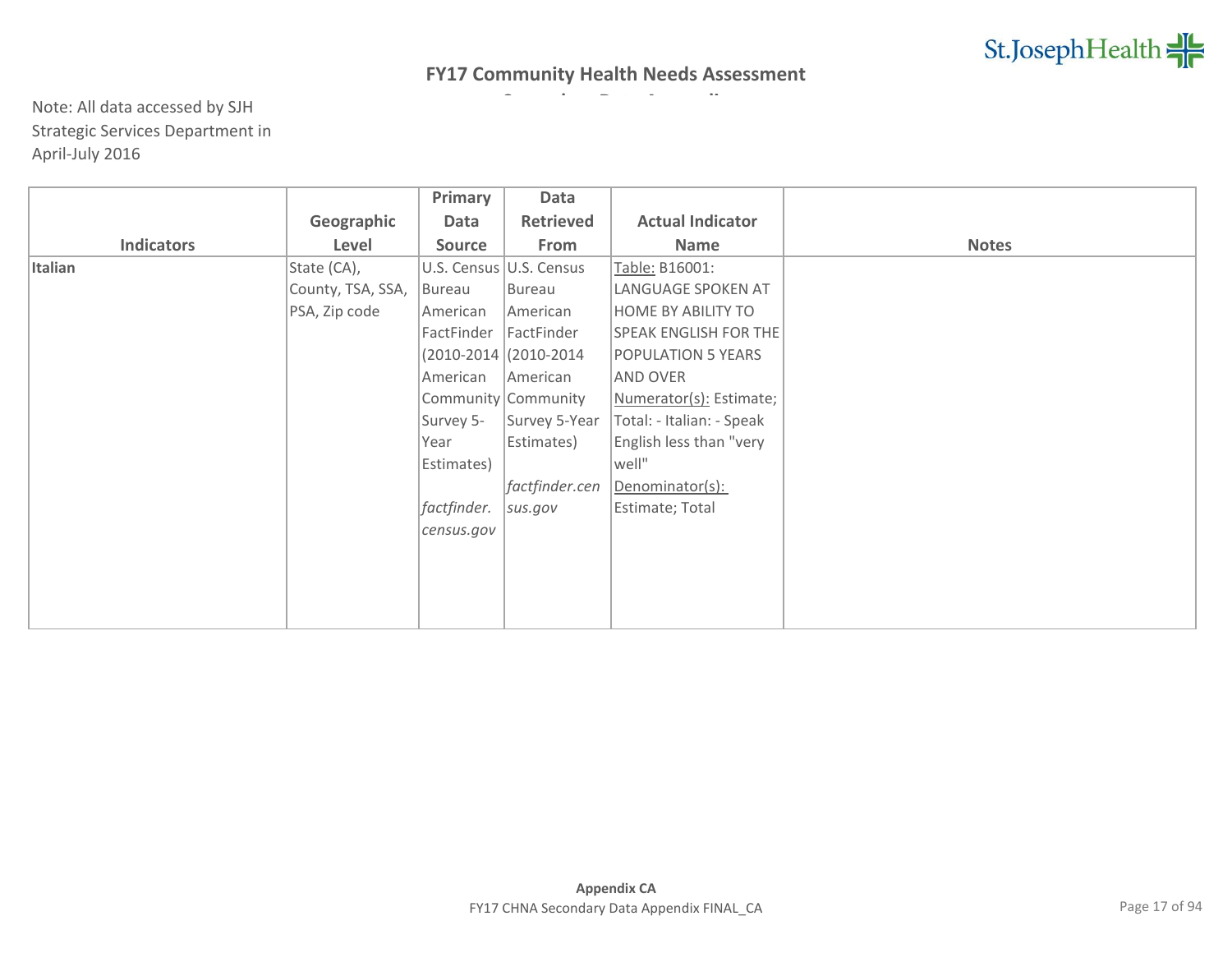## FY17 Community Health Needs Assessment

Note: All data accessed by SJH Strategic Services Department in April-July 2016

| Indicators | Geographic Level | Primary Data Source | Data Retrieved From | Actual Indicator Name | Notes |
|---|---|---|---|---|---|
| **Italian** | State (CA), County, TSA, SSA, PSA, Zip code | U.S. Census Bureau American FactFinder (2010-2014 American Community Survey 5-Year Estimates) *factfinder.census.gov* | U.S. Census Bureau American FactFinder (2010-2014 American Community Survey 5-Year Estimates) *factfinder.census.gov* | Table: B16001: LANGUAGE SPOKEN AT HOME BY ABILITY TO SPEAK ENGLISH FOR THE POPULATION 5 YEARS AND OVER Numerator(s): Estimate; Total: - Italian: - Speak English less than "very well" Denominator(s): Estimate; Total | |

**Appendix CA**

FY17 CHNA Secondary Data Appendix FINAL_CA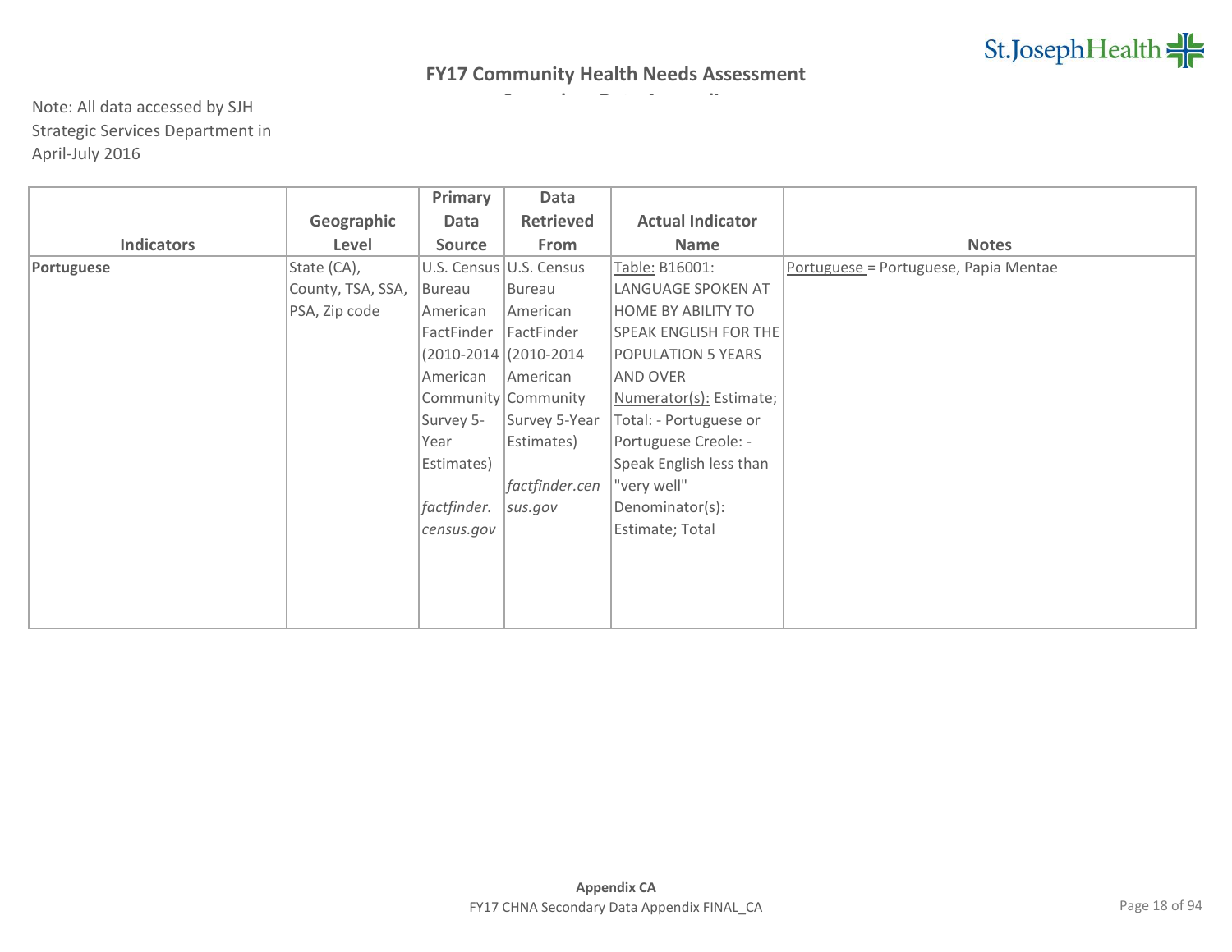## FY17 Community Health Needs Assessment

Note: All data accessed by SJH Strategic Services Department in April-July 2016

| Indicators | Geographic Level | Primary Data Source | Data Retrieved From | Actual Indicator Name | Notes |
|---|---|---|---|---|---|
| **Portuguese** | State (CA), County, TSA, SSA, PSA, Zip code | U.S. Census Bureau American FactFinder (2010-2014 American Community Survey 5-Year Estimates) *factfinder.census.gov* | U.S. Census Bureau American FactFinder (2010-2014 American Community Survey 5-Year Estimates) *factfinder.census.gov* | Table: B16001: LANGUAGE SPOKEN AT HOME BY ABILITY TO SPEAK ENGLISH FOR THE POPULATION 5 YEARS AND OVER Numerator(s): Estimate; Total: - Portuguese or Portuguese Creole: - Speak English less than "very well" Denominator(s): Estimate; Total | Portuguese = Portuguese, Papia Mentae |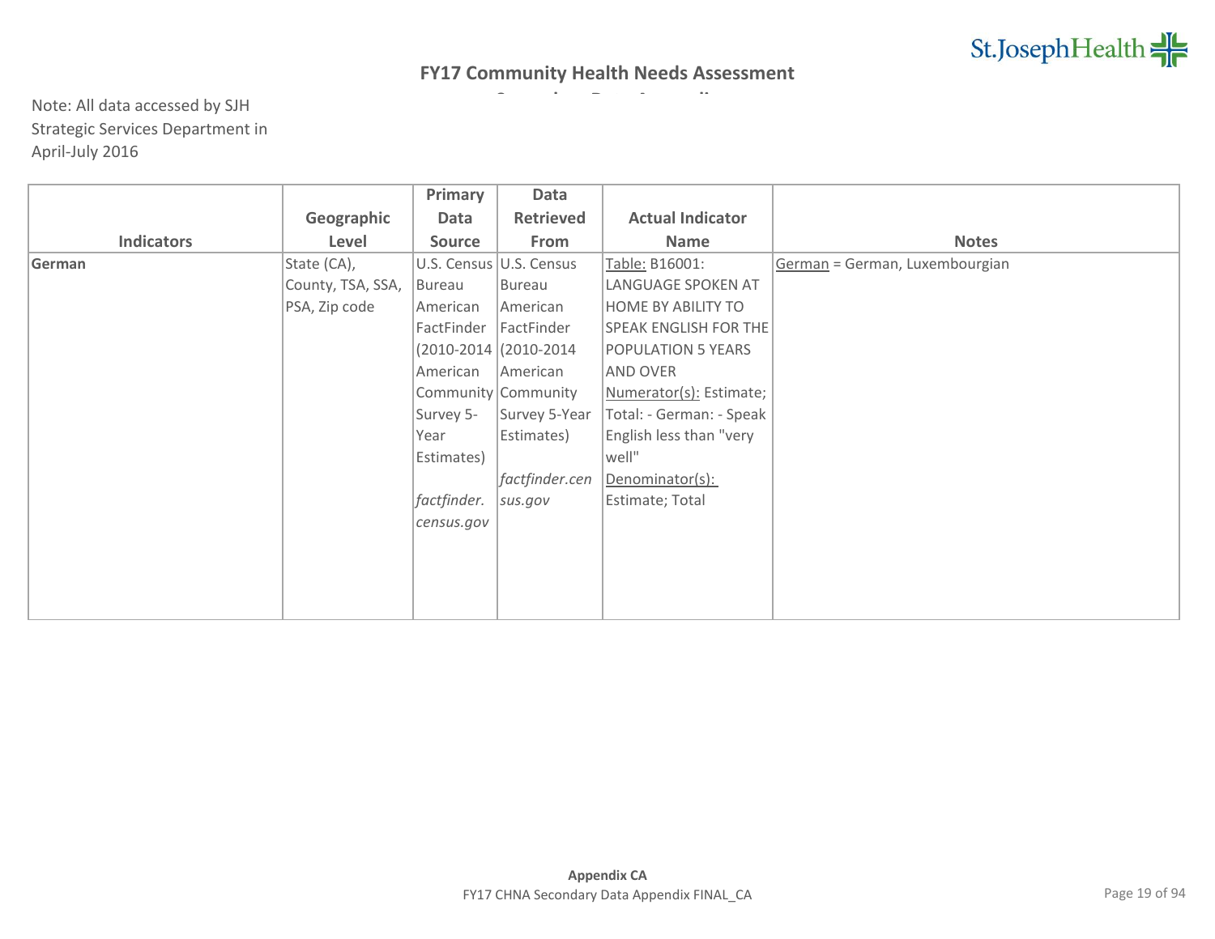## FY17 Community Health Needs Assessment

Note: All data accessed by SJH Strategic Services Department in April-July 2016

| Indicators | Geographic Level | Primary Data Source | Data Retrieved From | Actual Indicator Name | Notes |
|---|---|---|---|---|---|
| **German** | State (CA), County, TSA, SSA, PSA, Zip code | U.S. Census Bureau American FactFinder (2010-2014 American Community Survey 5-Year Estimates) *factfinder.census.gov* | U.S. Census Bureau American FactFinder (2010-2014 American Community Survey 5-Year Estimates) *factfinder.census.gov* | Table: B16001: LANGUAGE SPOKEN AT HOME BY ABILITY TO SPEAK ENGLISH FOR THE POPULATION 5 YEARS AND OVER Numerator(s): Estimate; Total: - German: - Speak English less than "very well" Denominator(s): Estimate; Total | German = German, Luxembourgian |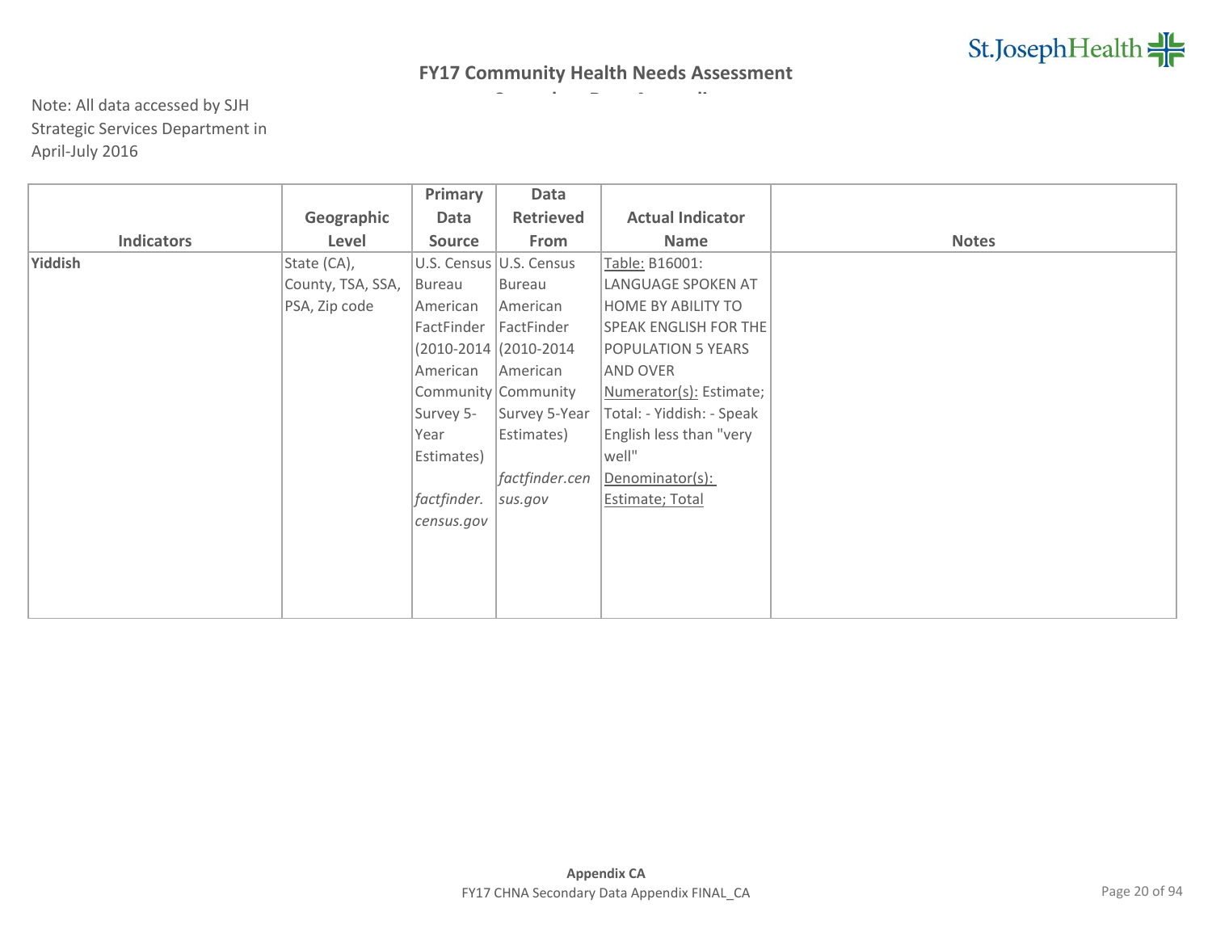## FY17 Community Health Needs Assessment

Note: All data accessed by SJH Strategic Services Department in April-July 2016

| Indicators | Geographic Level | Primary Data Source | Data Retrieved From | Actual Indicator Name | Notes |
|---|---|---|---|---|---|
| **Yiddish** | State (CA), County, TSA, SSA, PSA, Zip code | U.S. Census Bureau American FactFinder (2010-2014 American Community Survey 5-Year Estimates) *factfinder.census.gov* | U.S. Census Bureau American FactFinder (2010-2014 American Community Survey 5-Year Estimates) *factfinder.census.gov* | Table: B16001: LANGUAGE SPOKEN AT HOME BY ABILITY TO SPEAK ENGLISH FOR THE POPULATION 5 YEARS AND OVER Numerator(s): Estimate; Total: - Yiddish: - Speak English less than "very well" Denominator(s): Estimate; Total | |

**Appendix CA**

FY17 CHNA Secondary Data Appendix FINAL_CA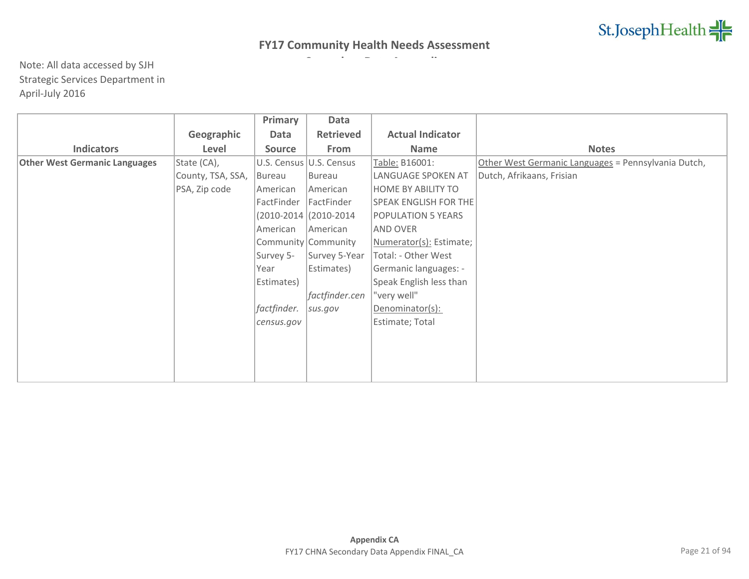# FY17 Community Health Needs Assessment

Note: All data accessed by SJH Strategic Services Department in April-July 2016

| Indicators | Geographic Level | Primary Data Source | Data Retrieved From | Actual Indicator Name | Notes |
|---|---|---|---|---|---|
| **Other West Germanic Languages** | State (CA), County, TSA, SSA, PSA, Zip code | U.S. Census Bureau American FactFinder (2010-2014 American Community Survey 5-Year Estimates) *factfinder.census.gov* | U.S. Census Bureau American FactFinder (2010-2014 American Community Survey 5-Year Estimates) *factfinder.census.gov* | Table: B16001: LANGUAGE SPOKEN AT HOME BY ABILITY TO SPEAK ENGLISH FOR THE POPULATION 5 YEARS AND OVER Numerator(s): Estimate; Total: - Other West Germanic languages: - Speak English less than "very well" Denominator(s): Estimate; Total | Other West Germanic Languages = Pennsylvania Dutch, Dutch, Afrikaans, Frisian |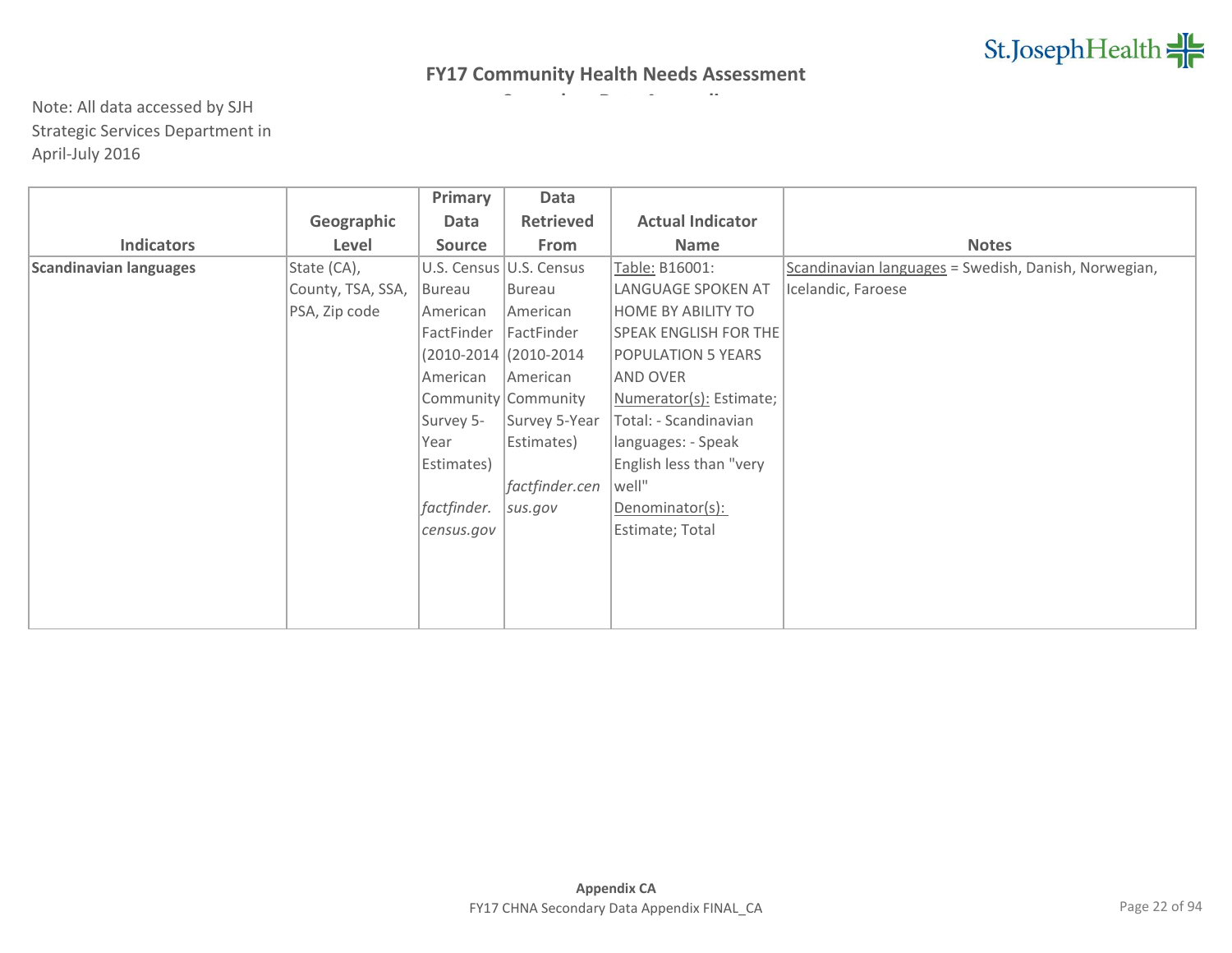## FY17 Community Health Needs Assessment

Note: All data accessed by SJH Strategic Services Department in April-July 2016

| Indicators | Geographic Level | Primary Data Source | Data Retrieved From | Actual Indicator Name | Notes |
|---|---|---|---|---|---|
| **Scandinavian languages** | State (CA), County, TSA, SSA, PSA, Zip code | U.S. Census Bureau American FactFinder (2010-2014 American Community Survey 5-Year Estimates) *factfinder.census.gov* | U.S. Census Bureau American FactFinder (2010-2014 American Community Survey 5-Year Estimates) *factfinder.census.gov* | Table: B16001: LANGUAGE SPOKEN AT HOME BY ABILITY TO SPEAK ENGLISH FOR THE POPULATION 5 YEARS AND OVER Numerator(s): Estimate; Total: - Scandinavian languages: - Speak English less than "very well" Denominator(s): Estimate; Total | Scandinavian languages = Swedish, Danish, Norwegian, Icelandic, Faroese |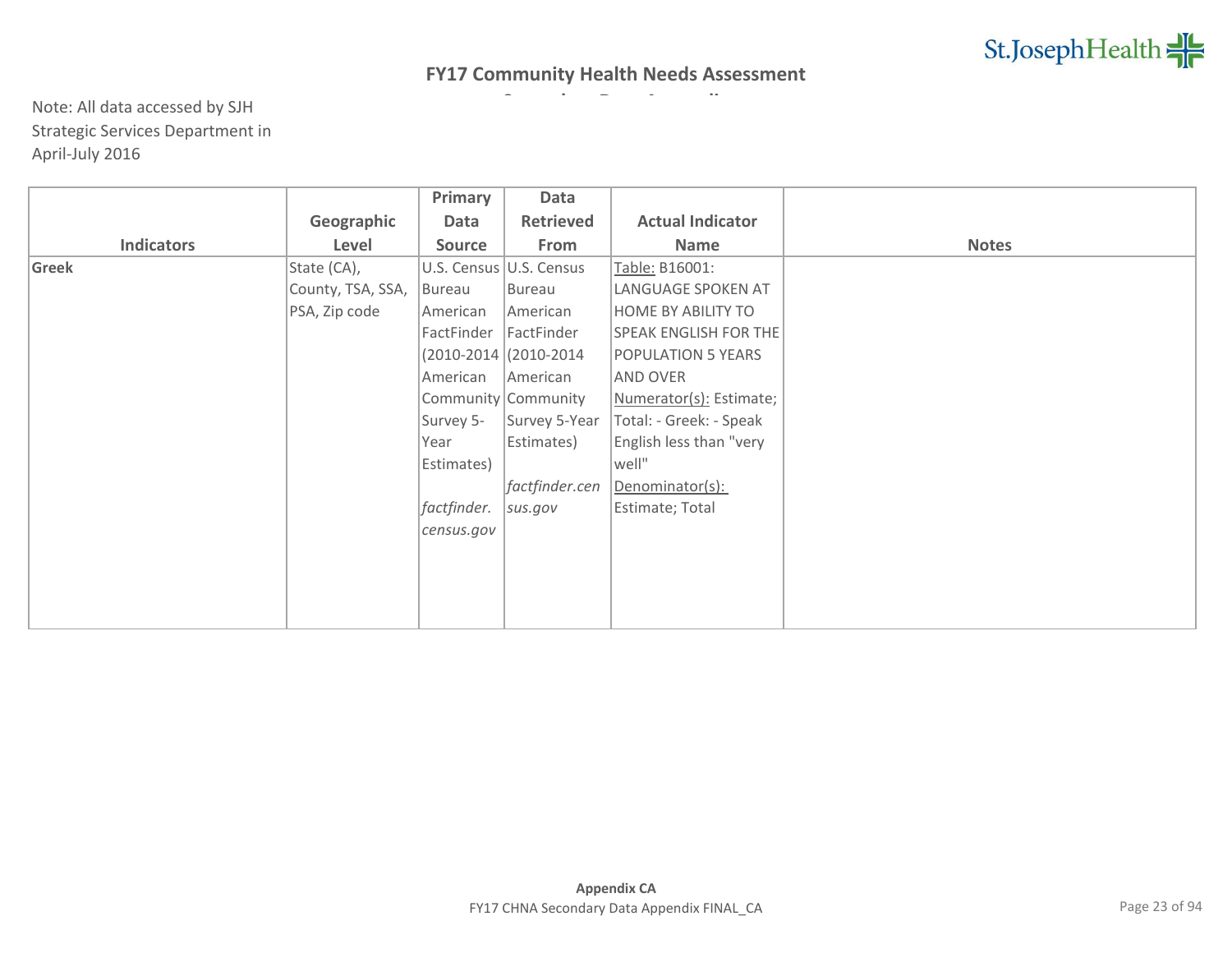## FY17 Community Health Needs Assessment

Note: All data accessed by SJH Strategic Services Department in April-July 2016

| Indicators | Geographic Level | Primary Data Source | Data Retrieved From | Actual Indicator Name | Notes |
|---|---|---|---|---|---|
| **Greek** | State (CA), County, TSA, SSA, PSA, Zip code | U.S. Census Bureau American FactFinder (2010-2014 American Community Survey 5-Year Estimates) *factfinder.census.gov* | U.S. Census Bureau American FactFinder (2010-2014 American Community Survey 5-Year Estimates) *factfinder.census.gov* | Table: B16001: LANGUAGE SPOKEN AT HOME BY ABILITY TO SPEAK ENGLISH FOR THE POPULATION 5 YEARS AND OVER Numerator(s): Estimate; Total: - Greek: - Speak English less than "very well" Denominator(s): Estimate; Total | |

**Appendix CA**

FY17 CHNA Secondary Data Appendix FINAL_CA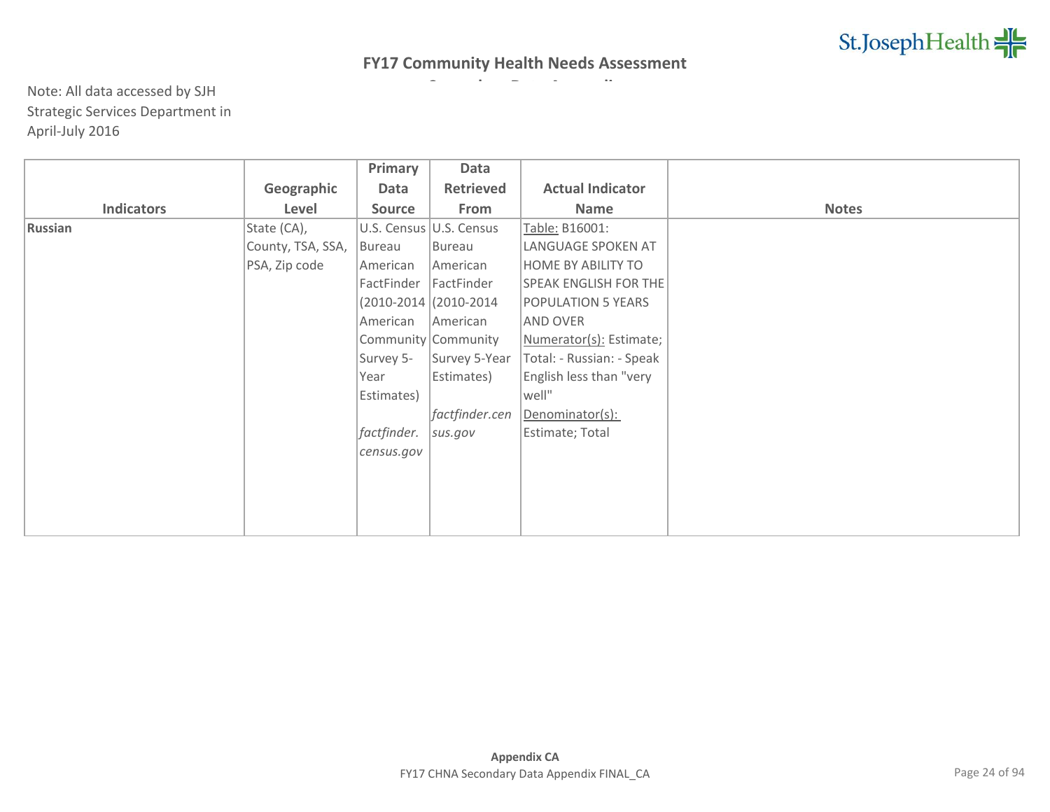# FY17 Community Health Needs Assessment

Note: All data accessed by SJH Strategic Services Department in April-July 2016

| Indicators | Geographic Level | Primary Data Source | Data Retrieved From | Actual Indicator Name | Notes |
|---|---|---|---|---|---|
| **Russian** | State (CA), County, TSA, SSA, PSA, Zip code | U.S. Census Bureau American FactFinder (2010-2014 American Community Survey 5-Year Estimates) *factfinder.census.gov* | U.S. Census Bureau American FactFinder (2010-2014 American Community Survey 5-Year Estimates) *factfinder.census.gov* | Table: B16001: LANGUAGE SPOKEN AT HOME BY ABILITY TO SPEAK ENGLISH FOR THE POPULATION 5 YEARS AND OVER Numerator(s): Estimate; Total: - Russian: - Speak English less than "very well" Denominator(s): Estimate; Total | |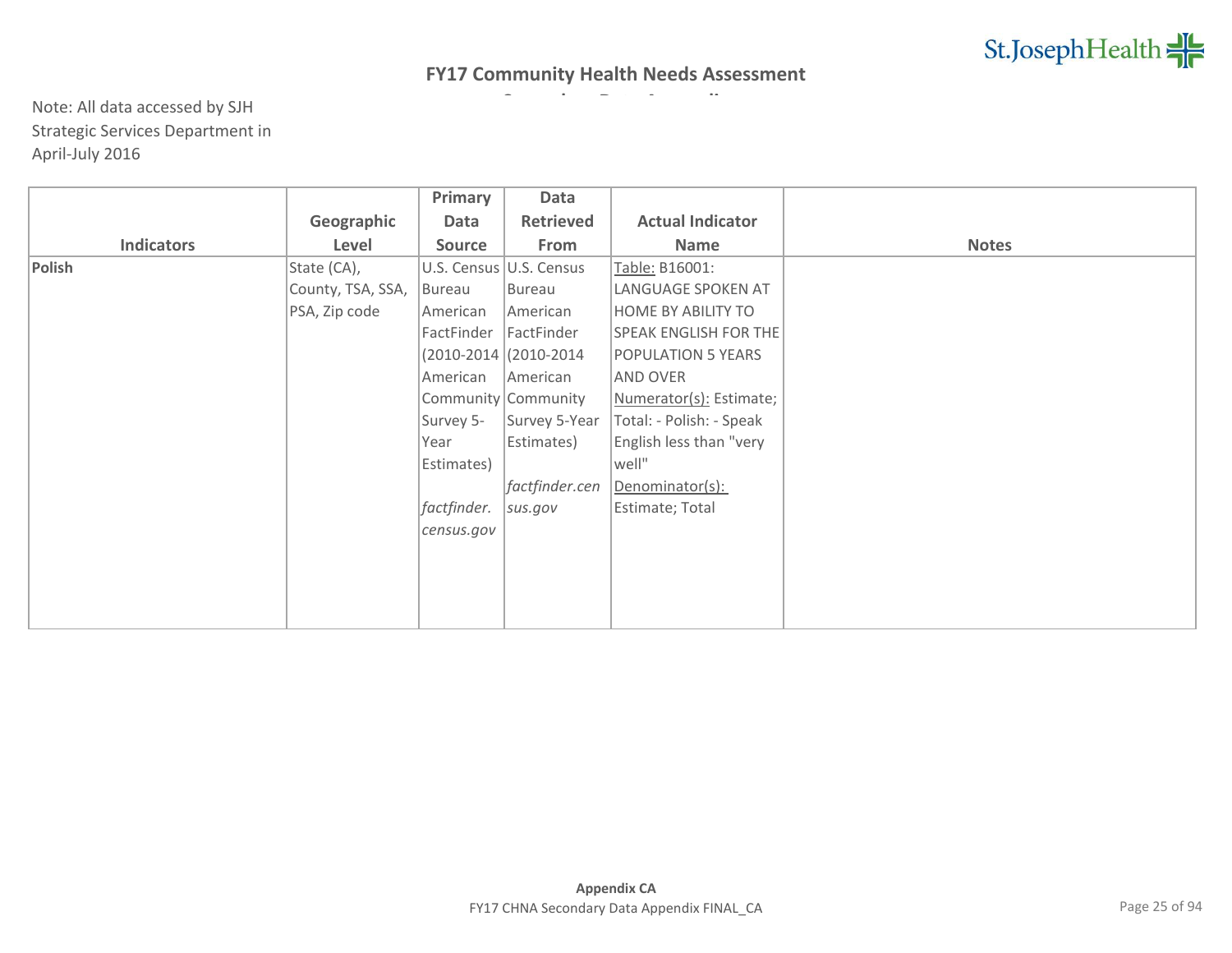# FY17 Community Health Needs Assessment

Note: All data accessed by SJH Strategic Services Department in April-July 2016

| Indicators | Geographic Level | Primary Data Source | Data Retrieved From | Actual Indicator Name | Notes |
|---|---|---|---|---|---|
| **Polish** | State (CA), County, TSA, SSA, PSA, Zip code | U.S. Census Bureau American FactFinder (2010-2014 American Community Survey 5-Year Estimates) *factfinder.census.gov* | U.S. Census Bureau American FactFinder (2010-2014 American Community Survey 5-Year Estimates) *factfinder.census.gov* | Table: B16001: LANGUAGE SPOKEN AT HOME BY ABILITY TO SPEAK ENGLISH FOR THE POPULATION 5 YEARS AND OVER Numerator(s): Estimate; Total: - Polish: - Speak English less than "very well" Denominator(s): Estimate; Total | |

**Appendix CA**

FY17 CHNA Secondary Data Appendix FINAL_CA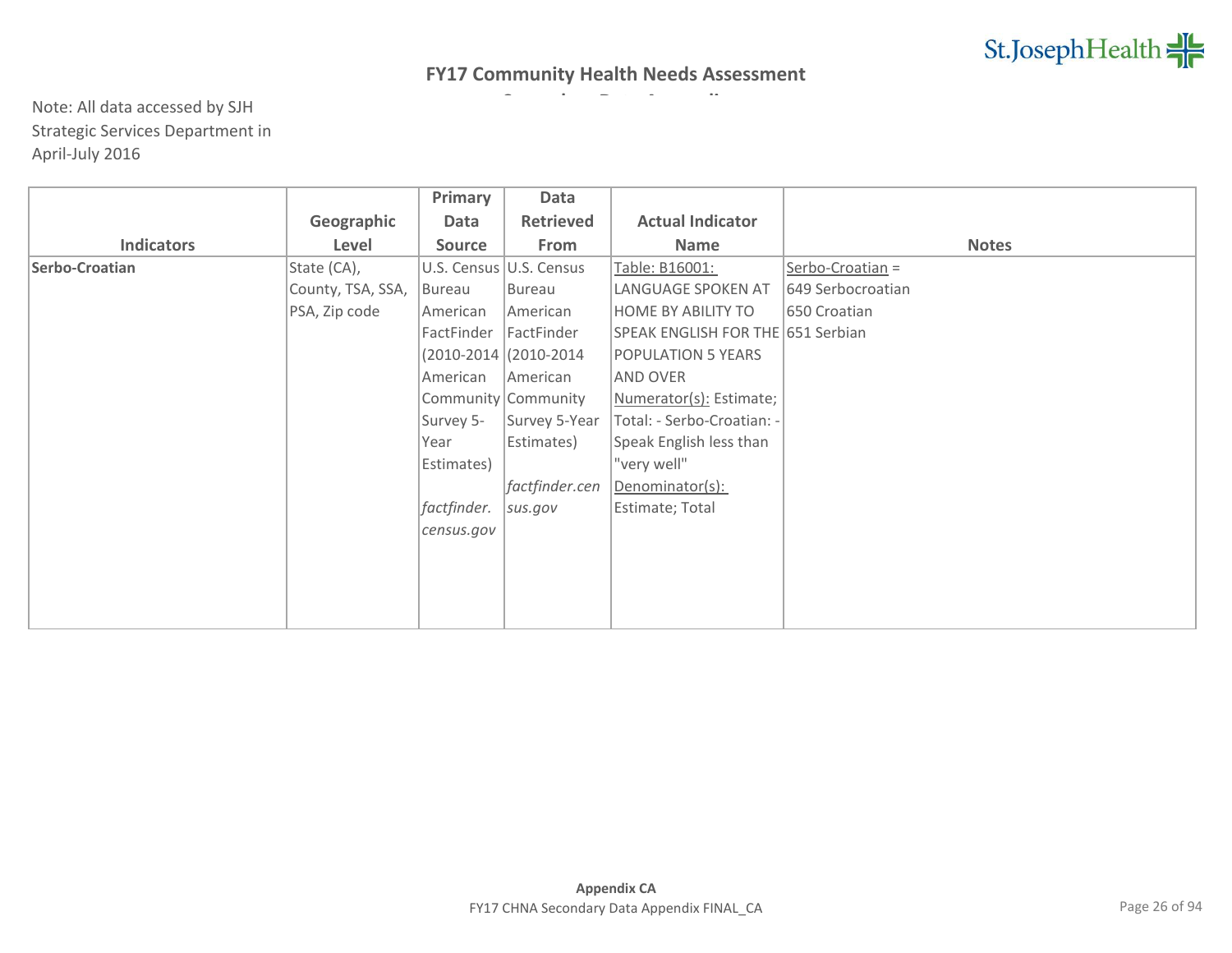## FY17 Community Health Needs Assessment

Note: All data accessed by SJH Strategic Services Department in April-July 2016

| Indicators | Geographic Level | Primary Data Source | Data Retrieved From | Actual Indicator Name | Notes |
|---|---|---|---|---|---|
| **Serbo-Croatian** | State (CA), County, TSA, SSA, PSA, Zip code | U.S. Census Bureau American FactFinder (2010-2014 American Community Survey 5-Year Estimates) *factfinder.census.gov* | U.S. Census Bureau American FactFinder (2010-2014 American Community Survey 5-Year Estimates) *factfinder.census.gov* | Table: B16001: LANGUAGE SPOKEN AT HOME BY ABILITY TO SPEAK ENGLISH FOR THE POPULATION 5 YEARS AND OVER Numerator(s): Estimate; Total: - Serbo-Croatian: - Speak English less than "very well" Denominator(s): Estimate; Total | Serbo-Croatian = 649 Serbocroatian 650 Croatian 651 Serbian |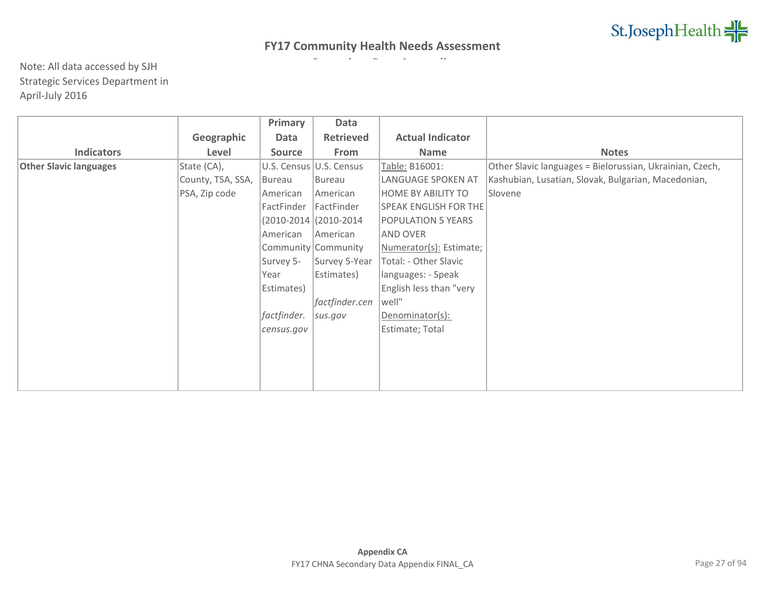**FY17 Community Health Needs Assessment**

Note: All data accessed by SJH Strategic Services Department in April-July 2016

| Indicators | Geographic Level | Primary Data Source | Data Retrieved From | Actual Indicator Name | Notes |
|---|---|---|---|---|---|
| **Other Slavic languages** | State (CA), County, TSA, SSA, PSA, Zip code | U.S. Census Bureau American FactFinder (2010-2014 American Community Survey 5-Year Estimates) *factfinder.census.gov* | U.S. Census Bureau American FactFinder (2010-2014 American Community Survey 5-Year Estimates) *factfinder.census.gov* | Table: B16001: LANGUAGE SPOKEN AT HOME BY ABILITY TO SPEAK ENGLISH FOR THE POPULATION 5 YEARS AND OVER Numerator(s): Estimate; Total: - Other Slavic languages: - Speak English less than "very well" Denominator(s): Estimate; Total | Other Slavic languages = Bielorussian, Ukrainian, Czech, Kashubian, Lusatian, Slovak, Bulgarian, Macedonian, Slovene |

**Appendix CA**

FY17 CHNA Secondary Data Appendix FINAL_CA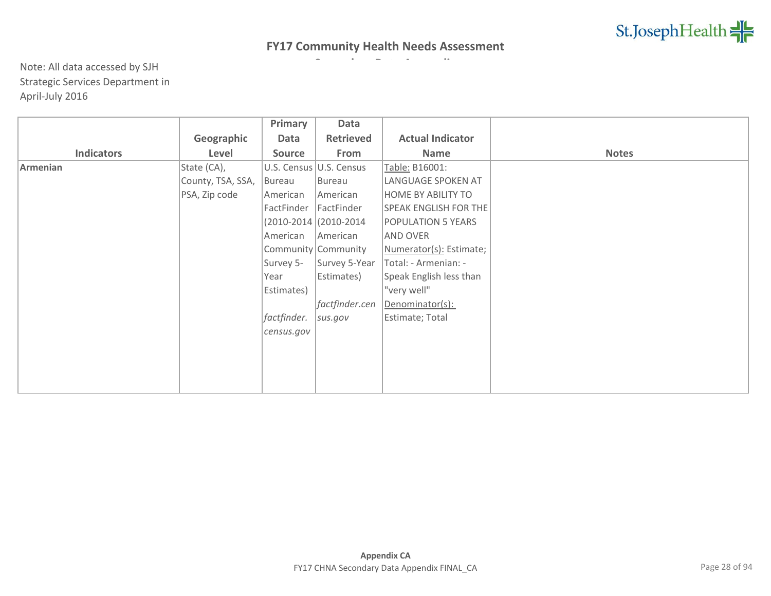## FY17 Community Health Needs Assessment

Note: All data accessed by SJH Strategic Services Department in April-July 2016

| Indicators | Geographic Level | Primary Data Source | Data Retrieved From | Actual Indicator Name | Notes |
|---|---|---|---|---|---|
| **Armenian** | State (CA), County, TSA, SSA, PSA, Zip code | U.S. Census Bureau American FactFinder (2010-2014 American Community Survey 5-Year Estimates) *factfinder.census.gov* | U.S. Census Bureau American FactFinder (2010-2014 American Community Survey 5-Year Estimates) *factfinder.census.gov* | Table: B16001: LANGUAGE SPOKEN AT HOME BY ABILITY TO SPEAK ENGLISH FOR THE POPULATION 5 YEARS AND OVER Numerator(s): Estimate; Total: - Armenian: - Speak English less than "very well" Denominator(s): Estimate; Total | |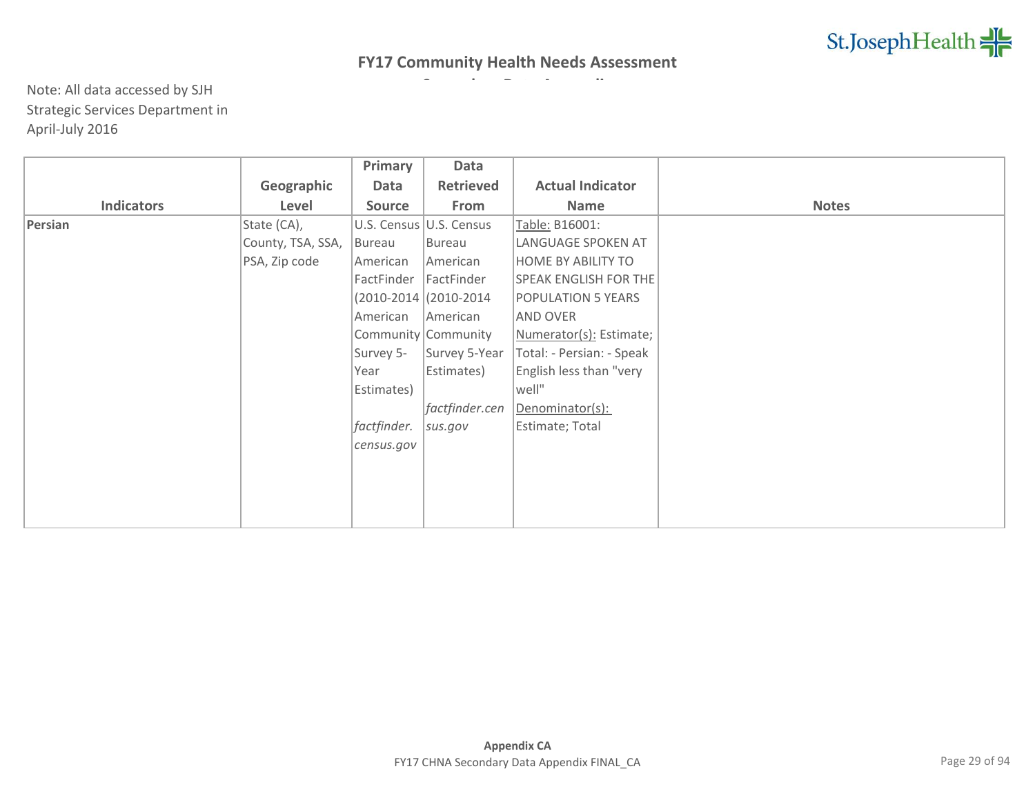# FY17 Community Health Needs Assessment

Note: All data accessed by SJH Strategic Services Department in April-July 2016

| Indicators | Geographic Level | Primary Data Source | Data Retrieved From | Actual Indicator Name | Notes |
|---|---|---|---|---|---|
| **Persian** | State (CA), County, TSA, SSA, PSA, Zip code | U.S. Census Bureau American FactFinder (2010-2014 American Community Survey 5-Year Estimates) *factfinder.census.gov* | U.S. Census Bureau American FactFinder (2010-2014 American Community Survey 5-Year Estimates) *factfinder.census.gov* | Table: B16001: LANGUAGE SPOKEN AT HOME BY ABILITY TO SPEAK ENGLISH FOR THE POPULATION 5 YEARS AND OVER Numerator(s): Estimate; Total: - Persian: - Speak English less than "very well" Denominator(s): Estimate; Total | |

**Appendix CA**
FY17 CHNA Secondary Data Appendix FINAL_CA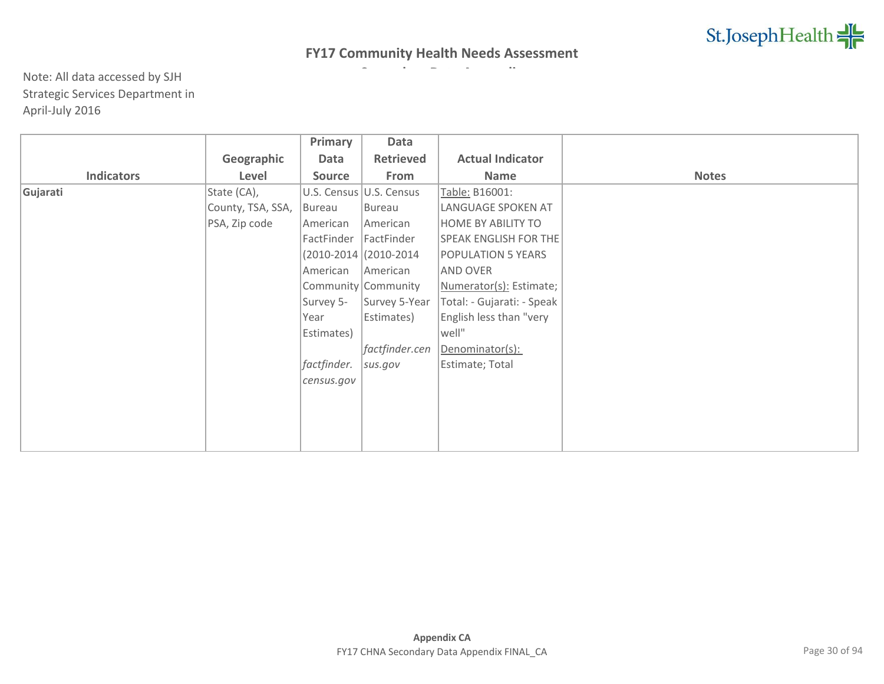## FY17 Community Health Needs Assessment

Note: All data accessed by SJH Strategic Services Department in April-July 2016

| Indicators | Geographic Level | Primary Data Source | Data Retrieved From | Actual Indicator Name | Notes |
|---|---|---|---|---|---|
| **Gujarati** | State (CA), County, TSA, SSA, PSA, Zip code | U.S. Census Bureau American FactFinder (2010-2014 American Community Survey 5-Year Estimates) *factfinder.census.gov* | U.S. Census Bureau American FactFinder (2010-2014 American Community Survey 5-Year Estimates) *factfinder.census.gov* | Table: B16001: LANGUAGE SPOKEN AT HOME BY ABILITY TO SPEAK ENGLISH FOR THE POPULATION 5 YEARS AND OVER Numerator(s): Estimate; Total: - Gujarati: - Speak English less than "very well" Denominator(s): Estimate; Total | |

**Appendix CA**

FY17 CHNA Secondary Data Appendix FINAL_CA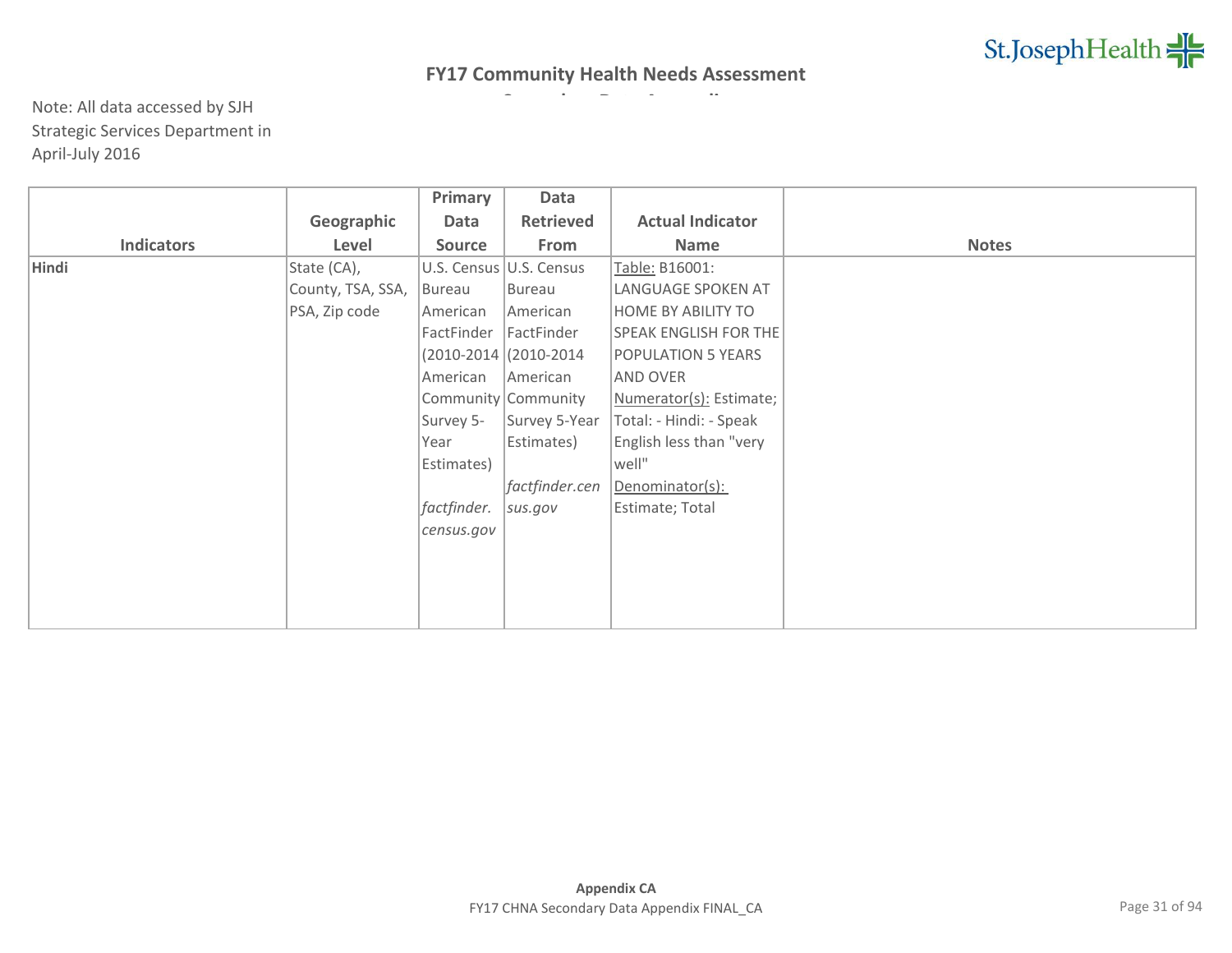# FY17 Community Health Needs Assessment

Note: All data accessed by SJH Strategic Services Department in April-July 2016

| Indicators | Geographic Level | Primary Data Source | Data Retrieved From | Actual Indicator Name | Notes |
|---|---|---|---|---|---|
| **Hindi** | State (CA), County, TSA, SSA, PSA, Zip code | U.S. Census Bureau American FactFinder (2010-2014 American Community Survey 5-Year Estimates) *factfinder.census.gov* | U.S. Census Bureau American FactFinder (2010-2014 American Community Survey 5-Year Estimates) *factfinder.census.gov* | Table: B16001: LANGUAGE SPOKEN AT HOME BY ABILITY TO SPEAK ENGLISH FOR THE POPULATION 5 YEARS AND OVER Numerator(s): Estimate; Total: - Hindi: - Speak English less than "very well" Denominator(s): Estimate; Total | |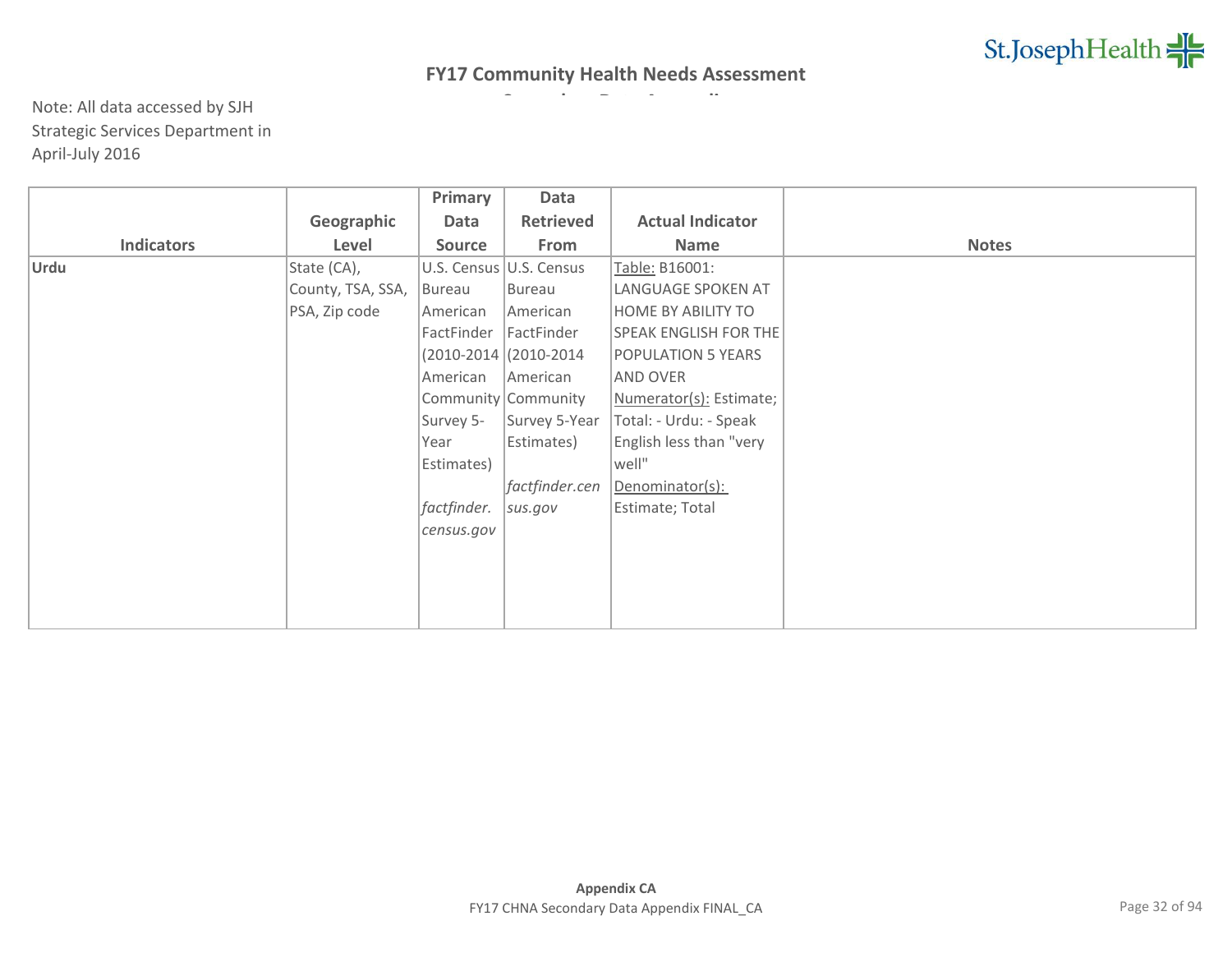# FY17 Community Health Needs Assessment

Note: All data accessed by SJH Strategic Services Department in April-July 2016

| Indicators | Geographic Level | Primary Data Source | Data Retrieved From | Actual Indicator Name | Notes |
|---|---|---|---|---|---|
| **Urdu** | State (CA), County, TSA, SSA, PSA, Zip code | U.S. Census Bureau American FactFinder (2010-2014 American Community Survey 5-Year Estimates) *factfinder.census.gov* | U.S. Census Bureau American FactFinder (2010-2014 American Community Survey 5-Year Estimates) *factfinder.census.gov* | Table: B16001: LANGUAGE SPOKEN AT HOME BY ABILITY TO SPEAK ENGLISH FOR THE POPULATION 5 YEARS AND OVER Numerator(s): Estimate; Total: - Urdu: - Speak English less than "very well" Denominator(s): Estimate; Total | |

**Appendix CA**
FY17 CHNA Secondary Data Appendix FINAL_CA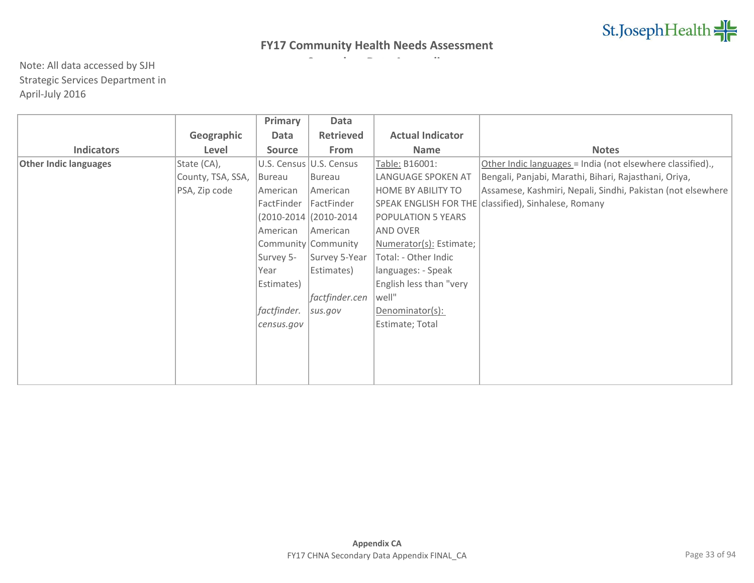## FY17 Community Health Needs Assessment

Note: All data accessed by SJH Strategic Services Department in April-July 2016

| Indicators | Geographic Level | Primary Data Source | Data Retrieved From | Actual Indicator Name | Notes |
|---|---|---|---|---|---|
| **Other Indic languages** | State (CA), County, TSA, SSA, PSA, Zip code | U.S. Census Bureau American FactFinder (2010-2014 American Community Survey 5-Year Estimates) *factfinder.census.gov* | U.S. Census Bureau American FactFinder (2010-2014 American Community Survey 5-Year Estimates) *factfinder.census.gov* | Table: B16001: LANGUAGE SPOKEN AT HOME BY ABILITY TO SPEAK ENGLISH FOR THE POPULATION 5 YEARS AND OVER Numerator(s): Estimate; Total: - Other Indic languages: - Speak English less than "very well" Denominator(s): Estimate; Total | Other Indic languages = India (not elsewhere classified)., Bengali, Panjabi, Marathi, Bihari, Rajasthani, Oriya, Assamese, Kashmiri, Nepali, Sindhi, Pakistan (not elsewhere classified), Sinhalese, Romany |

**Appendix CA**

FY17 CHNA Secondary Data Appendix FINAL_CA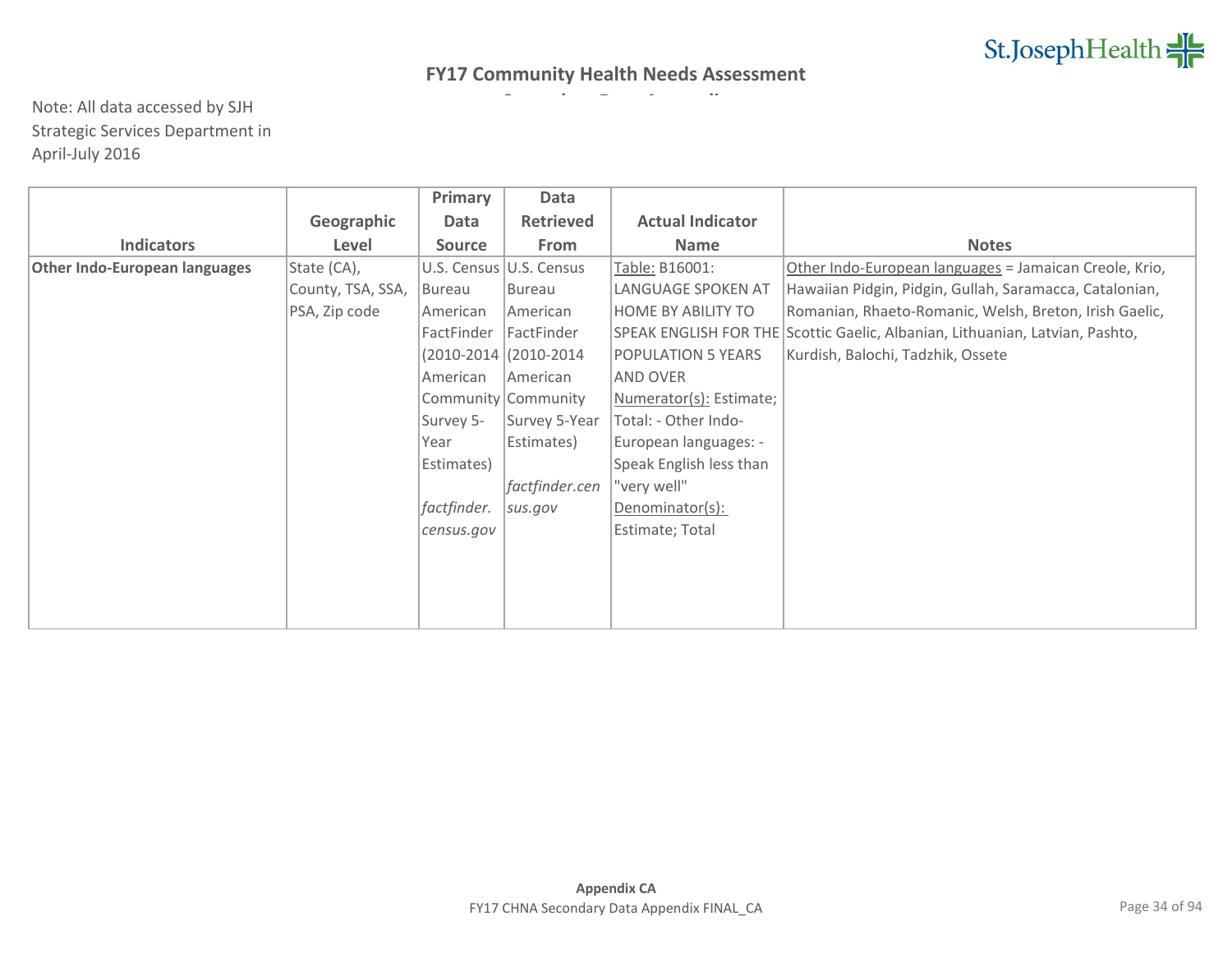# FY17 Community Health Needs Assessment

Note: All data accessed by SJH Strategic Services Department in April-July 2016

| Indicators | Geographic Level | Primary Data Source | Data Retrieved From | Actual Indicator Name | Notes |
|---|---|---|---|---|---|
| **Other Indo-European languages** | State (CA), County, TSA, SSA, PSA, Zip code | U.S. Census Bureau American FactFinder (2010-2014 American Community Survey 5-Year Estimates) *factfinder.census.gov* | U.S. Census Bureau American FactFinder (2010-2014 American Community Survey 5-Year Estimates) *factfinder.census.gov* | Table: B16001: LANGUAGE SPOKEN AT HOME BY ABILITY TO SPEAK ENGLISH FOR THE POPULATION 5 YEARS AND OVER Numerator(s): Estimate; Total: - Other Indo-European languages: - Speak English less than "very well" Denominator(s): Estimate; Total | Other Indo-European languages = Jamaican Creole, Krio, Hawaiian Pidgin, Pidgin, Gullah, Saramacca, Catalonian, Romanian, Rhaeto-Romanic, Welsh, Breton, Irish Gaelic, Scottic Gaelic, Albanian, Lithuanian, Latvian, Pashto, Kurdish, Balochi, Tadzhik, Ossete |

Appendix CA

FY17 CHNA Secondary Data Appendix FINAL_CA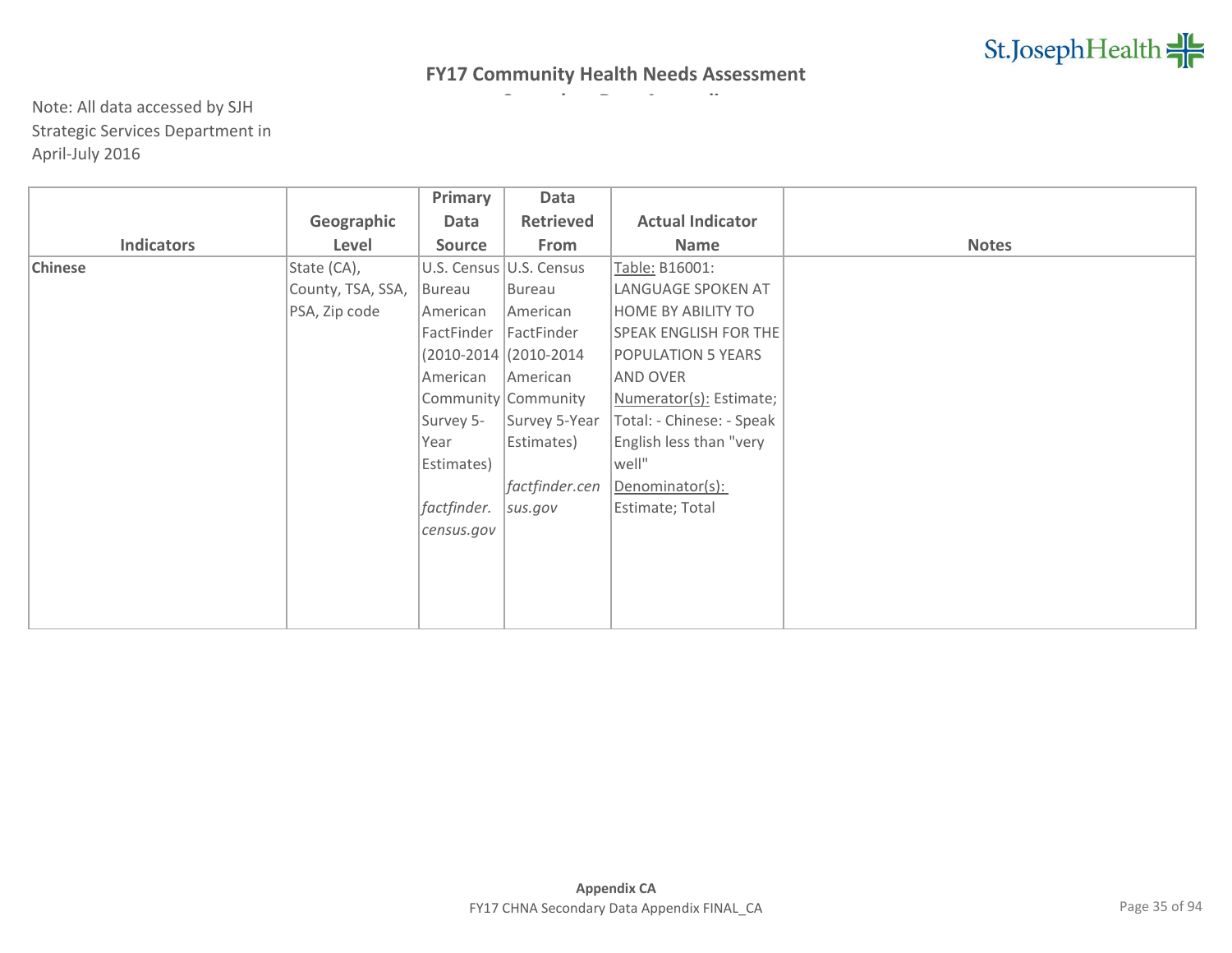## FY17 Community Health Needs Assessment

Note: All data accessed by SJH Strategic Services Department in April-July 2016

| Indicators | Geographic Level | Primary Data Source | Data Retrieved From | Actual Indicator Name | Notes |
|---|---|---|---|---|---|
| **Chinese** | State (CA), County, TSA, SSA, PSA, Zip code | U.S. Census Bureau American FactFinder (2010-2014 American Community Survey 5-Year Estimates) *factfinder.census.gov* | U.S. Census Bureau American FactFinder (2010-2014 American Community Survey 5-Year Estimates) *factfinder.census.gov* | Table: B16001: LANGUAGE SPOKEN AT HOME BY ABILITY TO SPEAK ENGLISH FOR THE POPULATION 5 YEARS AND OVER Numerator(s): Estimate; Total: - Chinese: - Speak English less than "very well" Denominator(s): Estimate; Total | |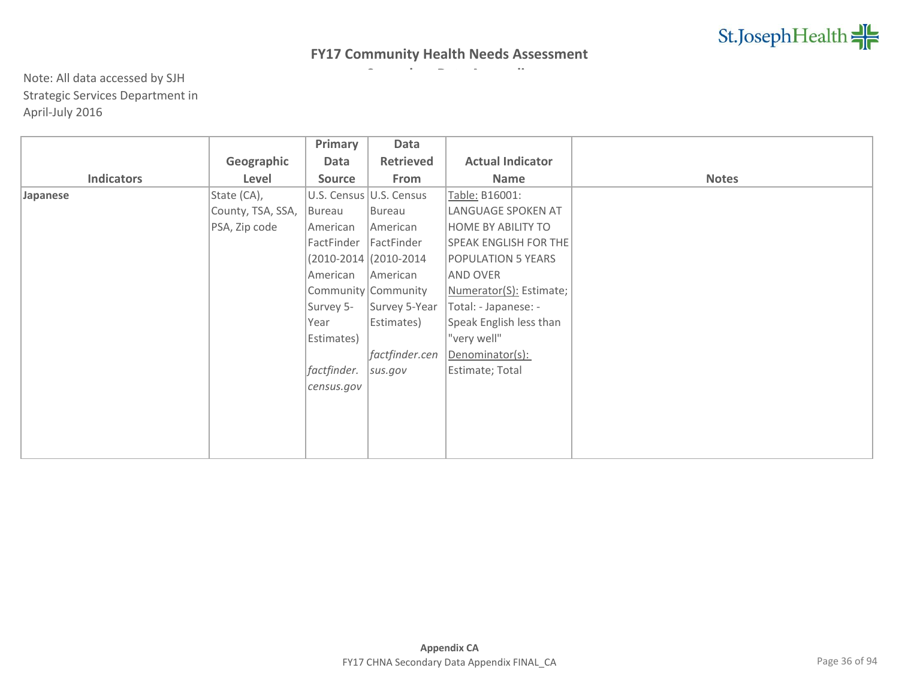## FY17 Community Health Needs Assessment

Note: All data accessed by SJH Strategic Services Department in April-July 2016

| Indicators | Geographic Level | Primary Data Source | Data Retrieved From | Actual Indicator Name | Notes |
|---|---|---|---|---|---|
| **Japanese** | State (CA), County, TSA, SSA, PSA, Zip code | U.S. Census Bureau American FactFinder (2010-2014 American Community Survey 5-Year Estimates) *factfinder.census.gov* | U.S. Census Bureau American FactFinder (2010-2014 American Community Survey 5-Year Estimates) *factfinder.census.gov* | Table: B16001: LANGUAGE SPOKEN AT HOME BY ABILITY TO SPEAK ENGLISH FOR THE POPULATION 5 YEARS AND OVER Numerator(S): Estimate; Total: - Japanese: - Speak English less than "very well" Denominator(s): Estimate; Total | |

**Appendix CA**

FY17 CHNA Secondary Data Appendix FINAL_CA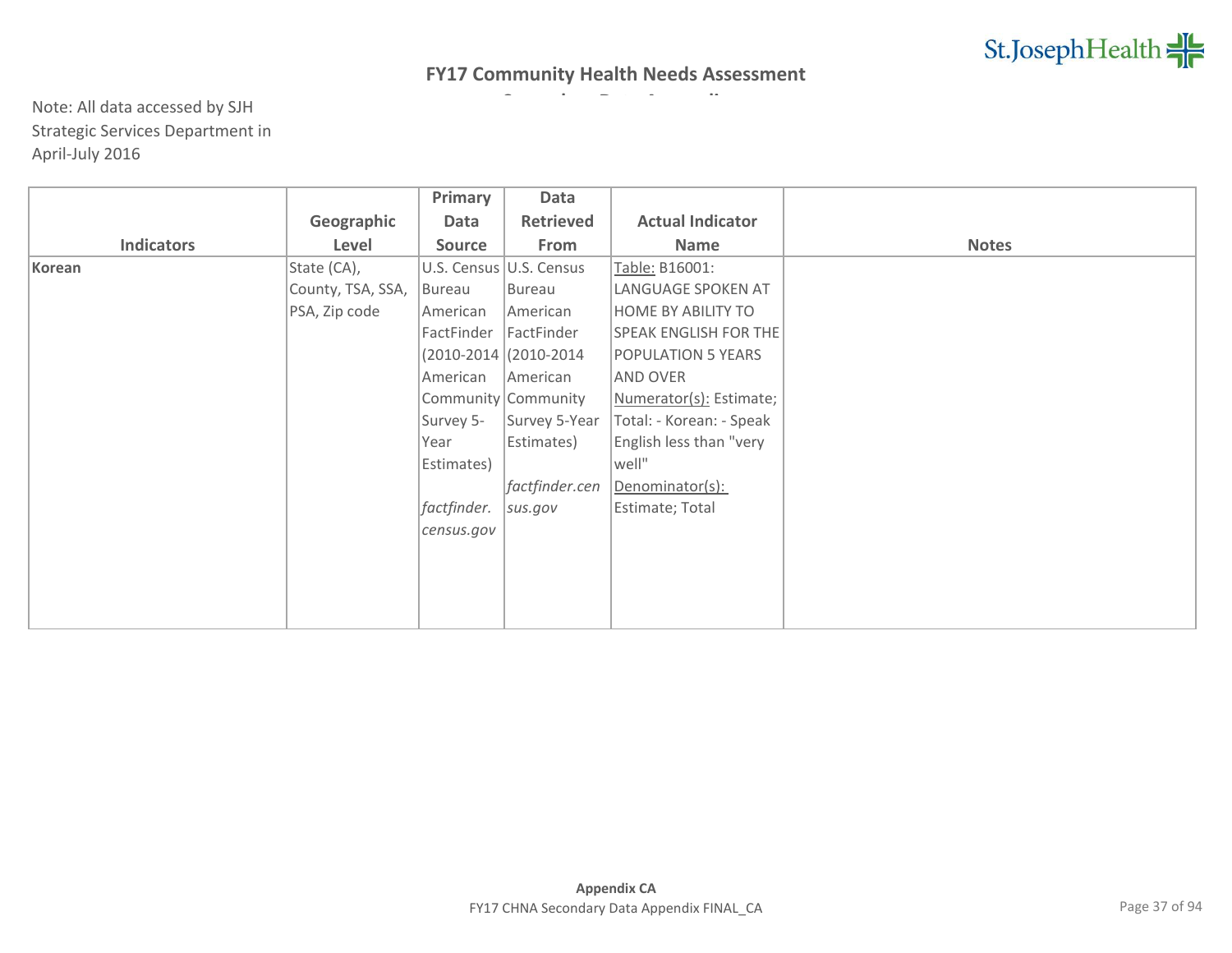# FY17 Community Health Needs Assessment

Note: All data accessed by SJH Strategic Services Department in April-July 2016

| Indicators | Geographic Level | Primary Data Source | Data Retrieved From | Actual Indicator Name | Notes |
|---|---|---|---|---|---|
| **Korean** | State (CA), County, TSA, SSA, PSA, Zip code | U.S. Census Bureau American FactFinder (2010-2014 American Community Survey 5-Year Estimates) *factfinder.census.gov* | U.S. Census Bureau American FactFinder (2010-2014 American Community Survey 5-Year Estimates) *factfinder.census.gov* | Table: B16001: LANGUAGE SPOKEN AT HOME BY ABILITY TO SPEAK ENGLISH FOR THE POPULATION 5 YEARS AND OVER Numerator(s): Estimate; Total: - Korean: - Speak English less than "very well" Denominator(s): Estimate; Total | |

**Appendix CA**

FY17 CHNA Secondary Data Appendix FINAL_CA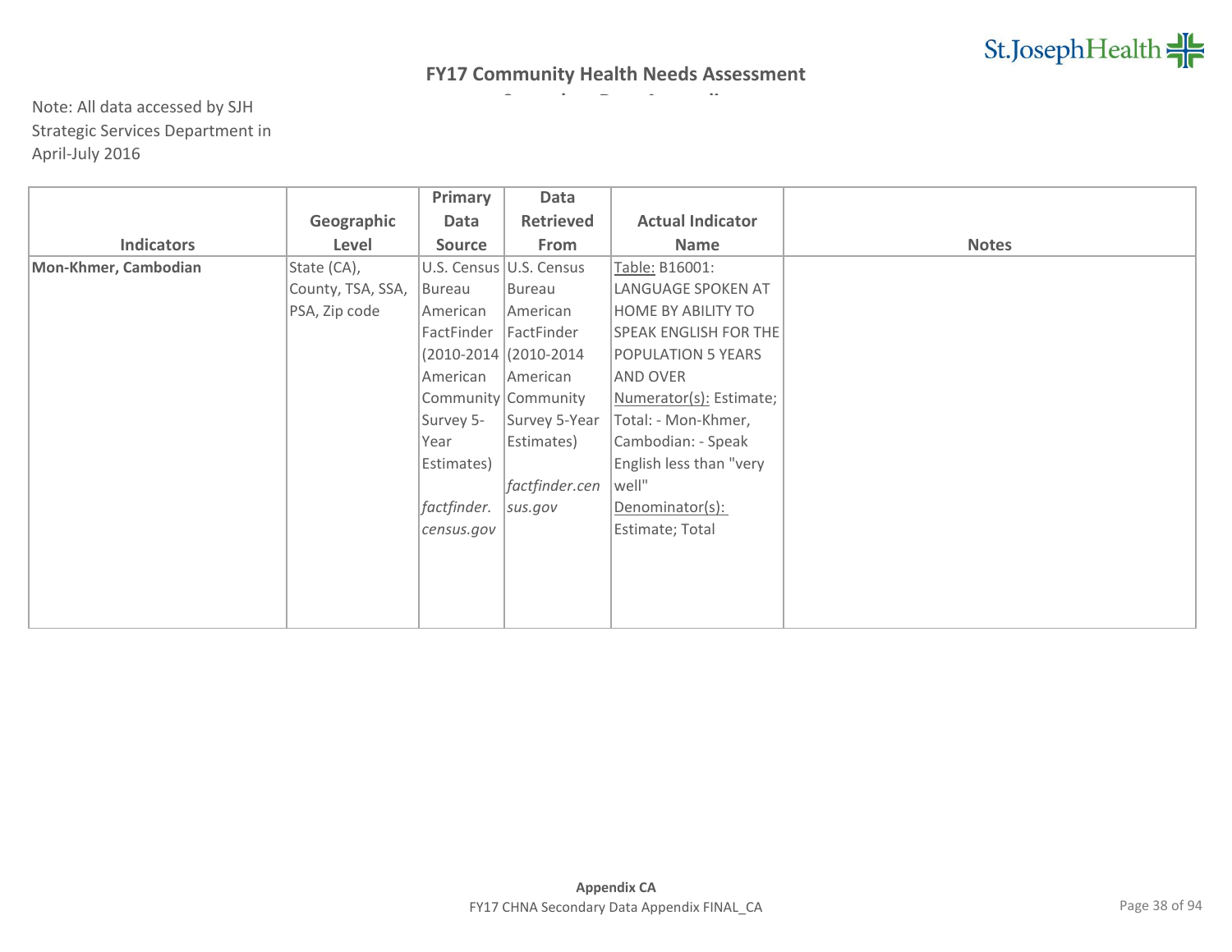## FY17 Community Health Needs Assessment

Note: All data accessed by SJH Strategic Services Department in April-July 2016

| Indicators | Geographic Level | Primary Data Source | Data Retrieved From | Actual Indicator Name | Notes |
|---|---|---|---|---|---|
| **Mon-Khmer, Cambodian** | State (CA), County, TSA, SSA, PSA, Zip code | U.S. Census Bureau American FactFinder (2010-2014 American Community Survey 5-Year Estimates) *factfinder.census.gov* | U.S. Census Bureau American FactFinder (2010-2014 American Community Survey 5-Year Estimates) *factfinder.census.gov* | Table: B16001: LANGUAGE SPOKEN AT HOME BY ABILITY TO SPEAK ENGLISH FOR THE POPULATION 5 YEARS AND OVER Numerator(s): Estimate; Total: - Mon-Khmer, Cambodian: - Speak English less than "very well" Denominator(s): Estimate; Total | |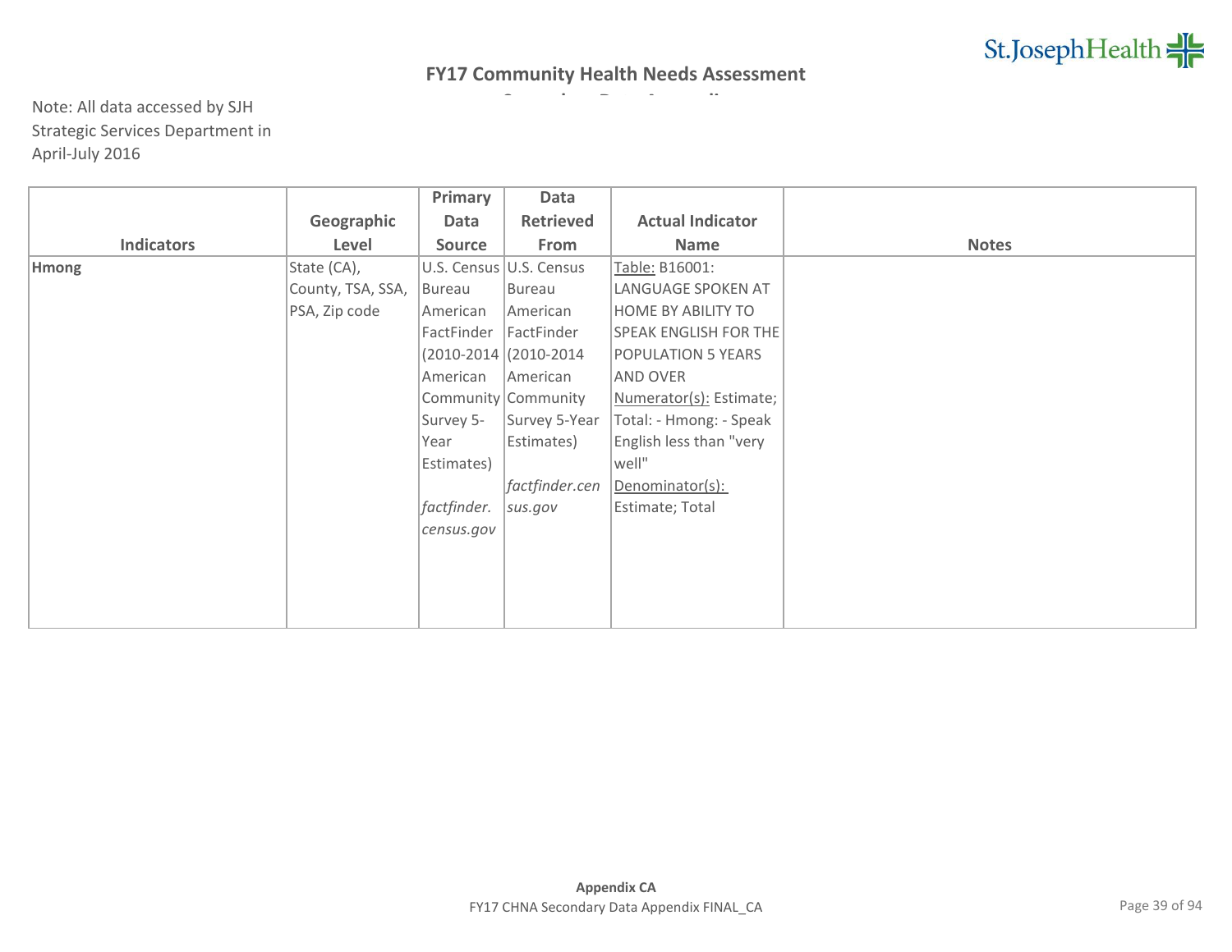# FY17 Community Health Needs Assessment

Note: All data accessed by SJH Strategic Services Department in April-July 2016

| Indicators | Geographic Level | Primary Data Source | Data Retrieved From | Actual Indicator Name | Notes |
|---|---|---|---|---|---|
| **Hmong** | State (CA), County, TSA, SSA, PSA, Zip code | U.S. Census Bureau American FactFinder (2010-2014 American Community Survey 5-Year Estimates) *factfinder.census.gov* | U.S. Census Bureau American FactFinder (2010-2014 American Community Survey 5-Year Estimates) *factfinder.census.gov* | Table: B16001: LANGUAGE SPOKEN AT HOME BY ABILITY TO SPEAK ENGLISH FOR THE POPULATION 5 YEARS AND OVER Numerator(s): Estimate; Total: - Hmong: - Speak English less than "very well" Denominator(s): Estimate; Total | |

**Appendix CA**

FY17 CHNA Secondary Data Appendix FINAL_CA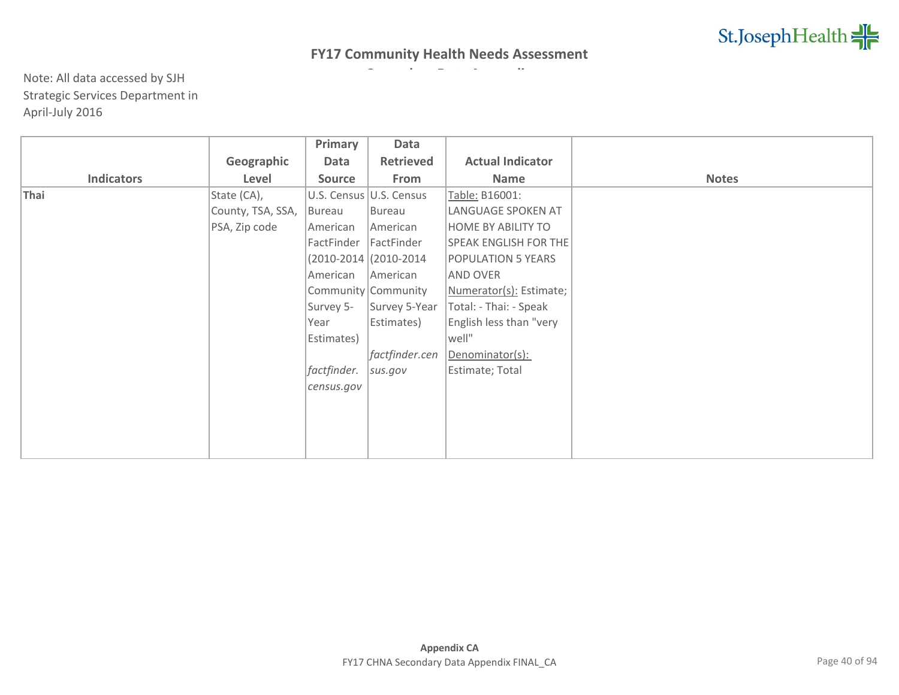# FY17 Community Health Needs Assessment

Note: All data accessed by SJH Strategic Services Department in April-July 2016

| Indicators | Geographic Level | Primary Data Source | Data Retrieved From | Actual Indicator Name | Notes |
|---|---|---|---|---|---|
| **Thai** | State (CA), County, TSA, SSA, PSA, Zip code | U.S. Census Bureau American FactFinder (2010-2014 American Community Survey 5-Year Estimates) *factfinder.census.gov* | U.S. Census Bureau American FactFinder (2010-2014 American Community Survey 5-Year Estimates) *factfinder.census.gov* | Table: B16001: LANGUAGE SPOKEN AT HOME BY ABILITY TO SPEAK ENGLISH FOR THE POPULATION 5 YEARS AND OVER Numerator(s): Estimate; Total: - Thai: - Speak English less than "very well" Denominator(s): Estimate; Total | |

**Appendix CA**

FY17 CHNA Secondary Data Appendix FINAL_CA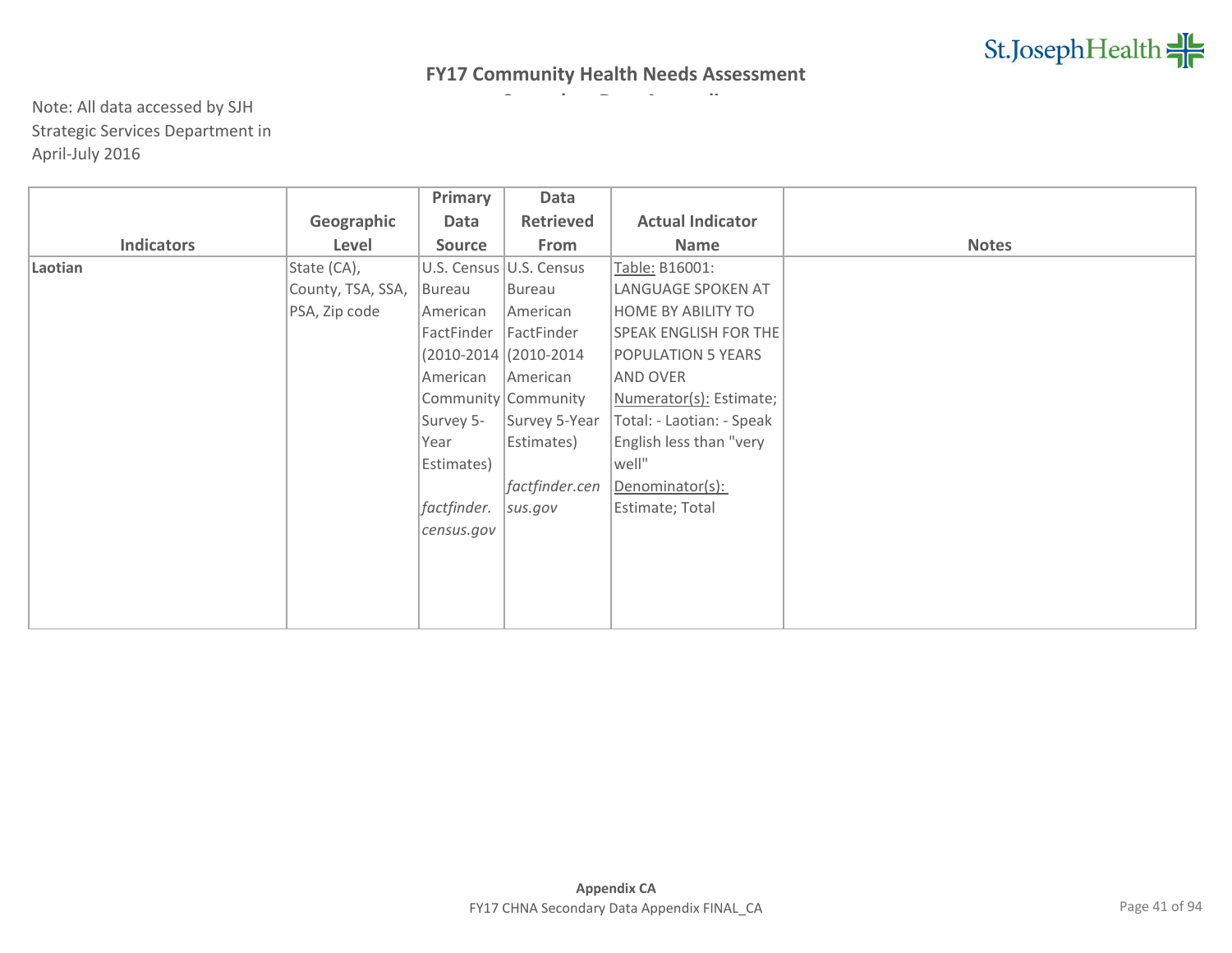# FY17 Community Health Needs Assessment

Note: All data accessed by SJH Strategic Services Department in April-July 2016

| Indicators | Geographic Level | Primary Data Source | Data Retrieved From | Actual Indicator Name | Notes |
|---|---|---|---|---|---|
| **Laotian** | State (CA), County, TSA, SSA, PSA, Zip code | U.S. Census Bureau American FactFinder (2010-2014 American Community Survey 5-Year Estimates) *factfinder.census.gov* | U.S. Census Bureau American FactFinder (2010-2014 American Community Survey 5-Year Estimates) *factfinder.census.gov* | Table: B16001: LANGUAGE SPOKEN AT HOME BY ABILITY TO SPEAK ENGLISH FOR THE POPULATION 5 YEARS AND OVER Numerator(s): Estimate; Total: - Laotian: - Speak English less than "very well" Denominator(s): Estimate; Total | |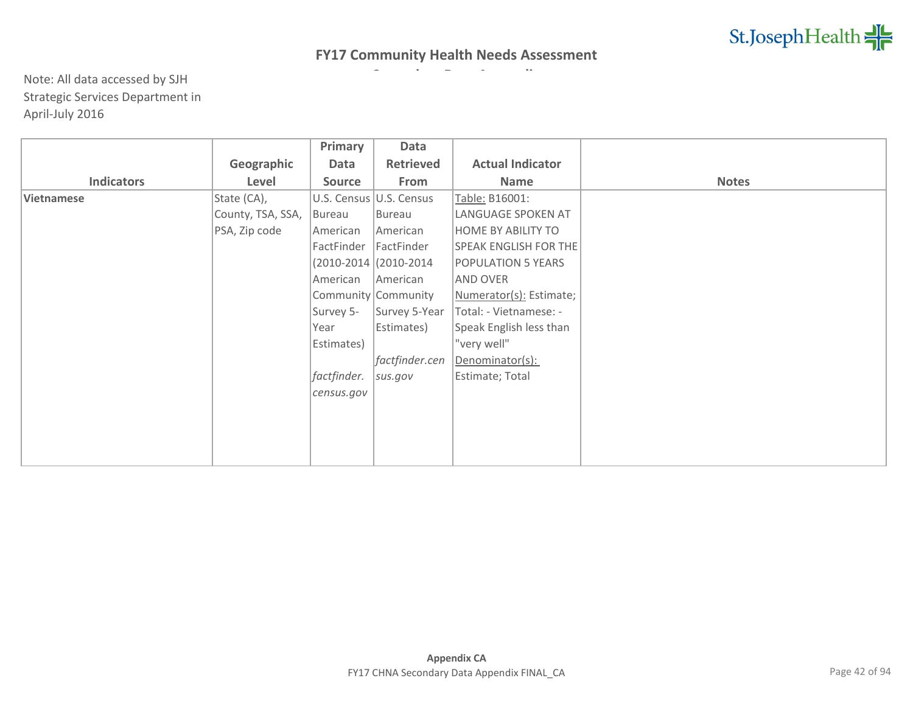## FY17 Community Health Needs Assessment

Note: All data accessed by SJH Strategic Services Department in April-July 2016

| Indicators | Geographic Level | Primary Data Source | Data Retrieved From | Actual Indicator Name | Notes |
|---|---|---|---|---|---|
| **Vietnamese** | State (CA), County, TSA, SSA, PSA, Zip code | U.S. Census Bureau American FactFinder (2010-2014 American Community Survey 5-Year Estimates) *factfinder.census.gov* | U.S. Census Bureau American FactFinder (2010-2014 American Community Survey 5-Year Estimates) *factfinder.census.gov* | Table: B16001: LANGUAGE SPOKEN AT HOME BY ABILITY TO SPEAK ENGLISH FOR THE POPULATION 5 YEARS AND OVER Numerator(s): Estimate; Total: - Vietnamese: - Speak English less than "very well" Denominator(s): Estimate; Total | |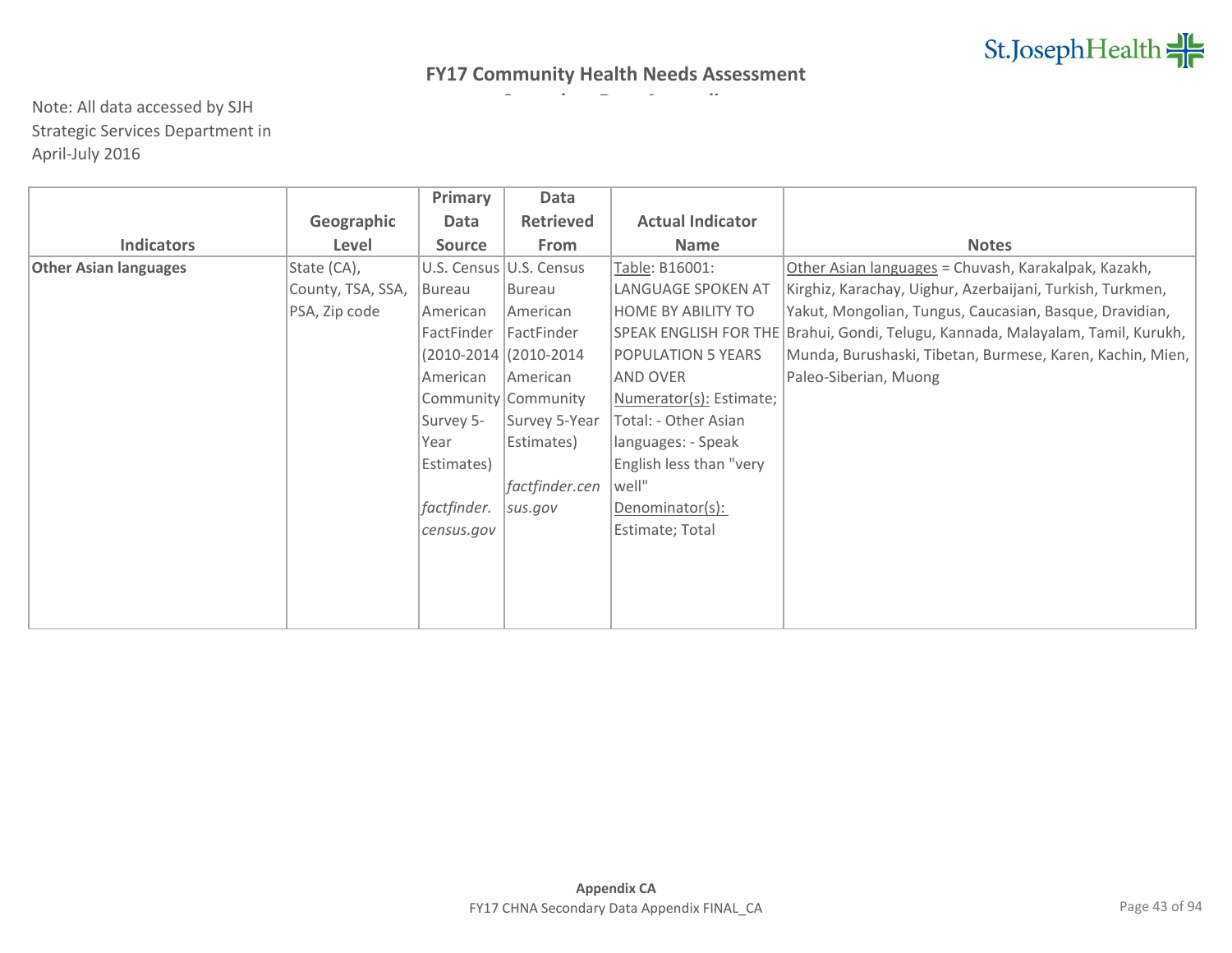## FY17 Community Health Needs Assessment

Note: All data accessed by SJH Strategic Services Department in April-July 2016

| Indicators | Geographic Level | Primary Data Source | Data Retrieved From | Actual Indicator Name | Notes |
|---|---|---|---|---|---|
| **Other Asian languages** | State (CA), County, TSA, SSA, PSA, Zip code | U.S. Census Bureau American FactFinder (2010-2014 American Community Survey 5-Year Estimates) *factfinder.census.gov* | U.S. Census Bureau American FactFinder (2010-2014 American Community Survey 5-Year Estimates) *factfinder.census.gov* | Table: B16001: LANGUAGE SPOKEN AT HOME BY ABILITY TO SPEAK ENGLISH FOR THE POPULATION 5 YEARS AND OVER Numerator(s): Estimate; Total: - Other Asian languages: - Speak English less than "very well" Denominator(s): Estimate; Total | Other Asian languages = Chuvash, Karakalpak, Kazakh, Kirghiz, Karachay, Uighur, Azerbaijani, Turkish, Turkmen, Yakut, Mongolian, Tungus, Caucasian, Basque, Dravidian, Brahui, Gondi, Telugu, Kannada, Malayalam, Tamil, Kurukh, Munda, Burushaski, Tibetan, Burmese, Karen, Kachin, Mien, Paleo-Siberian, Muong |

**Appendix CA**

FY17 CHNA Secondary Data Appendix FINAL_CA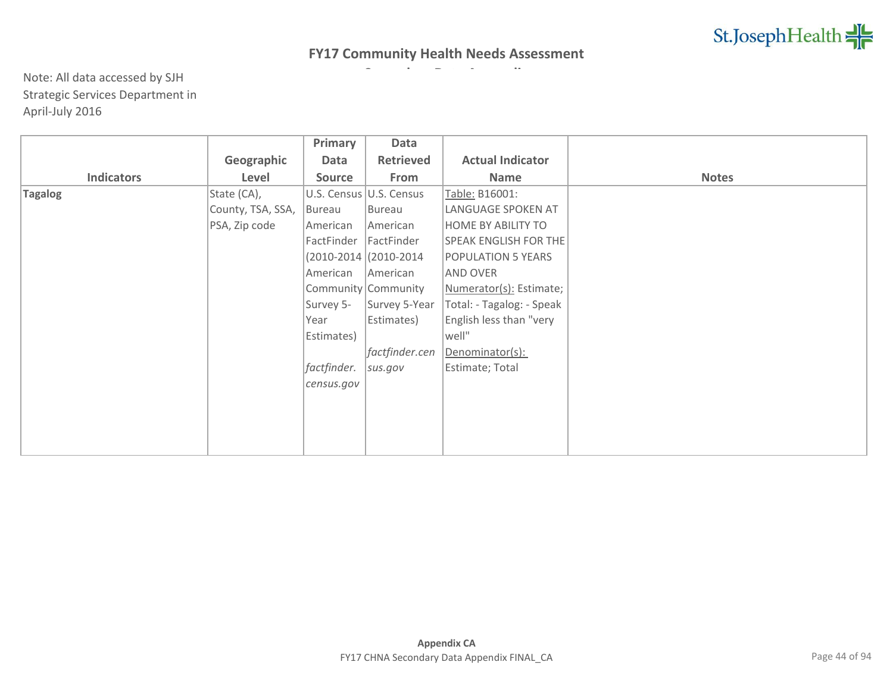# FY17 Community Health Needs Assessment

Note: All data accessed by SJH Strategic Services Department in April-July 2016

| Indicators | Geographic Level | Primary Data Source | Data Retrieved From | Actual Indicator Name | Notes |
|---|---|---|---|---|---|
| **Tagalog** | State (CA), County, TSA, SSA, PSA, Zip code | U.S. Census Bureau American FactFinder (2010-2014 American Community Survey 5-Year Estimates) *factfinder.census.gov* | U.S. Census Bureau American FactFinder (2010-2014 American Community Survey 5-Year Estimates) *factfinder.census.gov* | Table: B16001: LANGUAGE SPOKEN AT HOME BY ABILITY TO SPEAK ENGLISH FOR THE POPULATION 5 YEARS AND OVER Numerator(s): Estimate; Total: - Tagalog: - Speak English less than "very well" Denominator(s): Estimate; Total | |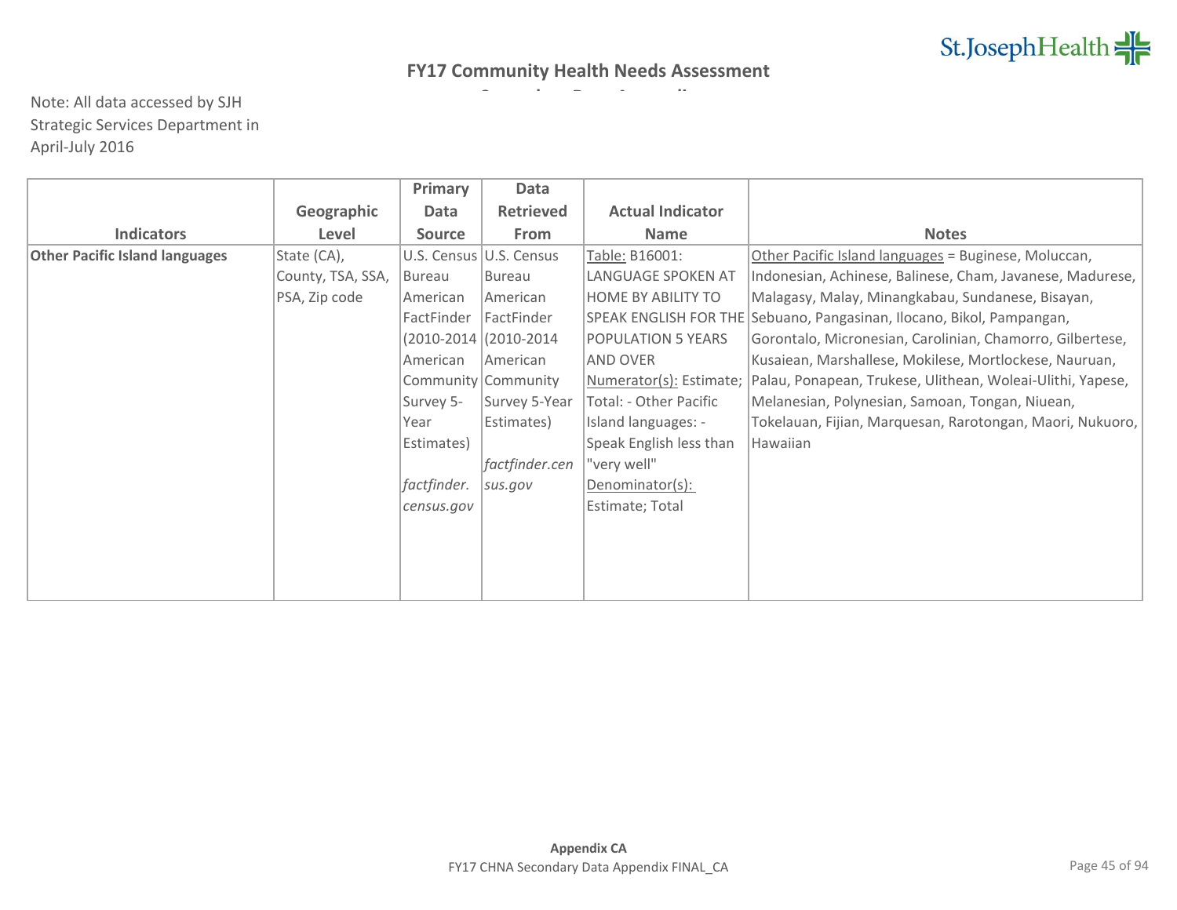**FY17 Community Health Needs Assessment**

Note: All data accessed by SJH Strategic Services Department in April-July 2016

| Indicators | Geographic Level | Primary Data Source | Data Retrieved From | Actual Indicator Name | Notes |
|---|---|---|---|---|---|
| **Other Pacific Island languages** | State (CA), County, TSA, SSA, PSA, Zip code | U.S. Census Bureau American FactFinder (2010-2014 American Community Survey 5-Year Estimates) *factfinder.census.gov* | U.S. Census Bureau American FactFinder (2010-2014 American Community Survey 5-Year Estimates) *factfinder.census.gov* | Table: B16001: LANGUAGE SPOKEN AT HOME BY ABILITY TO SPEAK ENGLISH FOR THE POPULATION 5 YEARS AND OVER Numerator(s): Estimate; Total: - Other Pacific Island languages: - Speak English less than "very well" Denominator(s): Estimate; Total | Other Pacific Island languages = Buginese, Moluccan, Indonesian, Achinese, Balinese, Cham, Javanese, Madurese, Malagasy, Malay, Minangkabau, Sundanese, Bisayan, Sebuano, Pangasinan, Ilocano, Bikol, Pampangan, Gorontalo, Micronesian, Carolinian, Chamorro, Gilbertese, Kusaiean, Marshallese, Mokilese, Mortlockese, Nauruan, Palau, Ponapean, Trukese, Ulithean, Woleai-Ulithi, Yapese, Melanesian, Polynesian, Samoan, Tongan, Niuean, Tokelauan, Fijian, Marquesan, Rarotongan, Maori, Nukuoro, Hawaiian |

**Appendix CA**

FY17 CHNA Secondary Data Appendix FINAL_CA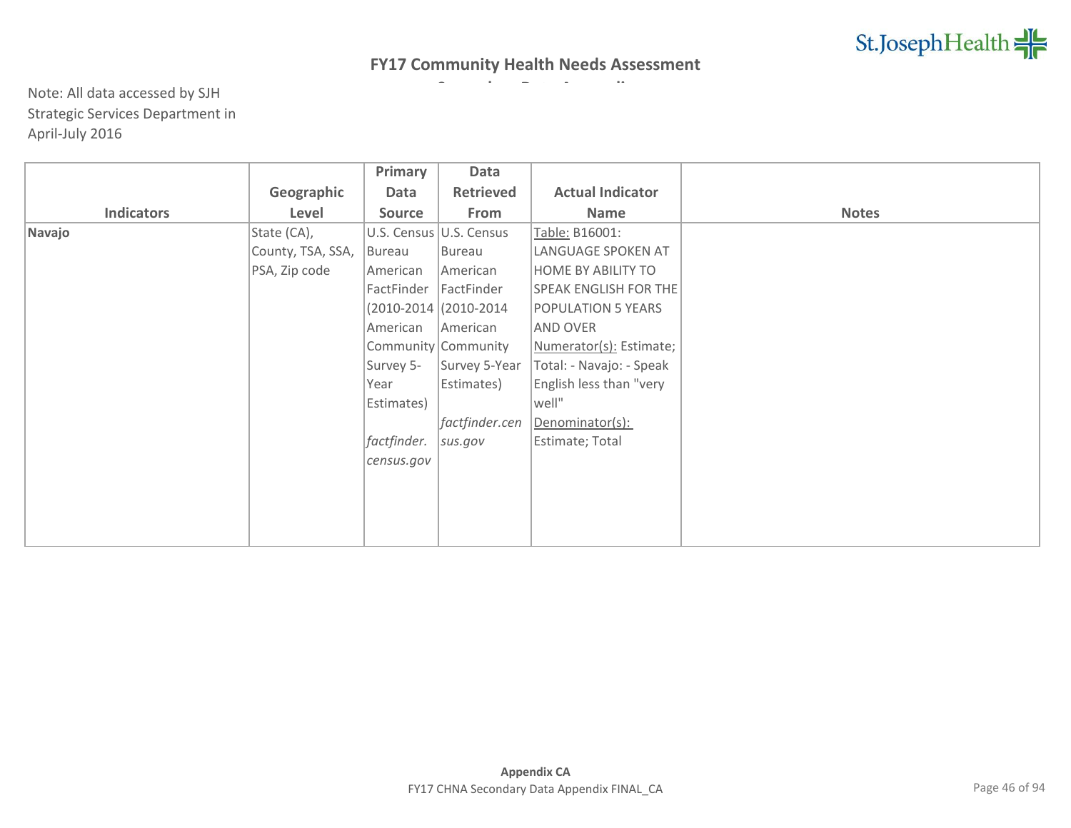**FY17 Community Health Needs Assessment**

Note: All data accessed by SJH Strategic Services Department in April-July 2016

| Indicators | Geographic Level | Primary Data Source | Data Retrieved From | Actual Indicator Name | Notes |
|---|---|---|---|---|---|
| **Navajo** | State (CA), County, TSA, SSA, PSA, Zip code | U.S. Census Bureau American FactFinder (2010-2014 American Community Survey 5-Year Estimates) *factfinder.census.gov* | U.S. Census Bureau American FactFinder (2010-2014 American Community Survey 5-Year Estimates) *factfinder.census.gov* | Table: B16001: LANGUAGE SPOKEN AT HOME BY ABILITY TO SPEAK ENGLISH FOR THE POPULATION 5 YEARS AND OVER Numerator(s): Estimate; Total: - Navajo: - Speak English less than "very well" Denominator(s): Estimate; Total | |

**Appendix CA**
FY17 CHNA Secondary Data Appendix FINAL_CA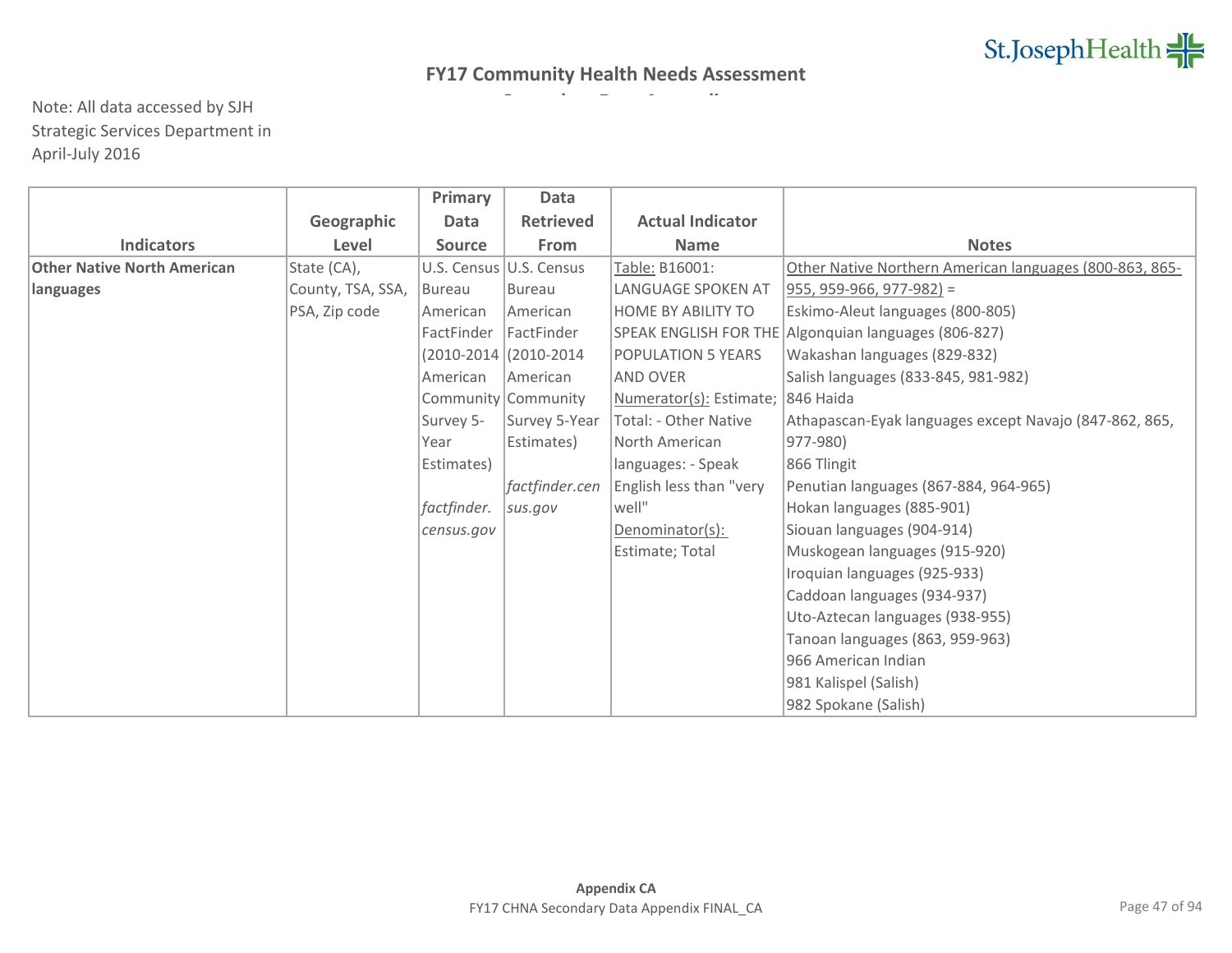## FY17 Community Health Needs Assessment

Note: All data accessed by SJH Strategic Services Department in April-July 2016

| Indicators | Geographic Level | Primary Data Source | Data Retrieved From | Actual Indicator Name | Notes |
|---|---|---|---|---|---|
| **Other Native North American languages** | State (CA), County, TSA, SSA, PSA, Zip code | U.S. Census Bureau American FactFinder (2010-2014 American Community Survey 5-Year Estimates) *factfinder.census.gov* | U.S. Census Bureau American FactFinder (2010-2014 American Community Survey 5-Year Estimates) *factfinder.census.gov* | Table: B16001: LANGUAGE SPOKEN AT HOME BY ABILITY TO SPEAK ENGLISH FOR THE POPULATION 5 YEARS AND OVER Numerator(s): Estimate; Total: - Other Native North American languages: - Speak English less than "very well" Denominator(s): Estimate; Total | Other Native Northern American languages (800-863, 865-955, 959-966, 977-982) = Eskimo-Aleut languages (800-805) Algonquian languages (806-827) Wakashan languages (829-832) Salish languages (833-845, 981-982) 846 Haida Athapascan-Eyak languages except Navajo (847-862, 865, 977-980) 866 Tlingit Penutian languages (867-884, 964-965) Hokan languages (885-901) Siouan languages (904-914) Muskogean languages (915-920) Iroquian languages (925-933) Caddoan languages (934-937) Uto-Aztecan languages (938-955) Tanoan languages (863, 959-963) 966 American Indian 981 Kalispel (Salish) 982 Spokane (Salish) |

**Appendix CA**

FY17 CHNA Secondary Data Appendix FINAL_CA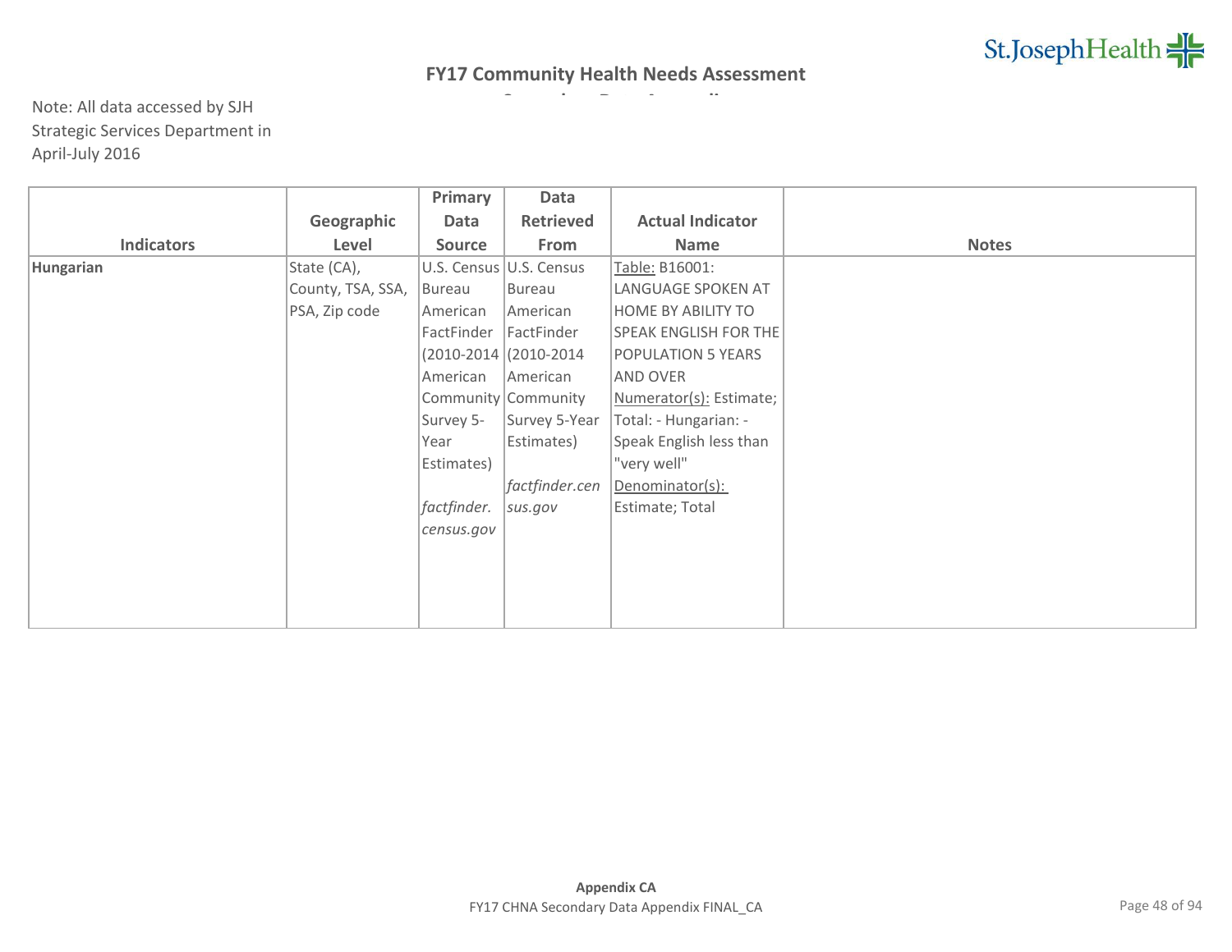## FY17 Community Health Needs Assessment

Note: All data accessed by SJH Strategic Services Department in April-July 2016

| Indicators | Geographic Level | Primary Data Source | Data Retrieved From | Actual Indicator Name | Notes |
|---|---|---|---|---|---|
| **Hungarian** | State (CA), County, TSA, SSA, PSA, Zip code | U.S. Census Bureau American FactFinder (2010-2014 American Community Survey 5-Year Estimates) *factfinder.census.gov* | U.S. Census Bureau American FactFinder (2010-2014 American Community Survey 5-Year Estimates) *factfinder.census.gov* | Table: B16001: LANGUAGE SPOKEN AT HOME BY ABILITY TO SPEAK ENGLISH FOR THE POPULATION 5 YEARS AND OVER Numerator(s): Estimate; Total: - Hungarian: - Speak English less than "very well" Denominator(s): Estimate; Total | |

**Appendix CA**

FY17 CHNA Secondary Data Appendix FINAL_CA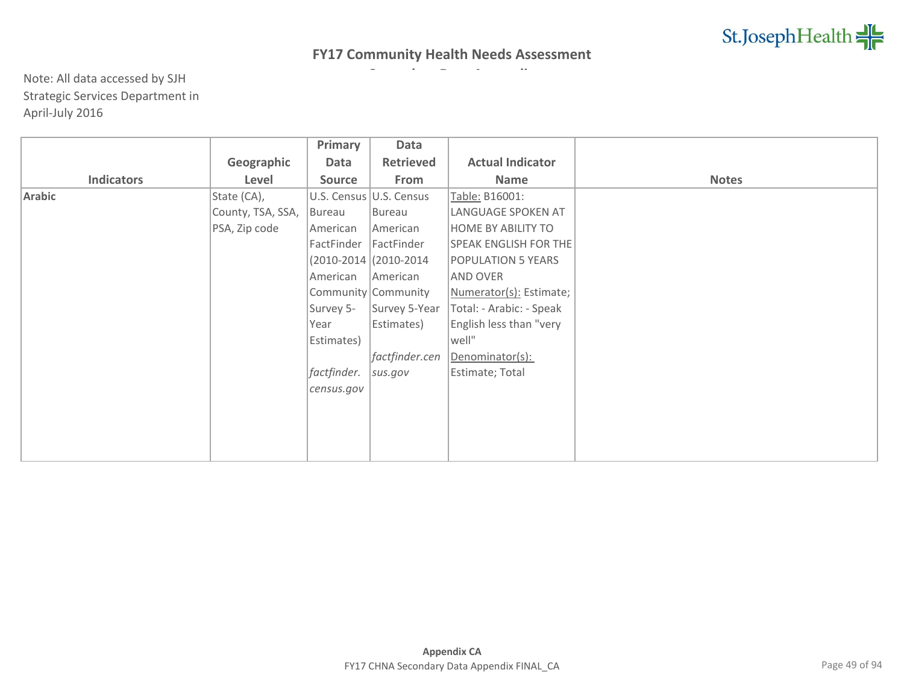**FY17 Community Health Needs Assessment**

Note: All data accessed by SJH Strategic Services Department in April-July 2016

| Indicators | Geographic Level | Primary Data Source | Data Retrieved From | Actual Indicator Name | Notes |
|---|---|---|---|---|---|
| **Arabic** | State (CA), County, TSA, SSA, PSA, Zip code | U.S. Census Bureau American FactFinder (2010-2014 American Community Survey 5-Year Estimates) *factfinder.census.gov* | U.S. Census Bureau American FactFinder (2010-2014 American Community Survey 5-Year Estimates) *factfinder.census.gov* | Table: B16001: LANGUAGE SPOKEN AT HOME BY ABILITY TO SPEAK ENGLISH FOR THE POPULATION 5 YEARS AND OVER Numerator(s): Estimate; Total: - Arabic: - Speak English less than "very well" Denominator(s): Estimate; Total | |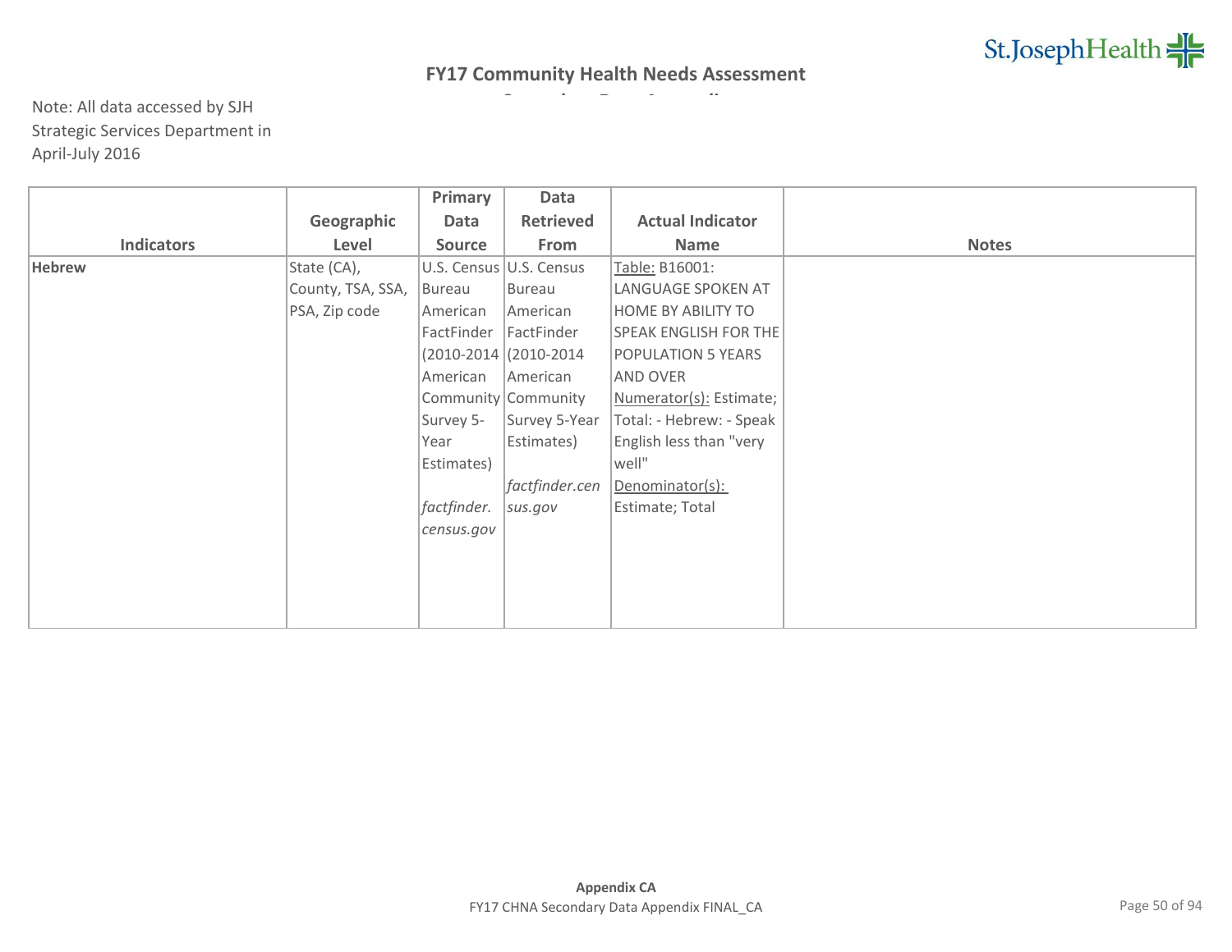# FY17 Community Health Needs Assessment

Note: All data accessed by SJH Strategic Services Department in April-July 2016

| Indicators | Geographic Level | Primary Data Source | Data Retrieved From | Actual Indicator Name | Notes |
|---|---|---|---|---|---|
| **Hebrew** | State (CA), County, TSA, SSA, PSA, Zip code | U.S. Census Bureau American FactFinder (2010-2014 American Community Survey 5-Year Estimates) *factfinder.census.gov* | U.S. Census Bureau American FactFinder (2010-2014 American Community Survey 5-Year Estimates) *factfinder.census.gov* | Table: B16001: LANGUAGE SPOKEN AT HOME BY ABILITY TO SPEAK ENGLISH FOR THE POPULATION 5 YEARS AND OVER Numerator(s): Estimate; Total: - Hebrew: - Speak English less than "very well" Denominator(s): Estimate; Total | |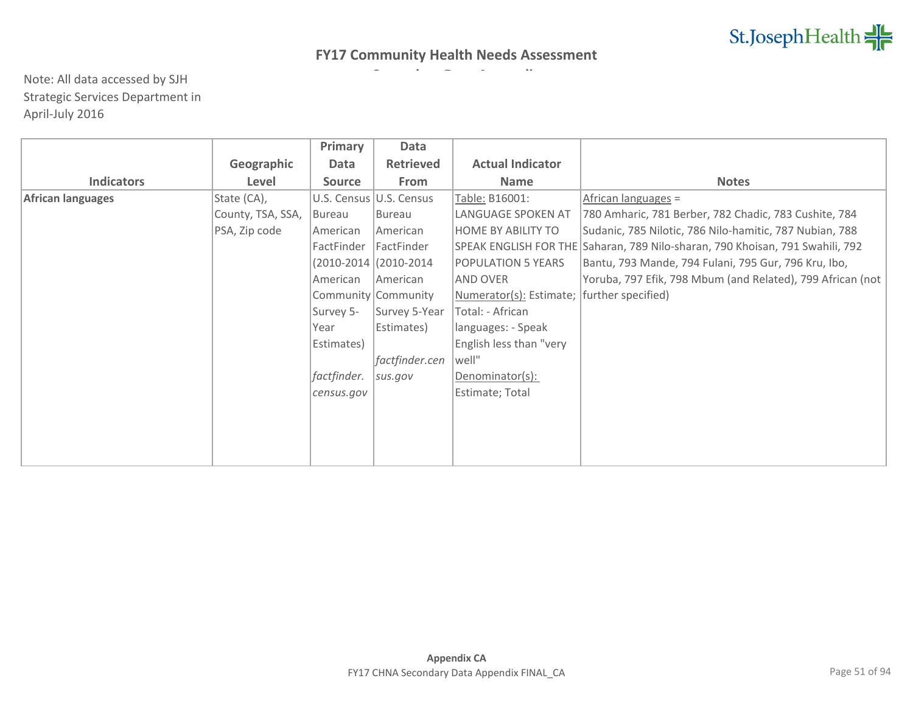# FY17 Community Health Needs Assessment

Note: All data accessed by SJH Strategic Services Department in April-July 2016

| Indicators | Geographic Level | Primary Data Source | Data Retrieved From | Actual Indicator Name | Notes |
|---|---|---|---|---|---|
| **African languages** | State (CA), County, TSA, SSA, PSA, Zip code | U.S. Census Bureau American FactFinder (2010-2014 American Community Survey 5-Year Estimates) *factfinder.census.gov* | U.S. Census Bureau American FactFinder (2010-2014 American Community Survey 5-Year Estimates) *factfinder.census.gov* | Table: B16001: LANGUAGE SPOKEN AT HOME BY ABILITY TO SPEAK ENGLISH FOR THE POPULATION 5 YEARS AND OVER Numerator(s): Estimate; Total: - African languages: - Speak English less than "very well" Denominator(s): Estimate; Total | African languages = 780 Amharic, 781 Berber, 782 Chadic, 783 Cushite, 784 Sudanic, 785 Nilotic, 786 Nilo-hamitic, 787 Nubian, 788 Saharan, 789 Nilo-sharan, 790 Khoisan, 791 Swahili, 792 Bantu, 793 Mande, 794 Fulani, 795 Gur, 796 Kru, Ibo, Yoruba, 797 Efik, 798 Mbum (and Related), 799 African (not further specified) |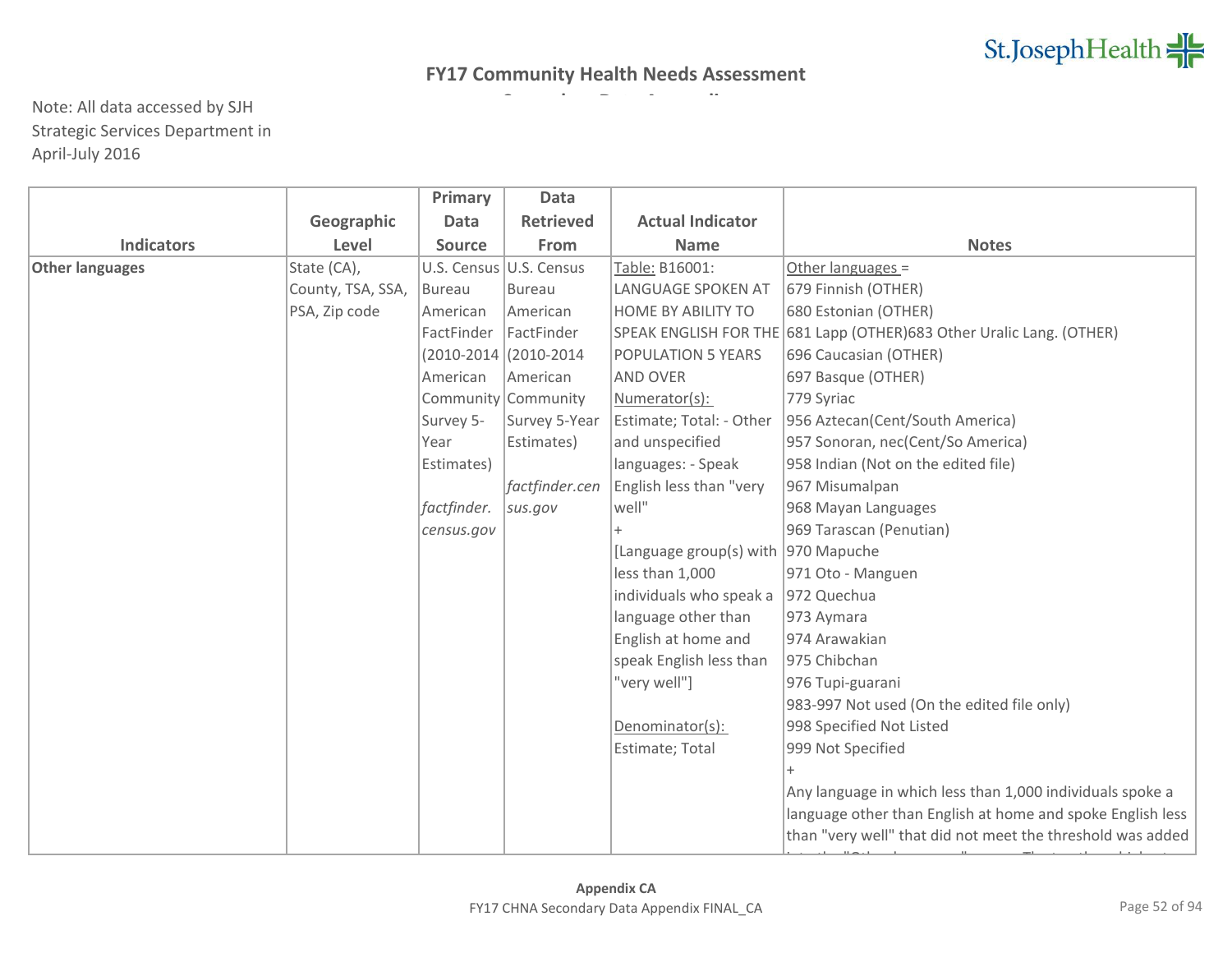# FY17 Community Health Needs Assessment

Note: All data accessed by SJH Strategic Services Department in April-July 2016

| Indicators | Geographic Level | Primary Data Source | Data Retrieved From | Actual Indicator Name | Notes |
|---|---|---|---|---|---|
| **Other languages** | State (CA), County, TSA, SSA, PSA, Zip code | U.S. Census Bureau American FactFinder (2010-2014 American Community Survey 5-Year Estimates) *factfinder.census.gov* | U.S. Census Bureau American FactFinder (2010-2014 American Community Survey 5-Year Estimates) *factfinder.census.gov* | Table: B16001: LANGUAGE SPOKEN AT HOME BY ABILITY TO SPEAK ENGLISH FOR THE POPULATION 5 YEARS AND OVER<br>Numerator(s): Estimate; Total: - Other and unspecified languages: - Speak English less than "very well" + [Language group(s) with less than 1,000 individuals who speak a language other than English at home and speak English less than "very well"]<br><br>Denominator(s): Estimate; Total | Other languages =<br>679 Finnish (OTHER)<br>680 Estonian (OTHER)<br>681 Lapp (OTHER)683 Other Uralic Lang. (OTHER)<br>696 Caucasian (OTHER)<br>697 Basque (OTHER)<br>779 Syriac<br>956 Aztecan(Cent/South America)<br>957 Sonoran, nec(Cent/So America)<br>958 Indian (Not on the edited file)<br>967 Misumalpan<br>968 Mayan Languages<br>969 Tarascan (Penutian)<br>970 Mapuche<br>971 Oto - Manguen<br>972 Quechua<br>973 Aymara<br>974 Arawakian<br>975 Chibchan<br>976 Tupi-guarani<br>983-997 Not used (On the edited file only)<br>998 Specified Not Listed<br>999 Not Specified<br>+<br>Any language in which less than 1,000 individuals spoke a language other than English at home and spoke English less than "very well" that did not meet the threshold was added |

Appendix CA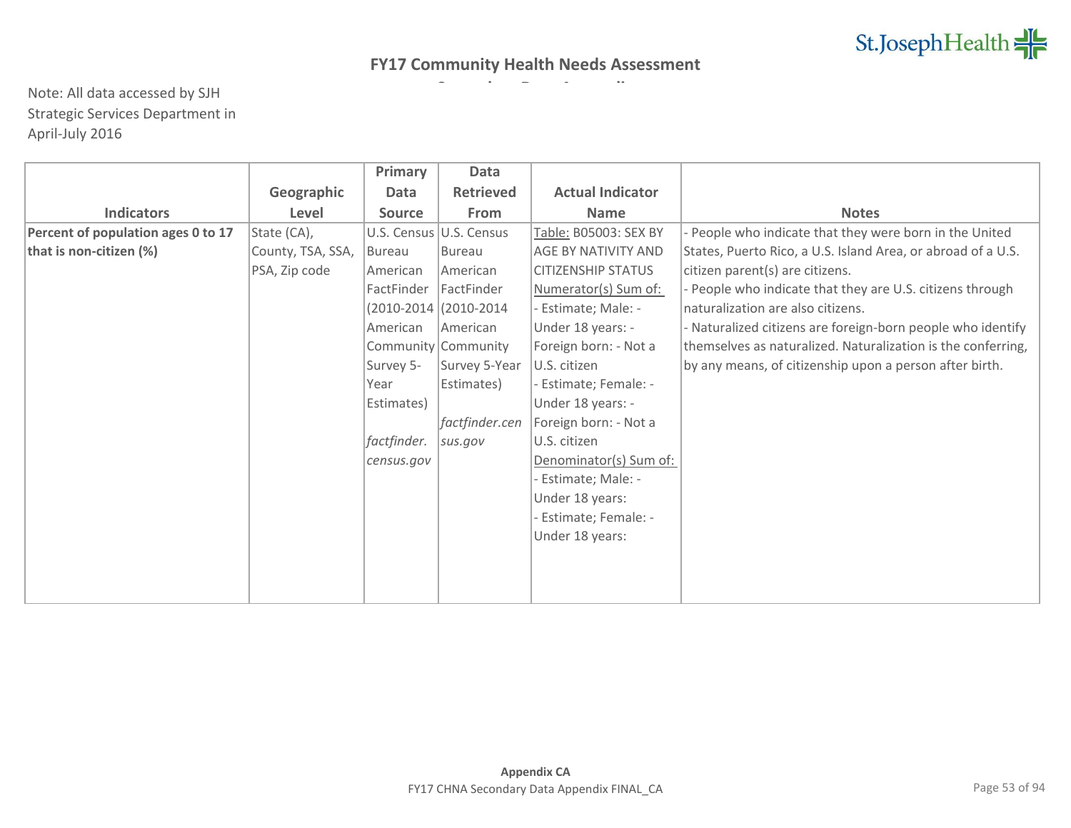## FY17 Community Health Needs Assessment

Note: All data accessed by SJH Strategic Services Department in April-July 2016

| Indicators | Geographic Level | Primary Data Source | Data Retrieved From | Actual Indicator Name | Notes |
|---|---|---|---|---|---|
| **Percent of population ages 0 to 17 that is non-citizen (%)** | State (CA), County, TSA, SSA, PSA, Zip code | U.S. Census Bureau American FactFinder (2010-2014 American Community Survey 5-Year Estimates) *factfinder.census.gov* | U.S. Census Bureau American FactFinder (2010-2014 American Community Survey 5-Year Estimates) *factfinder.census.gov* | Table: B05003: SEX BY AGE BY NATIVITY AND CITIZENSHIP STATUS<br>Numerator(s) Sum of:<br>- Estimate; Male: - Under 18 years: - Foreign born: - Not a U.S. citizen<br>- Estimate; Female: - Under 18 years: - Foreign born: - Not a U.S. citizen<br>Denominator(s) Sum of:<br>- Estimate; Male: - Under 18 years:<br>- Estimate; Female: - Under 18 years: | - People who indicate that they were born in the United States, Puerto Rico, a U.S. Island Area, or abroad of a U.S. citizen parent(s) are citizens.<br>- People who indicate that they are U.S. citizens through naturalization are also citizens.<br>- Naturalized citizens are foreign-born people who identify themselves as naturalized. Naturalization is the conferring, by any means, of citizenship upon a person after birth. |

**Appendix CA**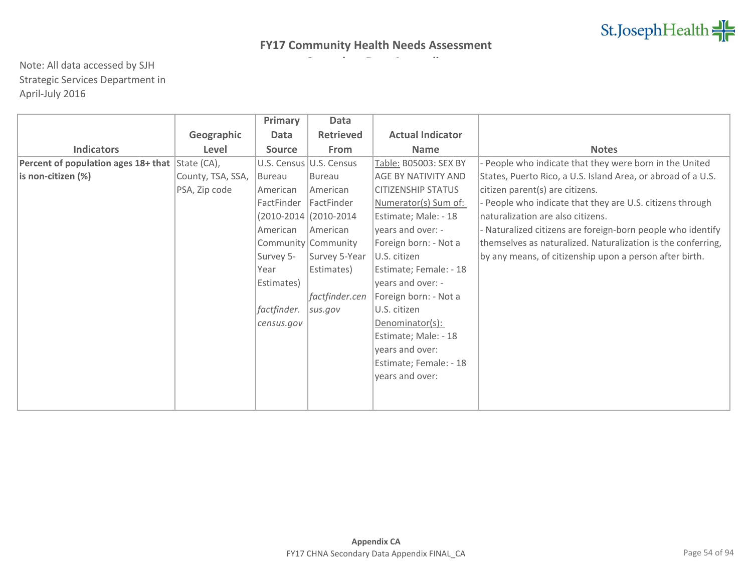## FY17 Community Health Needs Assessment

Note: All data accessed by SJH Strategic Services Department in April-July 2016

| Indicators | Geographic Level | Primary Data Source | Data Retrieved From | Actual Indicator Name | Notes |
|---|---|---|---|---|---|
| **Percent of population ages 18+ that is non-citizen (%)** | State (CA), County, TSA, SSA, PSA, Zip code | U.S. Census Bureau American FactFinder (2010-2014 American Community Survey 5-Year Estimates) *factfinder.census.gov* | U.S. Census Bureau American FactFinder (2010-2014 American Community Survey 5-Year Estimates) *factfinder.census.gov* | Table: B05003: SEX BY AGE BY NATIVITY AND CITIZENSHIP STATUS Numerator(s) Sum of: Estimate; Male: - 18 years and over: - Foreign born: - Not a U.S. citizen Estimate; Female: - 18 years and over: - Foreign born: - Not a U.S. citizen Denominator(s): Estimate; Male: - 18 years and over: Estimate; Female: - 18 years and over: | - People who indicate that they were born in the United States, Puerto Rico, a U.S. Island Area, or abroad of a U.S. citizen parent(s) are citizens. - People who indicate that they are U.S. citizens through naturalization are also citizens. - Naturalized citizens are foreign-born people who identify themselves as naturalized. Naturalization is the conferring, by any means, of citizenship upon a person after birth. |

**Appendix CA**

FY17 CHNA Secondary Data Appendix FINAL_CA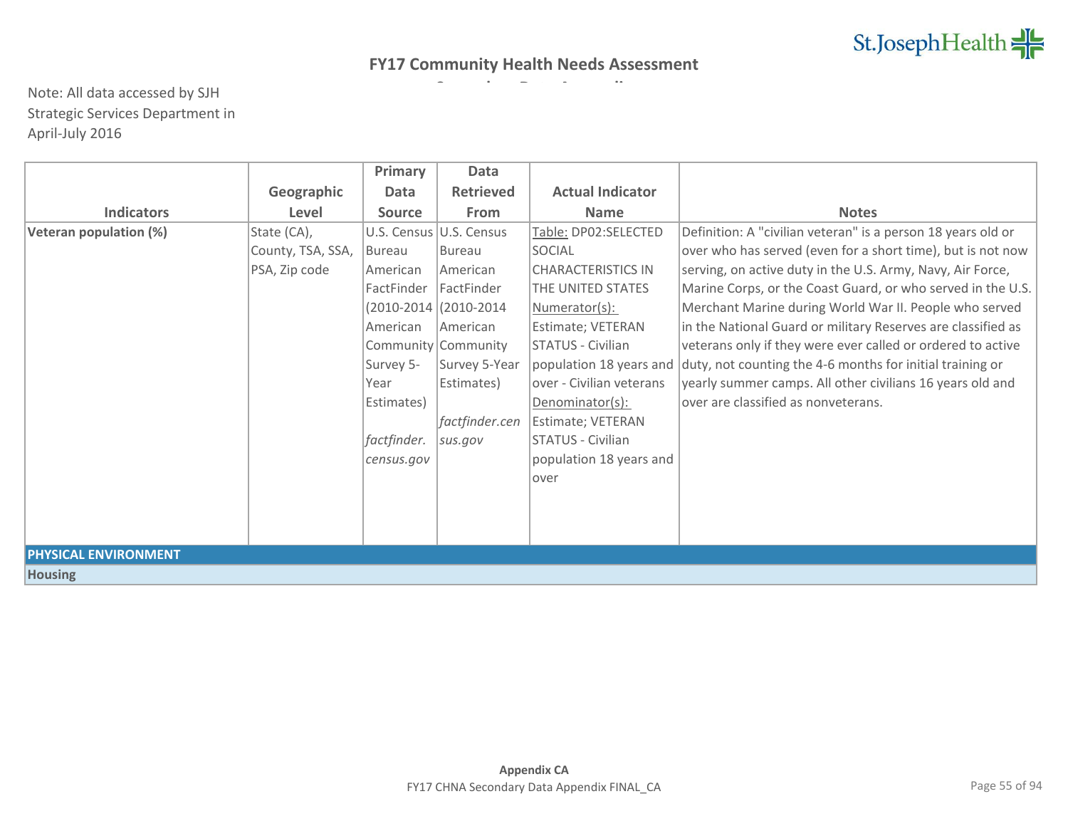# FY17 Community Health Needs Assessment

Note: All data accessed by SJH Strategic Services Department in April-July 2016

| Indicators | Geographic Level | Primary Data Source | Data Retrieved From | Actual Indicator Name | Notes |
|---|---|---|---|---|---|
| **Veteran population (%)** | State (CA), County, TSA, SSA, PSA, Zip code | U.S. Census Bureau American FactFinder (2010-2014 American Community Survey 5-Year Estimates) *factfinder.census.gov* | U.S. Census Bureau American FactFinder (2010-2014 American Community Survey 5-Year Estimates) *factfinder.census.gov* | Table: DP02:SELECTED SOCIAL CHARACTERISTICS IN THE UNITED STATES Numerator(s): Estimate; VETERAN STATUS - Civilian population 18 years and over - Civilian veterans Denominator(s): Estimate; VETERAN STATUS - Civilian population 18 years and over | Definition: A "civilian veteran" is a person 18 years old or over who has served (even for a short time), but is not now serving, on active duty in the U.S. Army, Navy, Air Force, Marine Corps, or the Coast Guard, or who served in the U.S. Merchant Marine during World War II. People who served in the National Guard or military Reserves are classified as veterans only if they were ever called or ordered to active duty, not counting the 4-6 months for initial training or yearly summer camps. All other civilians 16 years old and over are classified as nonveterans. |
| **PHYSICAL ENVIRONMENT** | | | | | |
| **Housing** | | | | | |

**Appendix CA**

FY17 CHNA Secondary Data Appendix FINAL_CA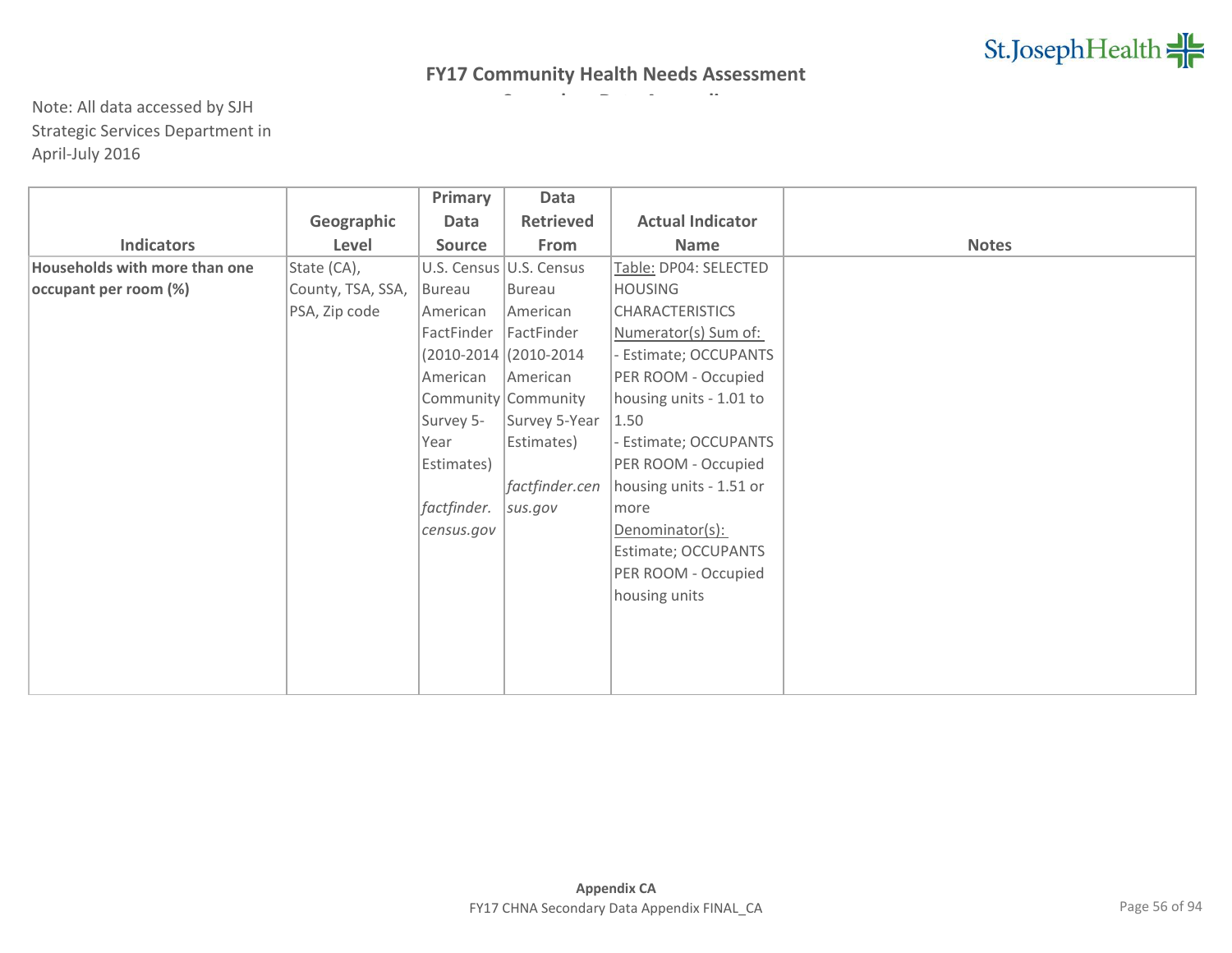## FY17 Community Health Needs Assessment

Note: All data accessed by SJH Strategic Services Department in April-July 2016

| Indicators | Geographic Level | Primary Data Source | Data Retrieved From | Actual Indicator Name | Notes |
|---|---|---|---|---|---|
| **Households with more than one occupant per room (%)** | State (CA), County, TSA, SSA, PSA, Zip code | U.S. Census Bureau American FactFinder (2010-2014 American Community Survey 5-Year Estimates) *factfinder.census.gov* | U.S. Census Bureau American FactFinder (2010-2014 American Community Survey 5-Year Estimates) *factfinder.census.gov* | Table: DP04: SELECTED HOUSING CHARACTERISTICS Numerator(s) Sum of: - Estimate; OCCUPANTS PER ROOM - Occupied housing units - 1.01 to 1.50 - Estimate; OCCUPANTS PER ROOM - Occupied housing units - 1.51 or more Denominator(s): Estimate; OCCUPANTS PER ROOM - Occupied housing units | |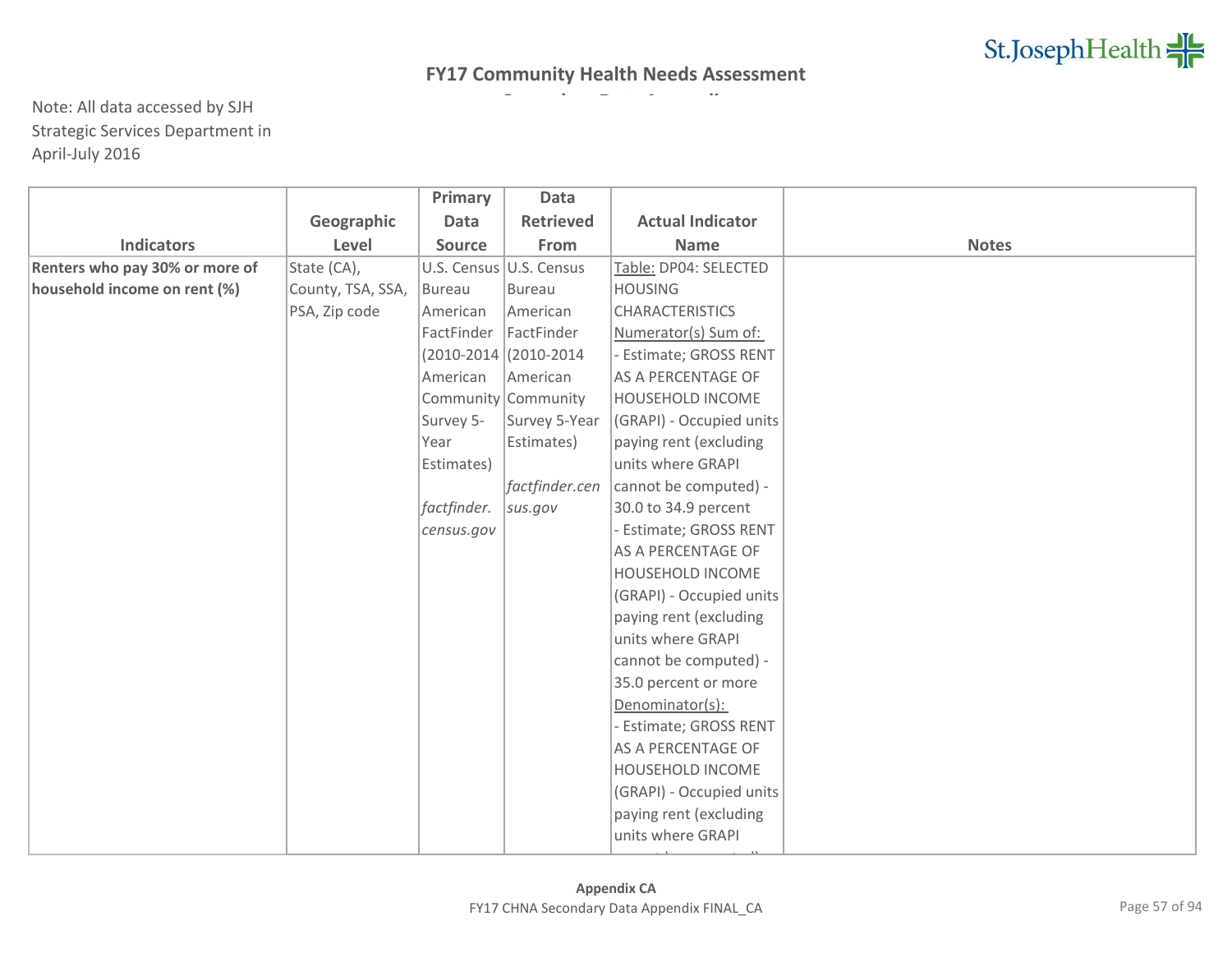## FY17 Community Health Needs Assessment

Note: All data accessed by SJH Strategic Services Department in April-July 2016

| Indicators | Geographic Level | Primary Data Source | Data Retrieved From | Actual Indicator Name | Notes |
|---|---|---|---|---|---|
| **Renters who pay 30% or more of household income on rent (%)** | State (CA), County, TSA, SSA, PSA, Zip code | U.S. Census Bureau American FactFinder (2010-2014 American Community Survey 5-Year Estimates) *factfinder.census.gov* | U.S. Census Bureau American FactFinder (2010-2014 American Community Survey 5-Year Estimates) *factfinder.census.gov* | Table: DP04: SELECTED HOUSING CHARACTERISTICS Numerator(s) Sum of: - Estimate; GROSS RENT AS A PERCENTAGE OF HOUSEHOLD INCOME (GRAPI) - Occupied units paying rent (excluding units where GRAPI cannot be computed) - 30.0 to 34.9 percent - Estimate; GROSS RENT AS A PERCENTAGE OF HOUSEHOLD INCOME (GRAPI) - Occupied units paying rent (excluding units where GRAPI cannot be computed) - 35.0 percent or more Denominator(s): - Estimate; GROSS RENT AS A PERCENTAGE OF HOUSEHOLD INCOME (GRAPI) - Occupied units paying rent (excluding units where GRAPI | |

Appendix CA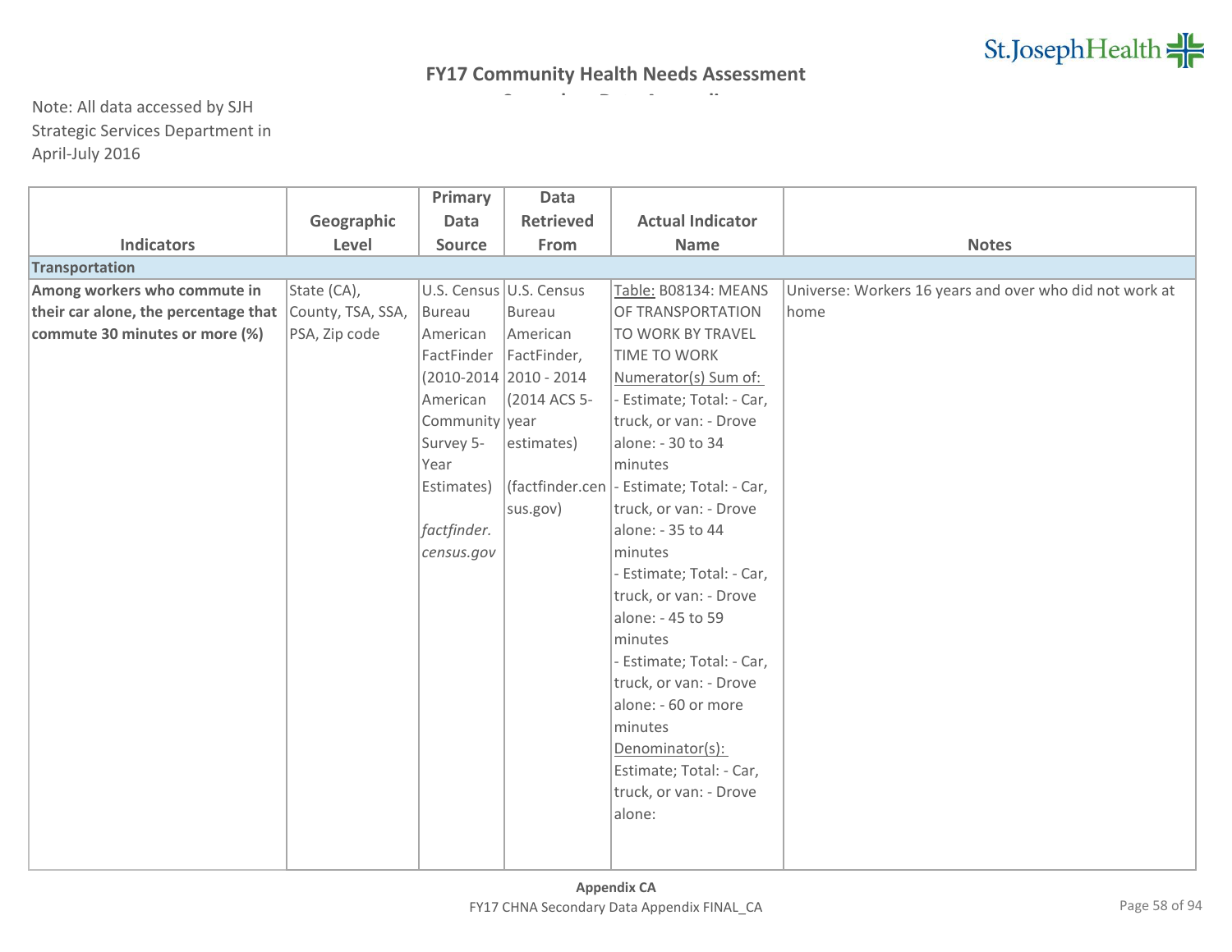## FY17 Community Health Needs Assessment

Note: All data accessed by SJH Strategic Services Department in April-July 2016

| Indicators | Geographic Level | Primary Data Source | Data Retrieved From | Actual Indicator Name | Notes |
|---|---|---|---|---|---|
| **Transportation** | | | | | |
| **Among workers who commute in their car alone, the percentage that commute 30 minutes or more (%)** | State (CA), County, TSA, SSA, PSA, Zip code | U.S. Census Bureau American FactFinder (2010-2014 American Community Survey 5-Year Estimates) *factfinder.census.gov* | U.S. Census Bureau American FactFinder, 2010 - 2014 (2014 ACS 5-year estimates) (factfinder.census.gov) | Table: B08134: MEANS OF TRANSPORTATION TO WORK BY TRAVEL TIME TO WORK Numerator(s) Sum of: - Estimate; Total: - Car, truck, or van: - Drove alone: - 30 to 34 minutes - Estimate; Total: - Car, truck, or van: - Drove alone: - 35 to 44 minutes - Estimate; Total: - Car, truck, or van: - Drove alone: - 45 to 59 minutes - Estimate; Total: - Car, truck, or van: - Drove alone: - 60 or more minutes Denominator(s): Estimate; Total: - Car, truck, or van: - Drove alone: | Universe: Workers 16 years and over who did not work at home |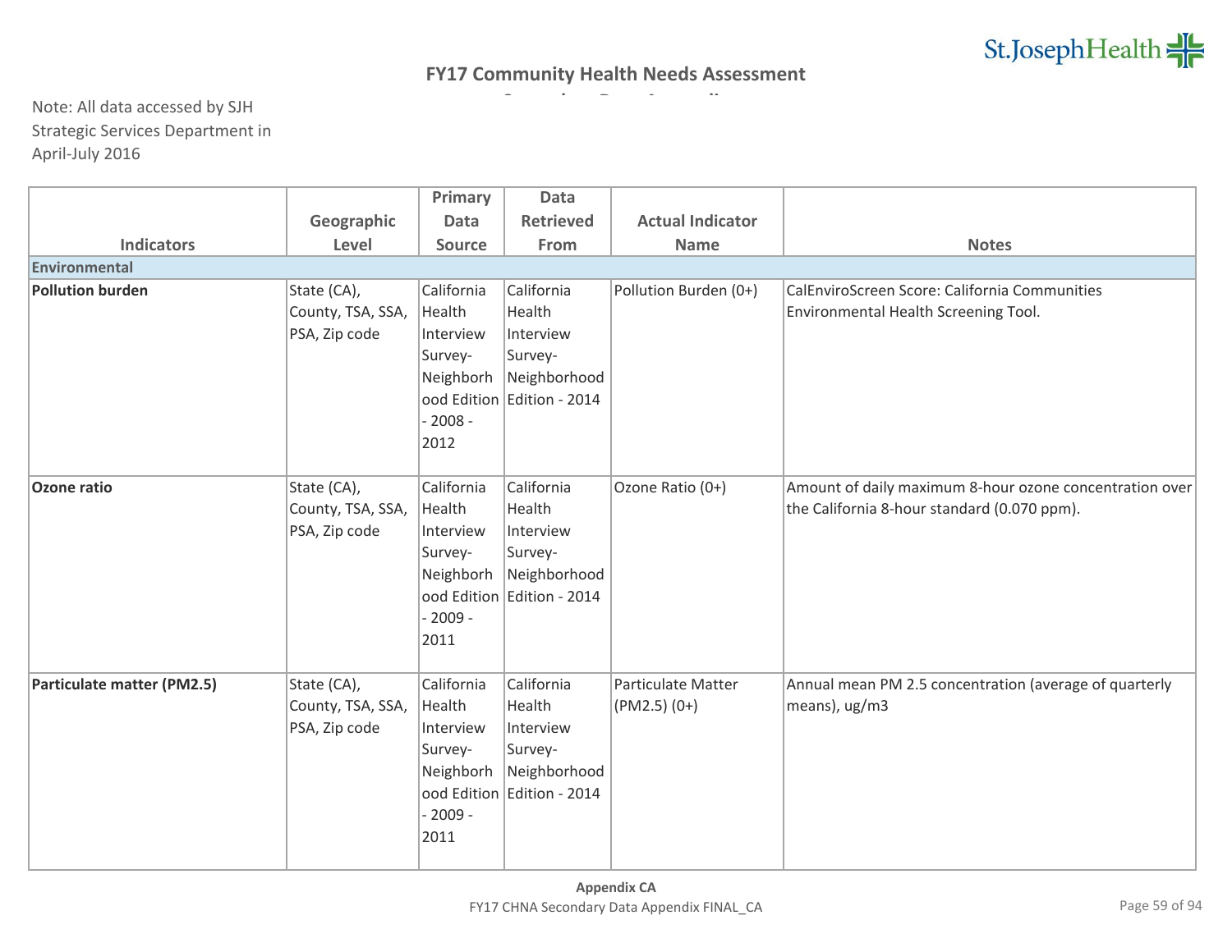# FY17 Community Health Needs Assessment

Note: All data accessed by SJH Strategic Services Department in April-July 2016

| Indicators | Geographic Level | Primary Data Source | Data Retrieved From | Actual Indicator Name | Notes |
|---|---|---|---|---|---|
| **Environmental** | | | | | |
| **Pollution burden** | State (CA), County, TSA, SSA, PSA, Zip code | California Health Interview Survey- Neighborhood Edition - 2008 - 2012 | California Health Interview Survey- Neighborhood Edition - 2014 | Pollution Burden (0+) | CalEnviroScreen Score: California Communities Environmental Health Screening Tool. |
| **Ozone ratio** | State (CA), County, TSA, SSA, PSA, Zip code | California Health Interview Survey- Neighborhood Edition - 2009 - 2011 | California Health Interview Survey- Neighborhood Edition - 2014 | Ozone Ratio (0+) | Amount of daily maximum 8-hour ozone concentration over the California 8-hour standard (0.070 ppm). |
| **Particulate matter (PM2.5)** | State (CA), County, TSA, SSA, PSA, Zip code | California Health Interview Survey- Neighborhood Edition - 2009 - 2011 | California Health Interview Survey- Neighborhood Edition - 2014 | Particulate Matter (PM2.5) (0+) | Annual mean PM 2.5 concentration (average of quarterly means), ug/m3 |

Appendix CA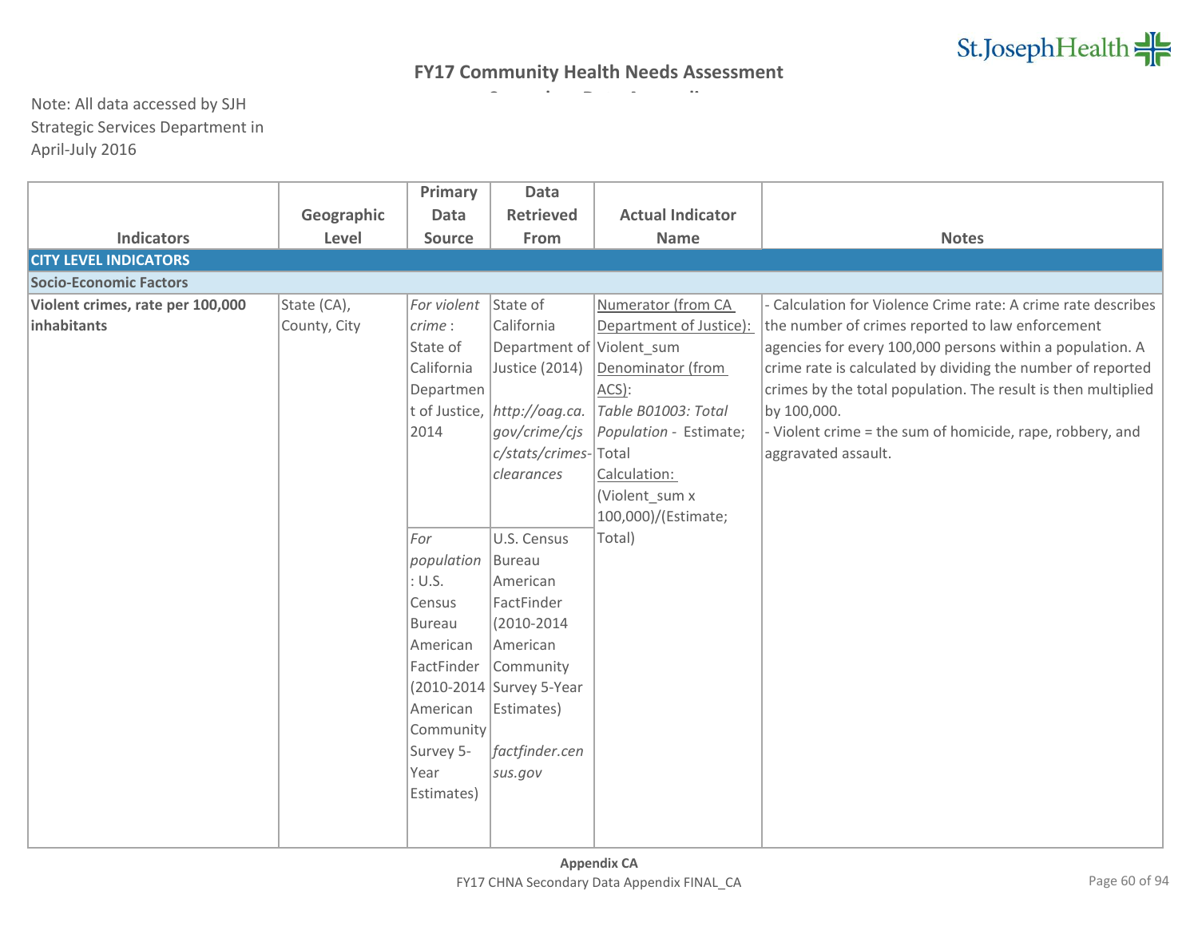# FY17 Community Health Needs Assessment

Note: All data accessed by SJH Strategic Services Department in April-July 2016

| Indicators | Geographic Level | Primary Data Source | Data Retrieved From | Actual Indicator Name | Notes |
|---|---|---|---|---|---|
| **CITY LEVEL INDICATORS** | | | | | |
| **Socio-Economic Factors** | | | | | |
| **Violent crimes, rate per 100,000 inhabitants** | State (CA), County, City | *For violent crime* : State of California Department of Justice, 2014 | State of California Department of Justice (2014) *http://oag.ca.gov/crime/cjsc/stats/crimes-clearances* | Numerator (from CA Department of Justice): Violent_sum Denominator (from ACS): *Table B01003: Total Population* - Estimate; Total Calculation: (Violent_sum x 100,000)/(Estimate; Total) | - Calculation for Violence Crime rate: A crime rate describes the number of crimes reported to law enforcement agencies for every 100,000 persons within a population. A crime rate is calculated by dividing the number of reported crimes by the total population. The result is then multiplied by 100,000.<br>- Violent crime = the sum of homicide, rape, robbery, and aggravated assault. |
| | | *For population* : U.S. Census Bureau American FactFinder (2010-2014 American Community Survey 5-Year Estimates) | U.S. Census Bureau American FactFinder (2010-2014 American Community Survey 5-Year Estimates) *factfinder.census.gov* | | |

Appendix CA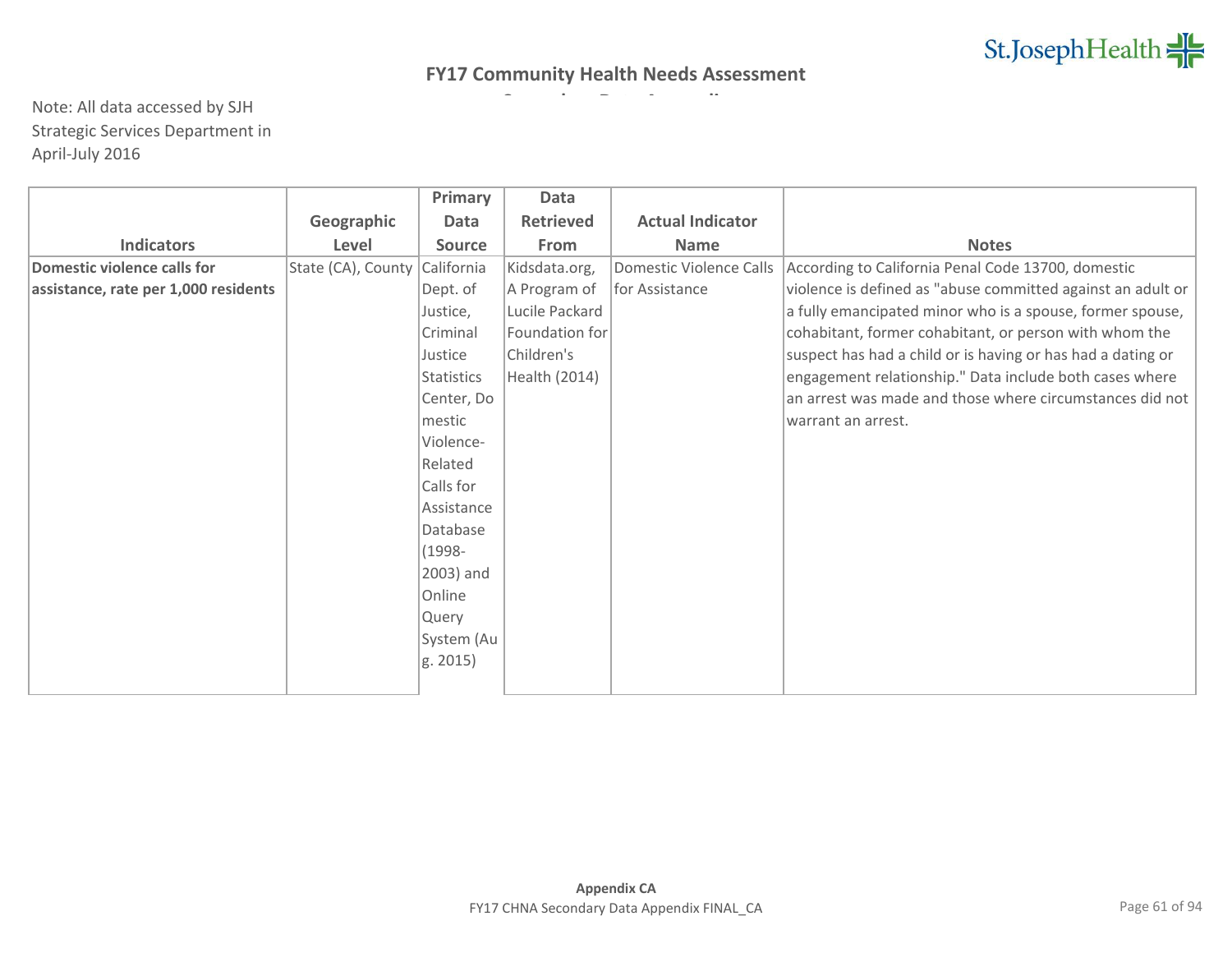# FY17 Community Health Needs Assessment

Note: All data accessed by SJH Strategic Services Department in April-July 2016

| Indicators | Geographic Level | Primary Data Source | Data Retrieved From | Actual Indicator Name | Notes |
|---|---|---|---|---|---|
| **Domestic violence calls for assistance, rate per 1,000 residents** | State (CA), County | California Dept. of Justice, Criminal Justice Statistics Center, Domestic Violence-Related Calls for Assistance Database (1998-2003) and Online Query System (Aug. 2015) | Kidsdata.org, A Program of Lucile Packard Foundation for Children's Health (2014) | Domestic Violence Calls for Assistance | According to California Penal Code 13700, domestic violence is defined as "abuse committed against an adult or a fully emancipated minor who is a spouse, former spouse, cohabitant, former cohabitant, or person with whom the suspect has had a child or is having or has had a dating or engagement relationship." Data include both cases where an arrest was made and those where circumstances did not warrant an arrest. |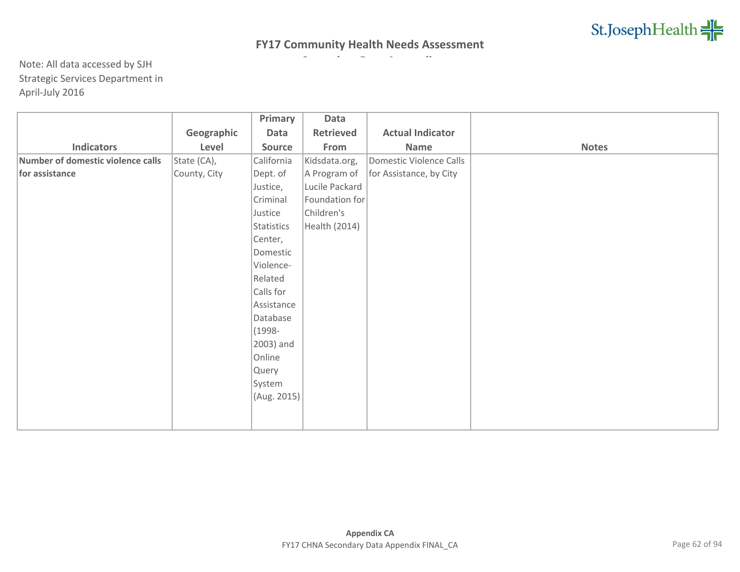## FY17 Community Health Needs Assessment

Note: All data accessed by SJH Strategic Services Department in April-July 2016

| Indicators | Geographic Level | Primary Data Source | Data Retrieved From | Actual Indicator Name | Notes |
|---|---|---|---|---|---|
| **Number of domestic violence calls for assistance** | State (CA), County, City | California Dept. of Justice, Criminal Justice Statistics Center, Domestic Violence-Related Calls for Assistance Database (1998-2003) and Online Query System (Aug. 2015) | Kidsdata.org, A Program of Lucile Packard Foundation for Children's Health (2014) | Domestic Violence Calls for Assistance, by City | |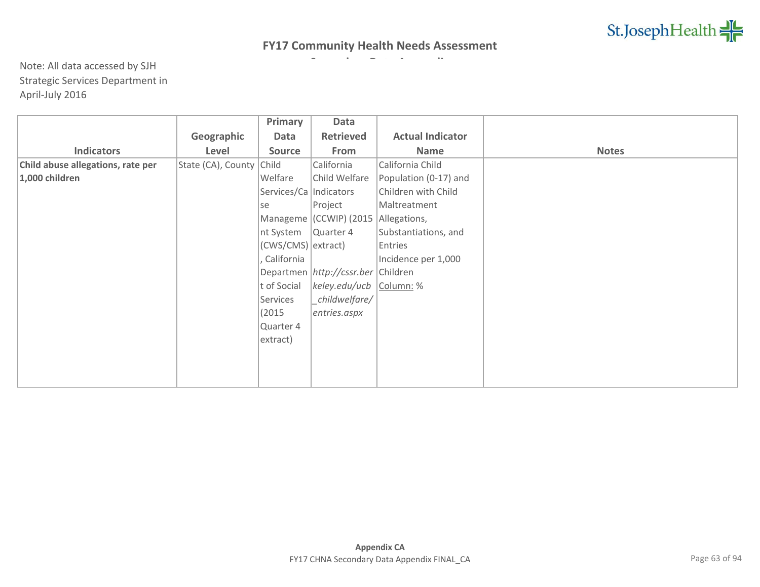# FY17 Community Health Needs Assessment

Note: All data accessed by SJH Strategic Services Department in April-July 2016

| Indicators | Geographic Level | Primary Data Source | Data Retrieved From | Actual Indicator Name | Notes |
|---|---|---|---|---|---|
| **Child abuse allegations, rate per 1,000 children** | State (CA), County | Child Welfare Services/Case Management System (CWS/CMS), California Department of Social Services (2015 Quarter 4 extract) | California Child Welfare Indicators Project (CCWIP) (2015 Quarter 4 extract) *http://cssr.berkeley.edu/ucb_childwelfare/entries.aspx* | California Child Population (0-17) and Children with Child Maltreatment Allegations, Substantiations, and Entries Incidence per 1,000 Children Column: % | |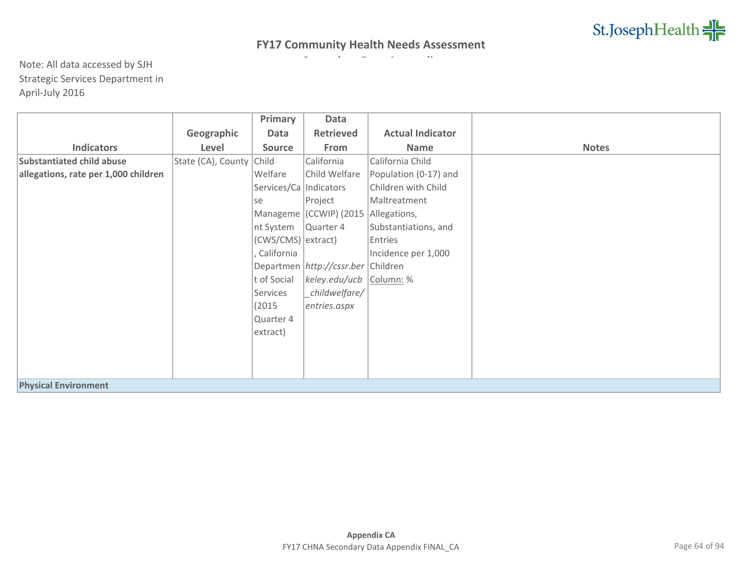# FY17 Community Health Needs Assessment

Note: All data accessed by SJH Strategic Services Department in April-July 2016

| Indicators | Geographic Level | Primary Data Source | Data Retrieved From | Actual Indicator Name | Notes |
|---|---|---|---|---|---|
| **Substantiated child abuse allegations, rate per 1,000 children** | State (CA), County | Child Welfare Services/Case Management System (CWS/CMS), California Department of Social Services (2015 Quarter 4 extract) | California Child Welfare Indicators Project (CCWIP) (2015 Quarter 4 extract) *http://cssr.berkeley.edu/ucb_childwelfare/entries.aspx* | California Child Population (0-17) and Children with Child Maltreatment Allegations, Substantiations, and Entries Incidence per 1,000 Children Column: % | |
| **Physical Environment** | | | | | |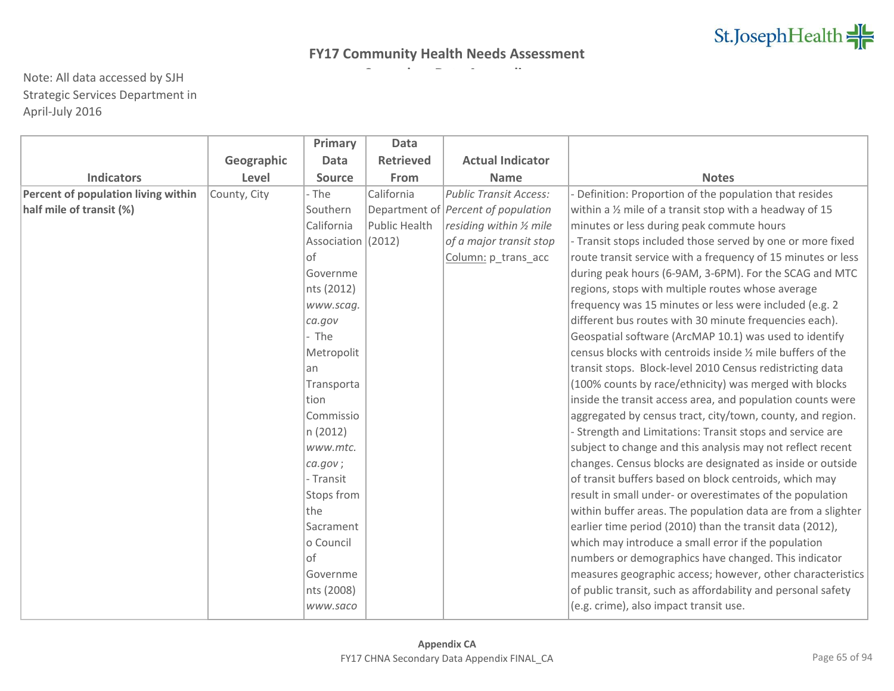# FY17 Community Health Needs Assessment

Note: All data accessed by SJH Strategic Services Department in April-July 2016

| Indicators | Geographic Level | Primary Data Source | Data Retrieved From | Actual Indicator Name | Notes |
|---|---|---|---|---|---|
| **Percent of population living within half mile of transit (%)** | County, City | - The Southern California Association of Governments (2012) *www.scag.ca.gov* - The Metropolitan Transportation Commission (2012) *www.mtc.ca.gov*; - Transit Stops from the Sacramento Council of Governments (2008) *www.saco* | California Department of Public Health (2012) | *Public Transit Access: Percent of population residing within ½ mile of a major transit stop* Column: p_trans_acc | - Definition: Proportion of the population that resides within a ½ mile of a transit stop with a headway of 15 minutes or less during peak commute hours - Transit stops included those served by one or more fixed route transit service with a frequency of 15 minutes or less during peak hours (6-9AM, 3-6PM). For the SCAG and MTC regions, stops with multiple routes whose average frequency was 15 minutes or less were included (e.g. 2 different bus routes with 30 minute frequencies each). Geospatial software (ArcMAP 10.1) was used to identify census blocks with centroids inside ½ mile buffers of the transit stops. Block-level 2010 Census redistricting data (100% counts by race/ethnicity) was merged with blocks inside the transit access area, and population counts were aggregated by census tract, city/town, county, and region. - Strength and Limitations: Transit stops and service are subject to change and this analysis may not reflect recent changes. Census blocks are designated as inside or outside of transit buffers based on block centroids, which may result in small under- or overestimates of the population within buffer areas. The population data are from a slighter earlier time period (2010) than the transit data (2012), which may introduce a small error if the population numbers or demographics have changed. This indicator measures geographic access; however, other characteristics of public transit, such as affordability and personal safety (e.g. crime), also impact transit use. |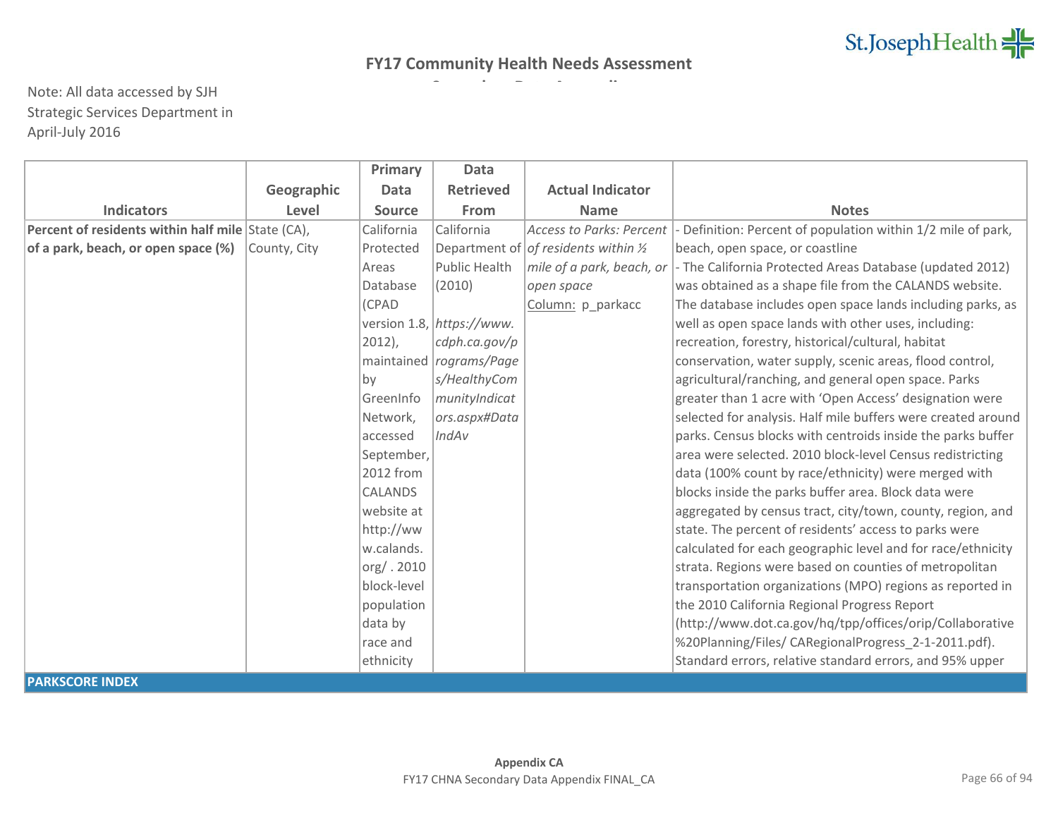# FY17 Community Health Needs Assessment

Note: All data accessed by SJH Strategic Services Department in April-July 2016

| Indicators | Geographic Level | Primary Data Source | Data Retrieved From | Actual Indicator Name | Notes |
|---|---|---|---|---|---|
| **Percent of residents within half mile of a park, beach, or open space (%)** | State (CA), County, City | California Protected Areas Database (CPAD version 1.8, 2012), maintained by GreenInfo Network, accessed September, 2012 from CALANDS website at http://www.calands.org/ . 2010 block-level population data by race and ethnicity | California Department of Public Health (2010) *https://www.cdph.ca.gov/programs/Pages/HealthyCommunityIndicators.aspx#DataIndAv* | *Access to Parks: Percent of residents within ½ mile of a park, beach, or open space* Column: p_parkacc | - Definition: Percent of population within 1/2 mile of park, beach, open space, or coastline - The California Protected Areas Database (updated 2012) was obtained as a shape file from the CALANDS website. The database includes open space lands including parks, as well as open space lands with other uses, including: recreation, forestry, historical/cultural, habitat conservation, water supply, scenic areas, flood control, agricultural/ranching, and general open space. Parks greater than 1 acre with 'Open Access' designation were selected for analysis. Half mile buffers were created around parks. Census blocks with centroids inside the parks buffer area were selected. 2010 block-level Census redistricting data (100% count by race/ethnicity) were merged with blocks inside the parks buffer area. Block data were aggregated by census tract, city/town, county, region, and state. The percent of residents' access to parks were calculated for each geographic level and for race/ethnicity strata. Regions were based on counties of metropolitan transportation organizations (MPO) regions as reported in the 2010 California Regional Progress Report (http://www.dot.ca.gov/hq/tpp/offices/orip/Collaborative%20Planning/Files/ CARegionalProgress_2-1-2011.pdf). Standard errors, relative standard errors, and 95% upper |
| **PARKSCORE INDEX** | | | | | |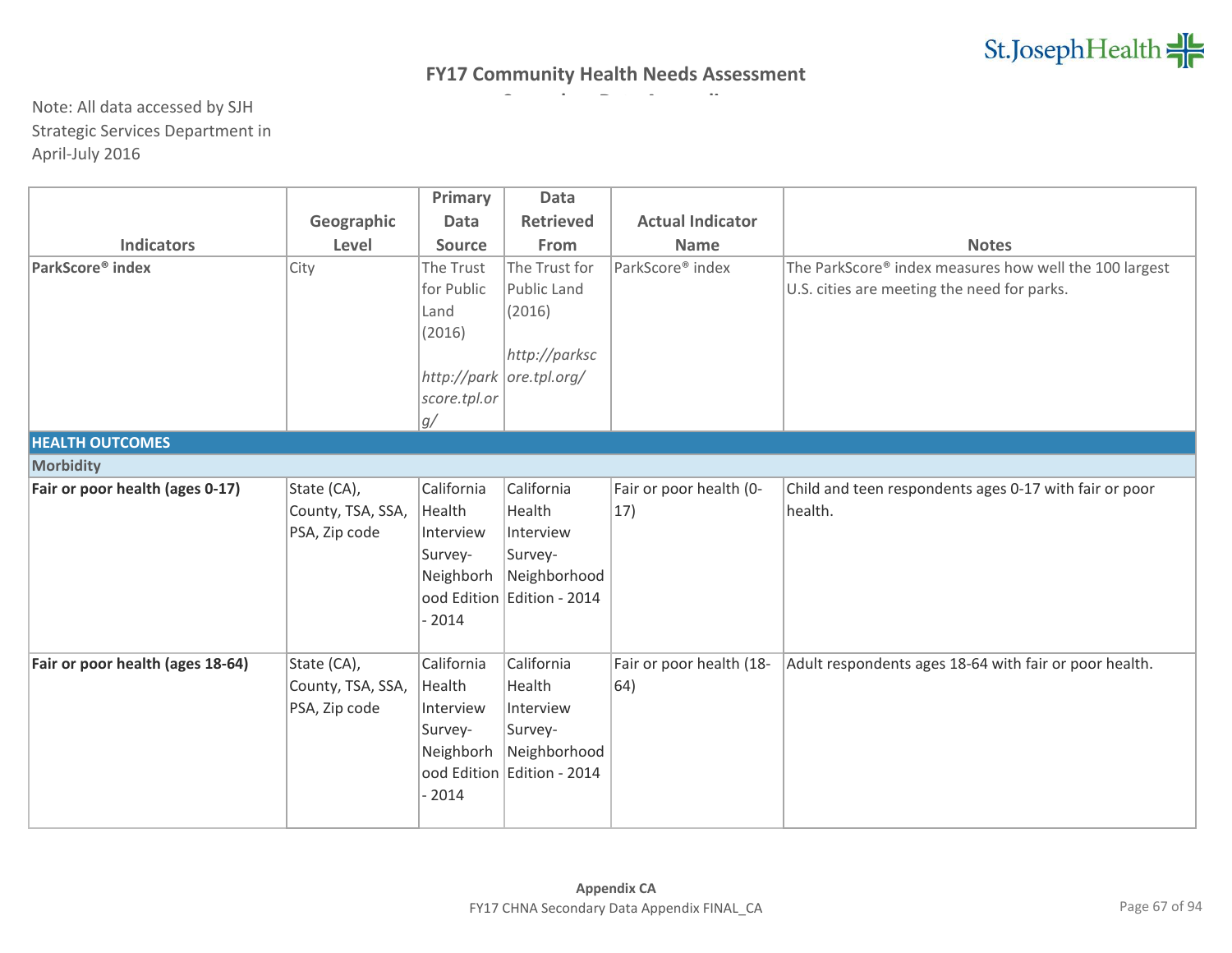## FY17 Community Health Needs Assessment

Note: All data accessed by SJH Strategic Services Department in April-July 2016

| Indicators | Geographic Level | Primary Data Source | Data Retrieved From | Actual Indicator Name | Notes |
|---|---|---|---|---|---|
| **ParkScore® index** | City | The Trust for Public Land (2016) *http://parkscore.tpl.org/* | The Trust for Public Land (2016) *http://parkscore.tpl.org/* | ParkScore® index | The ParkScore® index measures how well the 100 largest U.S. cities are meeting the need for parks. |
| **HEALTH OUTCOMES** | | | | | |
| **Morbidity** | | | | | |
| **Fair or poor health (ages 0-17)** | State (CA), County, TSA, SSA, PSA, Zip code | California Health Interview Survey-Neighborhood Edition - 2014 | California Health Interview Survey-Neighborhood Edition - 2014 | Fair or poor health (0-17) | Child and teen respondents ages 0-17 with fair or poor health. |
| **Fair or poor health (ages 18-64)** | State (CA), County, TSA, SSA, PSA, Zip code | California Health Interview Survey-Neighborhood Edition - 2014 | California Health Interview Survey-Neighborhood Edition - 2014 | Fair or poor health (18-64) | Adult respondents ages 18-64 with fair or poor health. |

**Appendix CA**

FY17 CHNA Secondary Data Appendix FINAL_CA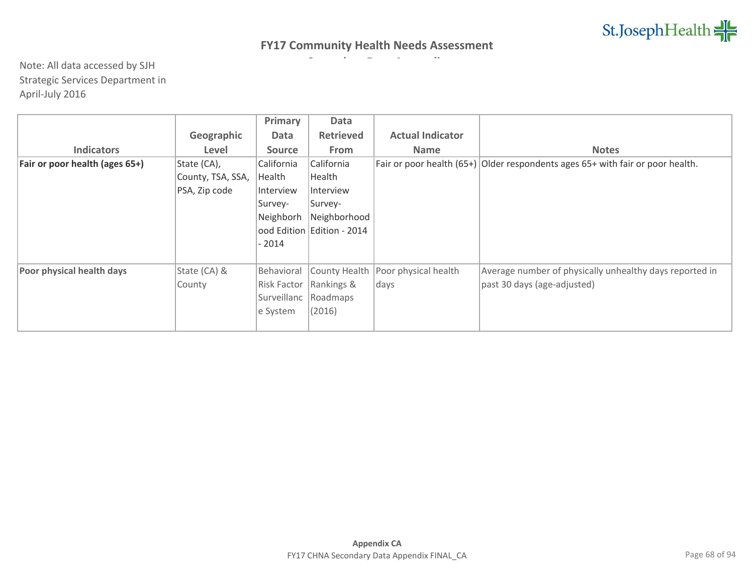## FY17 Community Health Needs Assessment

Note: All data accessed by SJH Strategic Services Department in April-July 2016

| Indicators | Geographic Level | Primary Data Source | Data Retrieved From | Actual Indicator Name | Notes |
|---|---|---|---|---|---|
| **Fair or poor health (ages 65+)** | State (CA), County, TSA, SSA, PSA, Zip code | California Health Interview Survey-Neighborhood Edition - 2014 | California Health Interview Survey-Neighborhood Edition - 2014 | Fair or poor health (65+) | Older respondents ages 65+ with fair or poor health. |
| **Poor physical health days** | State (CA) & County | Behavioral Risk Factor Surveillance System | County Health Rankings & Roadmaps (2016) | Poor physical health days | Average number of physically unhealthy days reported in past 30 days (age-adjusted) |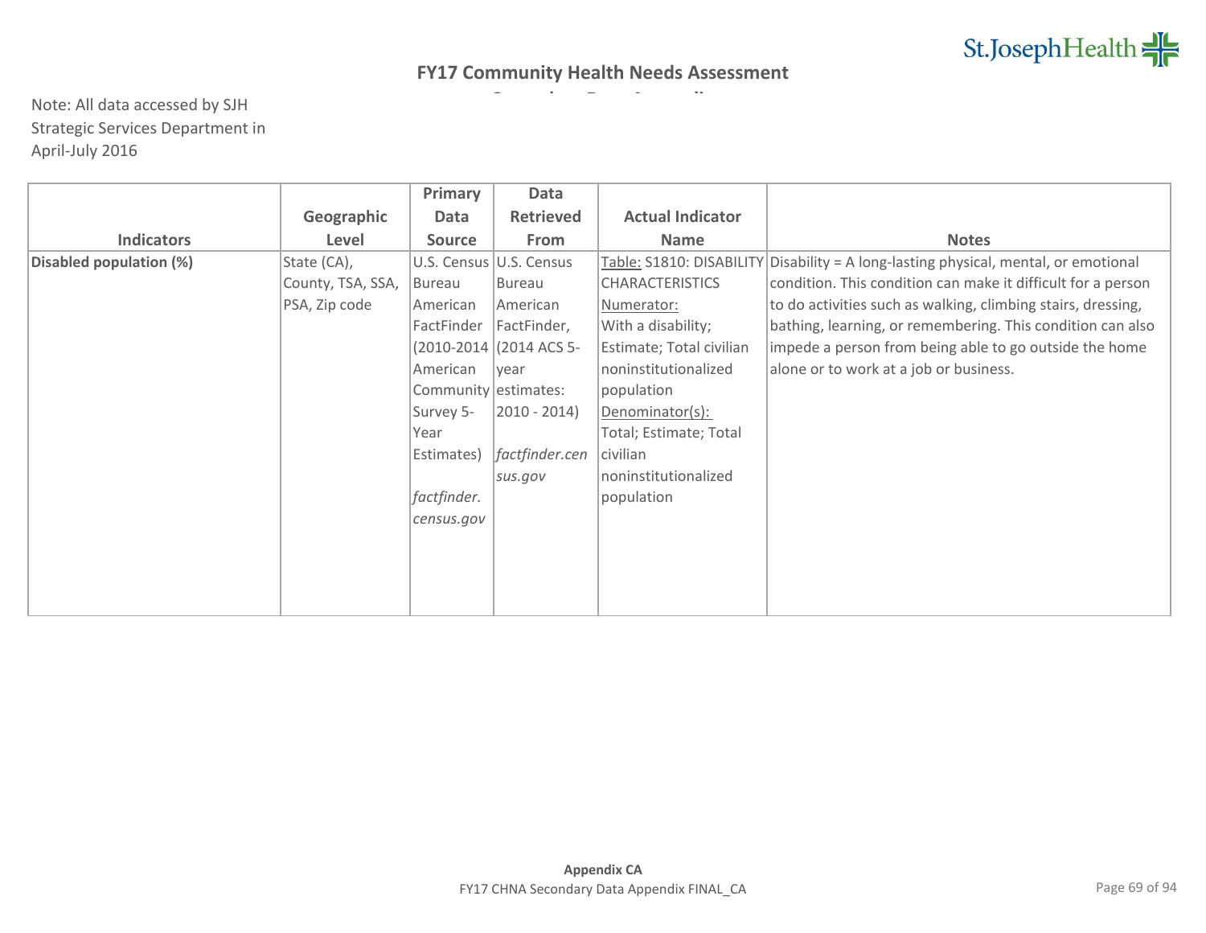# FY17 Community Health Needs Assessment

Note: All data accessed by SJH Strategic Services Department in April-July 2016

| Indicators | Geographic Level | Primary Data Source | Data Retrieved From | Actual Indicator Name | Notes |
| --- | --- | --- | --- | --- | --- |
| **Disabled population (%)** | State (CA), County, TSA, SSA, PSA, Zip code | U.S. Census Bureau American FactFinder (2010-2014 American Community Survey 5-Year Estimates) *factfinder.census.gov* | U.S. Census Bureau American FactFinder, (2014 ACS 5-year estimates: 2010 - 2014) *factfinder.census.gov* | Table: S1810: DISABILITY CHARACTERISTICS Numerator: With a disability; Estimate; Total civilian noninstitutionalized population Denominator(s): Total; Estimate; Total civilian noninstitutionalized population | Disability = A long-lasting physical, mental, or emotional condition. This condition can make it difficult for a person to do activities such as walking, climbing stairs, dressing, bathing, learning, or remembering. This condition can also impede a person from being able to go outside the home alone or to work at a job or business. |

**Appendix CA**

FY17 CHNA Secondary Data Appendix FINAL_CA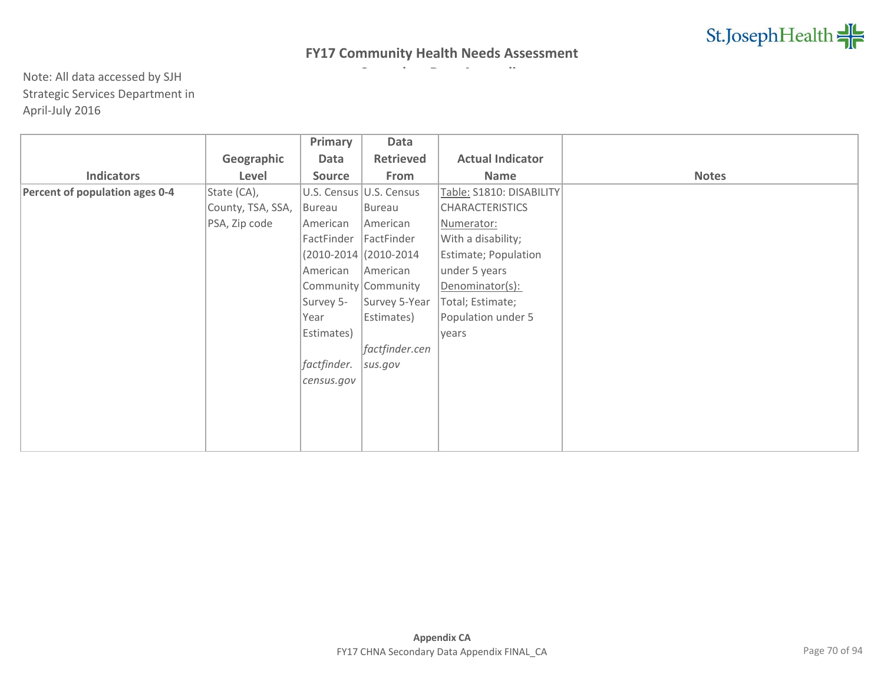# FY17 Community Health Needs Assessment

Note: All data accessed by SJH Strategic Services Department in April-July 2016

| Indicators | Geographic Level | Primary Data Source | Data Retrieved From | Actual Indicator Name | Notes |
|---|---|---|---|---|---|
| **Percent of population ages 0-4** | State (CA), County, TSA, SSA, PSA, Zip code | U.S. Census Bureau American FactFinder (2010-2014 American Community Survey 5-Year Estimates) *factfinder.census.gov* | U.S. Census Bureau American FactFinder (2010-2014 American Community Survey 5-Year Estimates) *factfinder.census.gov* | Table: S1810: DISABILITY CHARACTERISTICS Numerator: With a disability; Estimate; Population under 5 years Denominator(s): Total; Estimate; Population under 5 years | |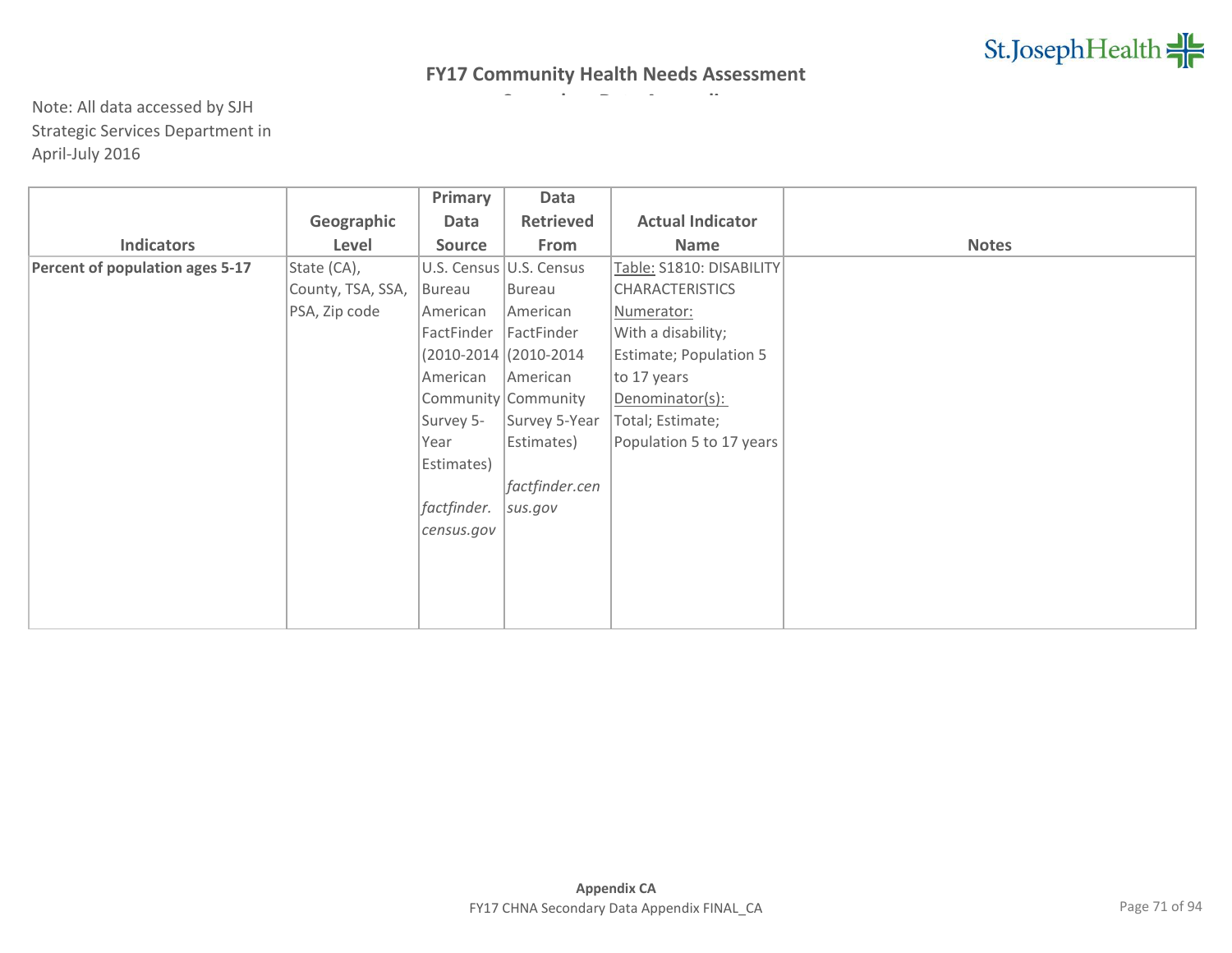# FY17 Community Health Needs Assessment

Note: All data accessed by SJH Strategic Services Department in April-July 2016

| Indicators | Geographic Level | Primary Data Source | Data Retrieved From | Actual Indicator Name | Notes |
|---|---|---|---|---|---|
| **Percent of population ages 5-17** | State (CA), County, TSA, SSA, PSA, Zip code | U.S. Census Bureau American FactFinder (2010-2014 American Community Survey 5-Year Estimates) *factfinder.census.gov* | U.S. Census Bureau American FactFinder (2010-2014 American Community Survey 5-Year Estimates) *factfinder.census.gov* | Table: S1810: DISABILITY CHARACTERISTICS Numerator: With a disability; Estimate; Population 5 to 17 years Denominator(s): Total; Estimate; Population 5 to 17 years | |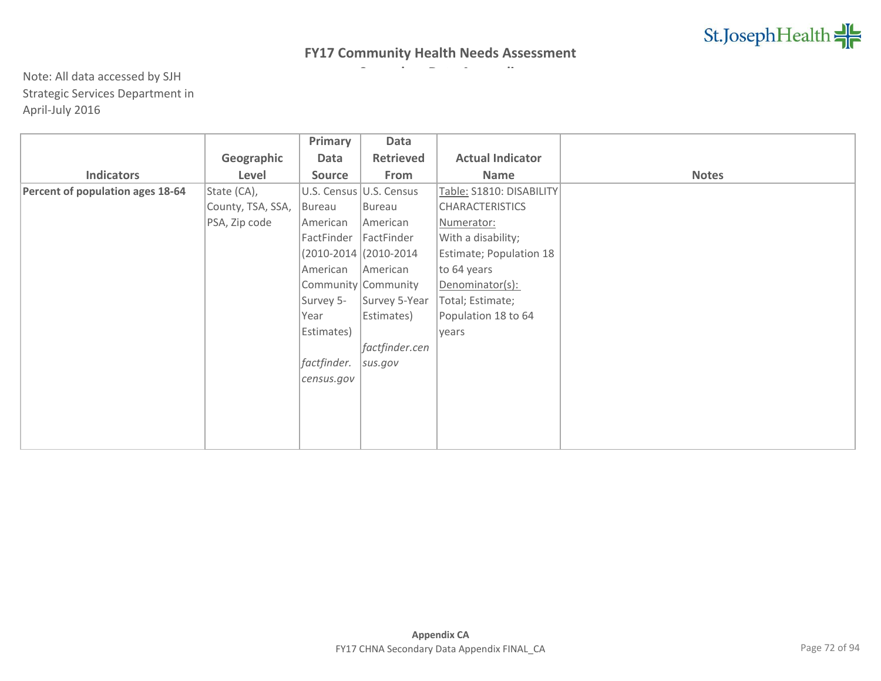## FY17 Community Health Needs Assessment

Note: All data accessed by SJH Strategic Services Department in April-July 2016

| Indicators | Geographic Level | Primary Data Source | Data Retrieved From | Actual Indicator Name | Notes |
|---|---|---|---|---|---|
| **Percent of population ages 18-64** | State (CA), County, TSA, SSA, PSA, Zip code | U.S. Census Bureau American FactFinder (2010-2014 American Community Survey 5-Year Estimates) *factfinder.census.gov* | U.S. Census Bureau American FactFinder (2010-2014 American Community Survey 5-Year Estimates) *factfinder.census.gov* | Table: S1810: DISABILITY CHARACTERISTICS Numerator: With a disability; Estimate; Population 18 to 64 years Denominator(s): Total; Estimate; Population 18 to 64 years | |

**Appendix CA**
FY17 CHNA Secondary Data Appendix FINAL_CA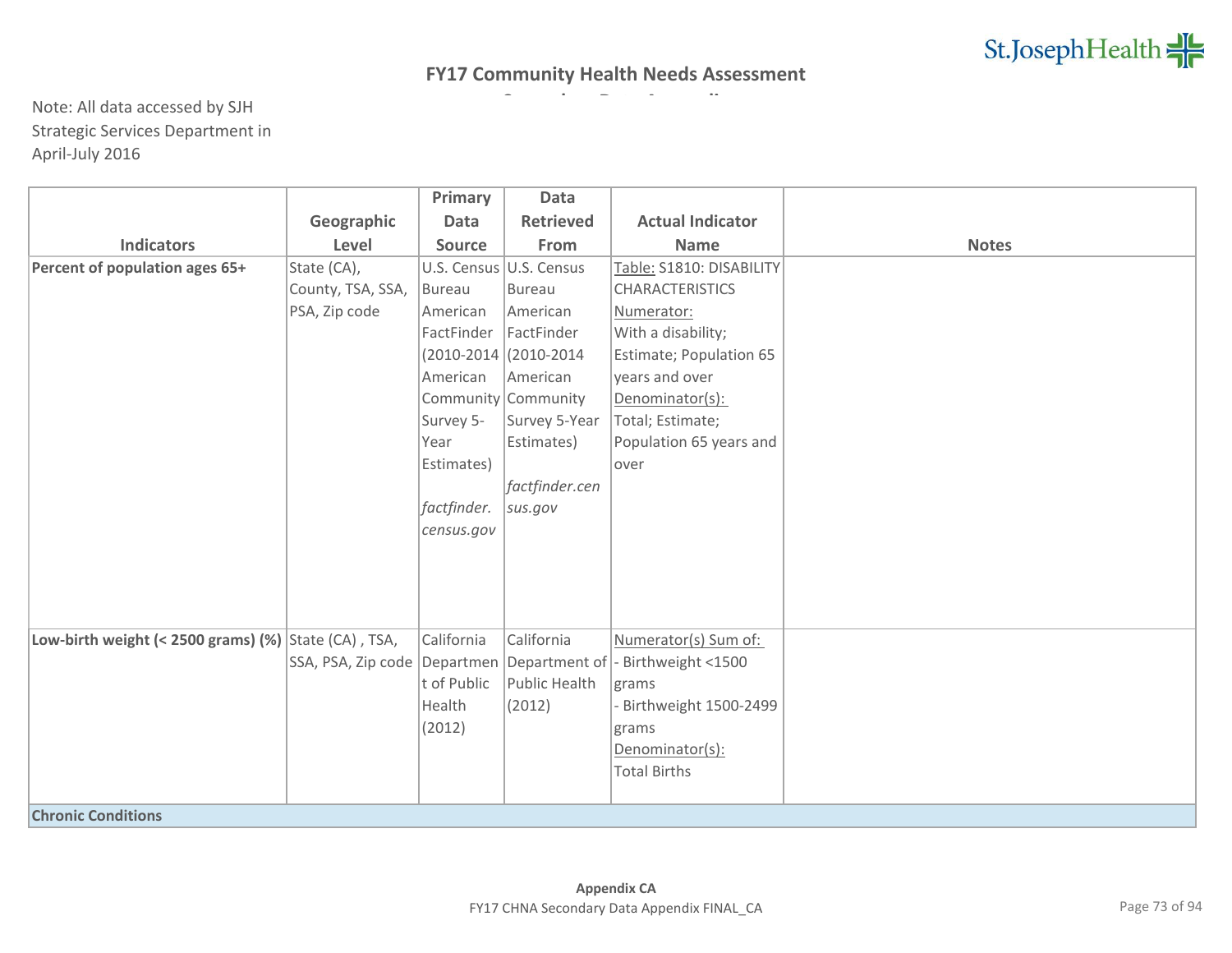## FY17 Community Health Needs Assessment

Note: All data accessed by SJH Strategic Services Department in April-July 2016

| Indicators | Geographic Level | Primary Data Source | Data Retrieved From | Actual Indicator Name | Notes |
|---|---|---|---|---|---|
| **Percent of population ages 65+** | State (CA), County, TSA, SSA, PSA, Zip code | U.S. Census Bureau American FactFinder (2010-2014 American Community Survey 5-Year Estimates) *factfinder.census.gov* | U.S. Census Bureau American FactFinder (2010-2014 American Community Survey 5-Year Estimates) *factfinder.census.gov* | Table: S1810: DISABILITY CHARACTERISTICS Numerator: With a disability; Estimate; Population 65 years and over Denominator(s): Total; Estimate; Population 65 years and over | |
| **Low-birth weight (< 2500 grams) (%)** | State (CA) , TSA, SSA, PSA, Zip code | California Department of Public Health (2012) | California Department of Public Health (2012) | Numerator(s) Sum of: - Birthweight <1500 grams - Birthweight 1500-2499 grams Denominator(s): Total Births | |
| **Chronic Conditions** | | | | | |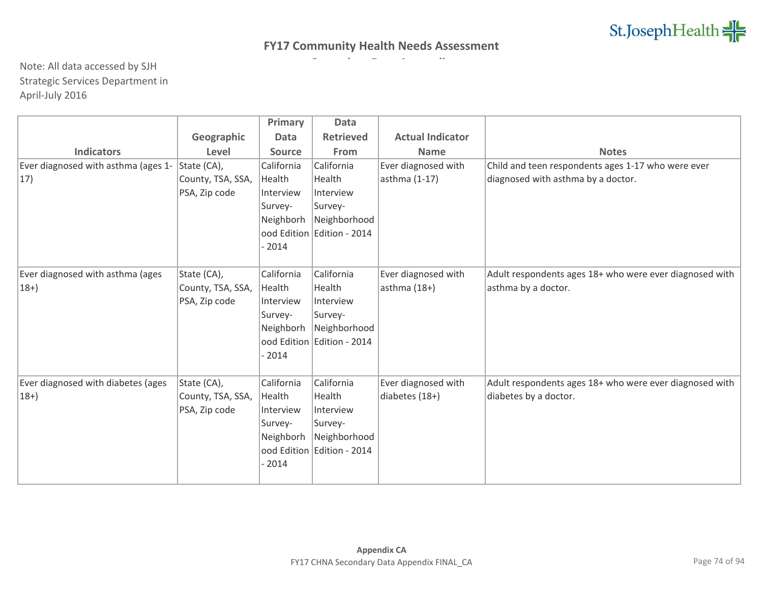## FY17 Community Health Needs Assessment

Note: All data accessed by SJH Strategic Services Department in April-July 2016

| Indicators | Geographic Level | Primary Data Source | Data Retrieved From | Actual Indicator Name | Notes |
|---|---|---|---|---|---|
| Ever diagnosed with asthma (ages 1-17) | State (CA), County, TSA, SSA, PSA, Zip code | California Health Interview Survey- Neighborhood Edition - 2014 | California Health Interview Survey- Neighborhood Edition - 2014 | Ever diagnosed with asthma (1-17) | Child and teen respondents ages 1-17 who were ever diagnosed with asthma by a doctor. |
| Ever diagnosed with asthma (ages 18+) | State (CA), County, TSA, SSA, PSA, Zip code | California Health Interview Survey- Neighborhood Edition - 2014 | California Health Interview Survey- Neighborhood Edition - 2014 | Ever diagnosed with asthma (18+) | Adult respondents ages 18+ who were ever diagnosed with asthma by a doctor. |
| Ever diagnosed with diabetes (ages 18+) | State (CA), County, TSA, SSA, PSA, Zip code | California Health Interview Survey- Neighborhood Edition - 2014 | California Health Interview Survey- Neighborhood Edition - 2014 | Ever diagnosed with diabetes (18+) | Adult respondents ages 18+ who were ever diagnosed with diabetes by a doctor. |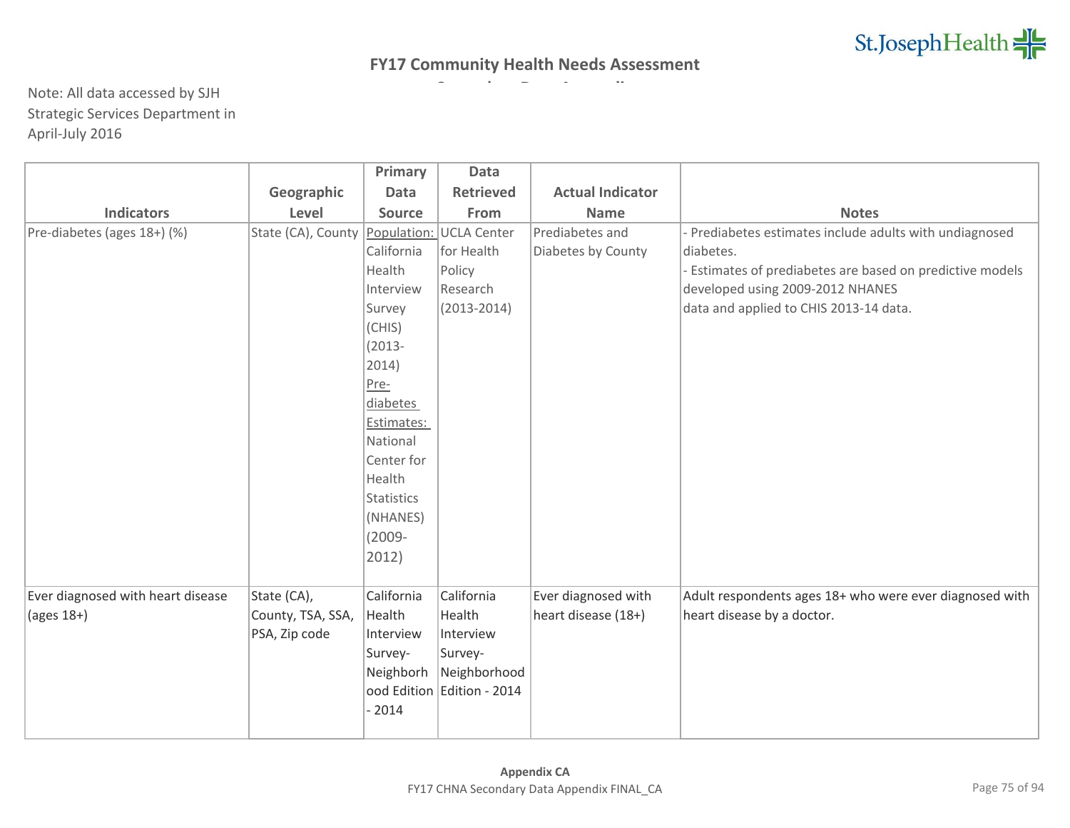## FY17 Community Health Needs Assessment

Note: All data accessed by SJH Strategic Services Department in April-July 2016

| Indicators | Geographic Level | Primary Data Source | Data Retrieved From | Actual Indicator Name | Notes |
|---|---|---|---|---|---|
| Pre-diabetes (ages 18+) (%) | State (CA), County | Population: California Health Interview Survey (CHIS) (2013-2014) Pre-diabetes Estimates: National Center for Health Statistics (NHANES) (2009-2012) | UCLA Center for Health Policy Research (2013-2014) | Prediabetes and Diabetes by County | - Prediabetes estimates include adults with undiagnosed diabetes.<br>- Estimates of prediabetes are based on predictive models developed using 2009-2012 NHANES data and applied to CHIS 2013-14 data. |
| Ever diagnosed with heart disease (ages 18+) | State (CA), County, TSA, SSA, PSA, Zip code | California Health Interview Survey-Neighborhood Edition - 2014 | California Health Interview Survey-Neighborhood Edition - 2014 | Ever diagnosed with heart disease (18+) | Adult respondents ages 18+ who were ever diagnosed with heart disease by a doctor. |

**Appendix CA**

FY17 CHNA Secondary Data Appendix FINAL_CA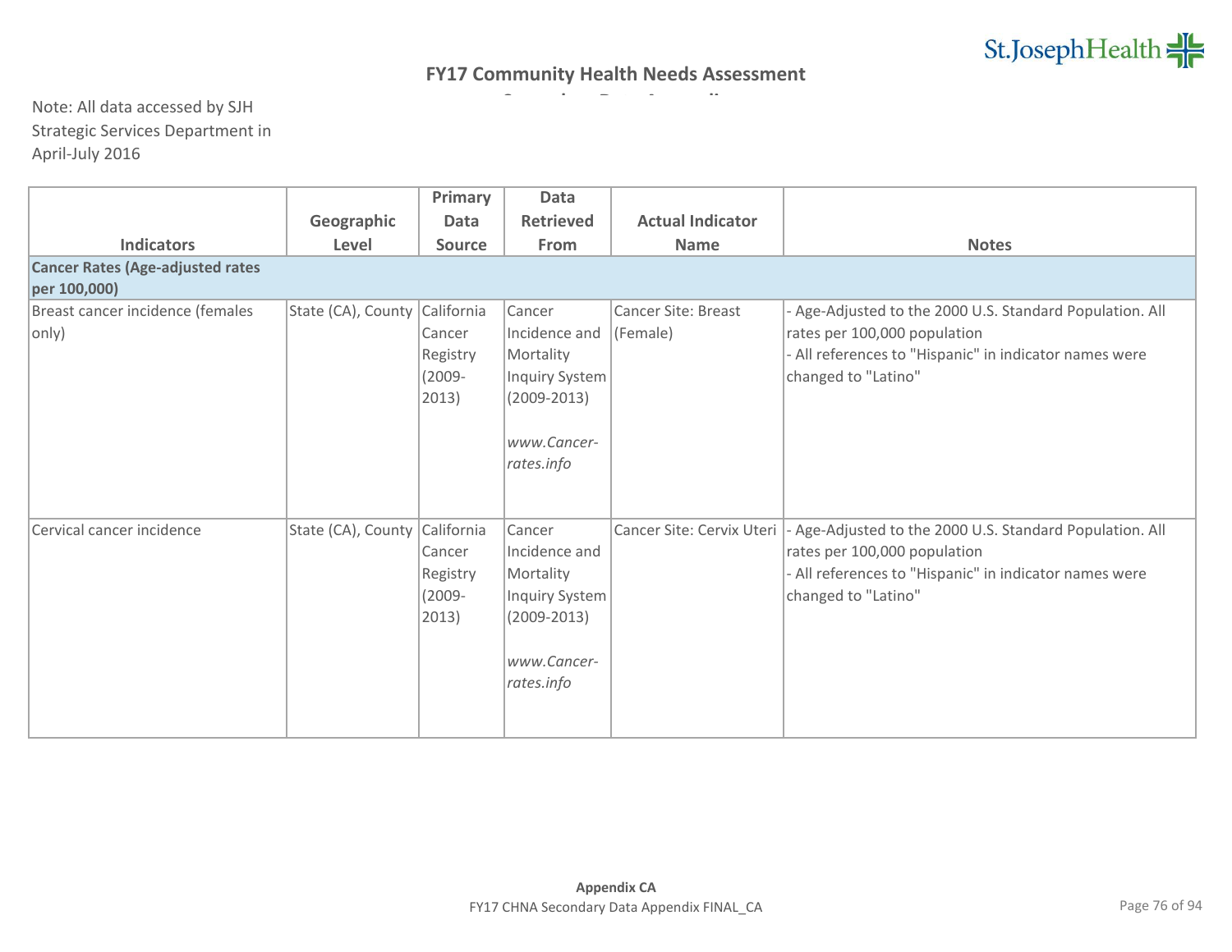# FY17 Community Health Needs Assessment

Note: All data accessed by SJH Strategic Services Department in April-July 2016

| Indicators | Geographic Level | Primary Data Source | Data Retrieved From | Actual Indicator Name | Notes |
|---|---|---|---|---|---|
| **Cancer Rates (Age-adjusted rates per 100,000)** | | | | | |
| Breast cancer incidence (females only) | State (CA), County | California Cancer Registry (2009-2013) | Cancer Incidence and Mortality Inquiry System (2009-2013)<br><br>*www.Cancer-rates.info* | Cancer Site: Breast (Female) | - Age-Adjusted to the 2000 U.S. Standard Population. All rates per 100,000 population<br>- All references to "Hispanic" in indicator names were changed to "Latino" |
| Cervical cancer incidence | State (CA), County | California Cancer Registry (2009-2013) | Cancer Incidence and Mortality Inquiry System (2009-2013)<br><br>*www.Cancer-rates.info* | Cancer Site: Cervix Uteri | - Age-Adjusted to the 2000 U.S. Standard Population. All rates per 100,000 population<br>- All references to "Hispanic" in indicator names were changed to "Latino" |

**Appendix CA**

FY17 CHNA Secondary Data Appendix FINAL_CA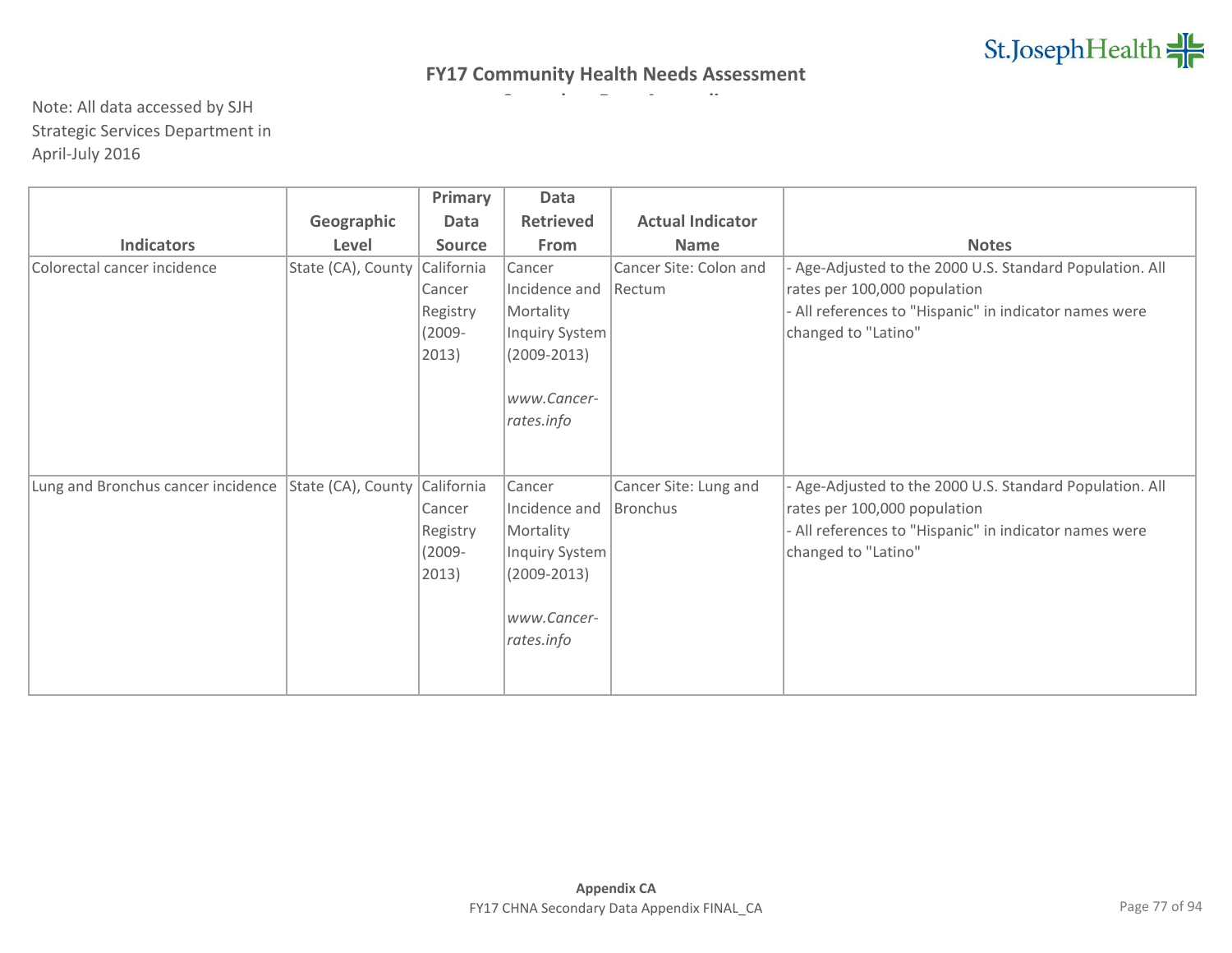**FY17 Community Health Needs Assessment**

Note: All data accessed by SJH Strategic Services Department in April-July 2016

| Indicators | Geographic Level | Primary Data Source | Data Retrieved From | Actual Indicator Name | Notes |
|---|---|---|---|---|---|
| Colorectal cancer incidence | State (CA), County | California Cancer Registry (2009-2013) | Cancer Incidence and Mortality Inquiry System (2009-2013) *www.Cancer-rates.info* | Cancer Site: Colon and Rectum | - Age-Adjusted to the 2000 U.S. Standard Population. All rates per 100,000 population<br>- All references to "Hispanic" in indicator names were changed to "Latino" |
| Lung and Bronchus cancer incidence | State (CA), County | California Cancer Registry (2009-2013) | Cancer Incidence and Mortality Inquiry System (2009-2013) *www.Cancer-rates.info* | Cancer Site: Lung and Bronchus | - Age-Adjusted to the 2000 U.S. Standard Population. All rates per 100,000 population<br>- All references to "Hispanic" in indicator names were changed to "Latino" |

**Appendix CA**

FY17 CHNA Secondary Data Appendix FINAL_CA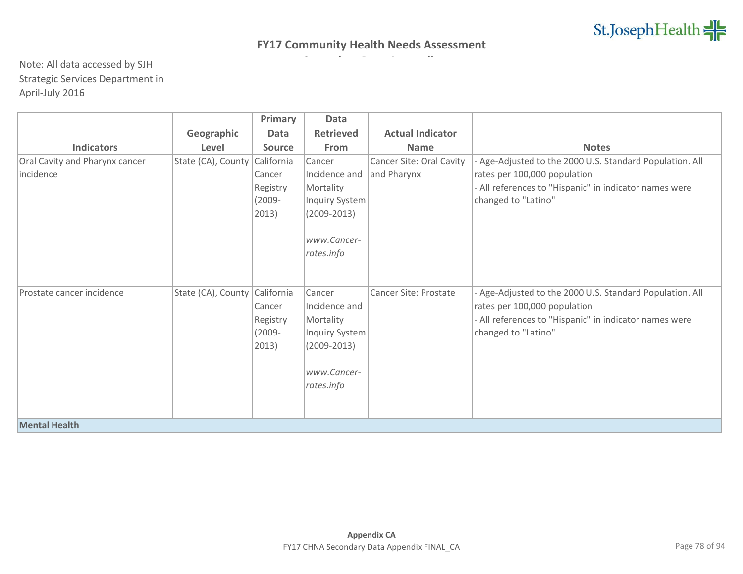# FY17 Community Health Needs Assessment

Note: All data accessed by SJH Strategic Services Department in April-July 2016

| Indicators | Geographic Level | Primary Data Source | Data Retrieved From | Actual Indicator Name | Notes |
|---|---|---|---|---|---|
| Oral Cavity and Pharynx cancer incidence | State (CA), County | California Cancer Registry (2009-2013) | Cancer Incidence and Mortality Inquiry System (2009-2013) *www.Cancer-rates.info* | Cancer Site: Oral Cavity and Pharynx | - Age-Adjusted to the 2000 U.S. Standard Population. All rates per 100,000 population<br>- All references to "Hispanic" in indicator names were changed to "Latino" |
| Prostate cancer incidence | State (CA), County | California Cancer Registry (2009-2013) | Cancer Incidence and Mortality Inquiry System (2009-2013) *www.Cancer-rates.info* | Cancer Site: Prostate | - Age-Adjusted to the 2000 U.S. Standard Population. All rates per 100,000 population<br>- All references to "Hispanic" in indicator names were changed to "Latino" |
| **Mental Health** | | | | | |

**Appendix CA**

FY17 CHNA Secondary Data Appendix FINAL_CA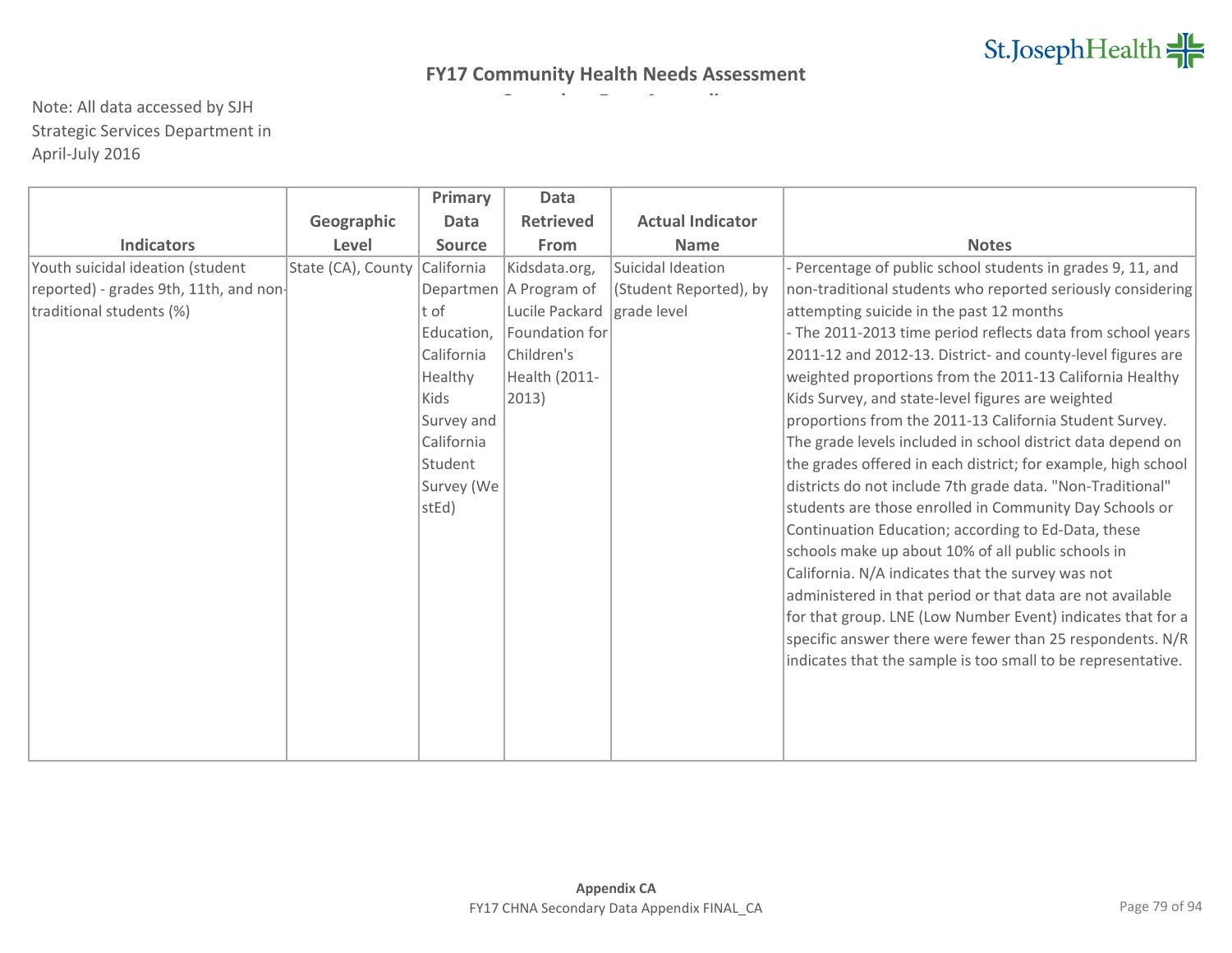## FY17 Community Health Needs Assessment

Note: All data accessed by SJH Strategic Services Department in April-July 2016

| Indicators | Geographic Level | Primary Data Source | Data Retrieved From | Actual Indicator Name | Notes |
|---|---|---|---|---|---|
| Youth suicidal ideation (student reported) - grades 9th, 11th, and non-traditional students (%) | State (CA), County | California Department of Education, California Healthy Kids Survey and California Student Survey (WestEd) | Kidsdata.org, A Program of Lucile Packard Foundation for Children's Health (2011-2013) | Suicidal Ideation (Student Reported), by grade level | - Percentage of public school students in grades 9, 11, and non-traditional students who reported seriously considering attempting suicide in the past 12 months<br>- The 2011-2013 time period reflects data from school years 2011-12 and 2012-13. District- and county-level figures are weighted proportions from the 2011-13 California Healthy Kids Survey, and state-level figures are weighted proportions from the 2011-13 California Student Survey. The grade levels included in school district data depend on the grades offered in each district; for example, high school districts do not include 7th grade data. "Non-Traditional" students are those enrolled in Community Day Schools or Continuation Education; according to Ed-Data, these schools make up about 10% of all public schools in California. N/A indicates that the survey was not administered in that period or that data are not available for that group. LNE (Low Number Event) indicates that for a specific answer there were fewer than 25 respondents. N/R indicates that the sample is too small to be representative. |

**Appendix CA**
FY17 CHNA Secondary Data Appendix FINAL_CA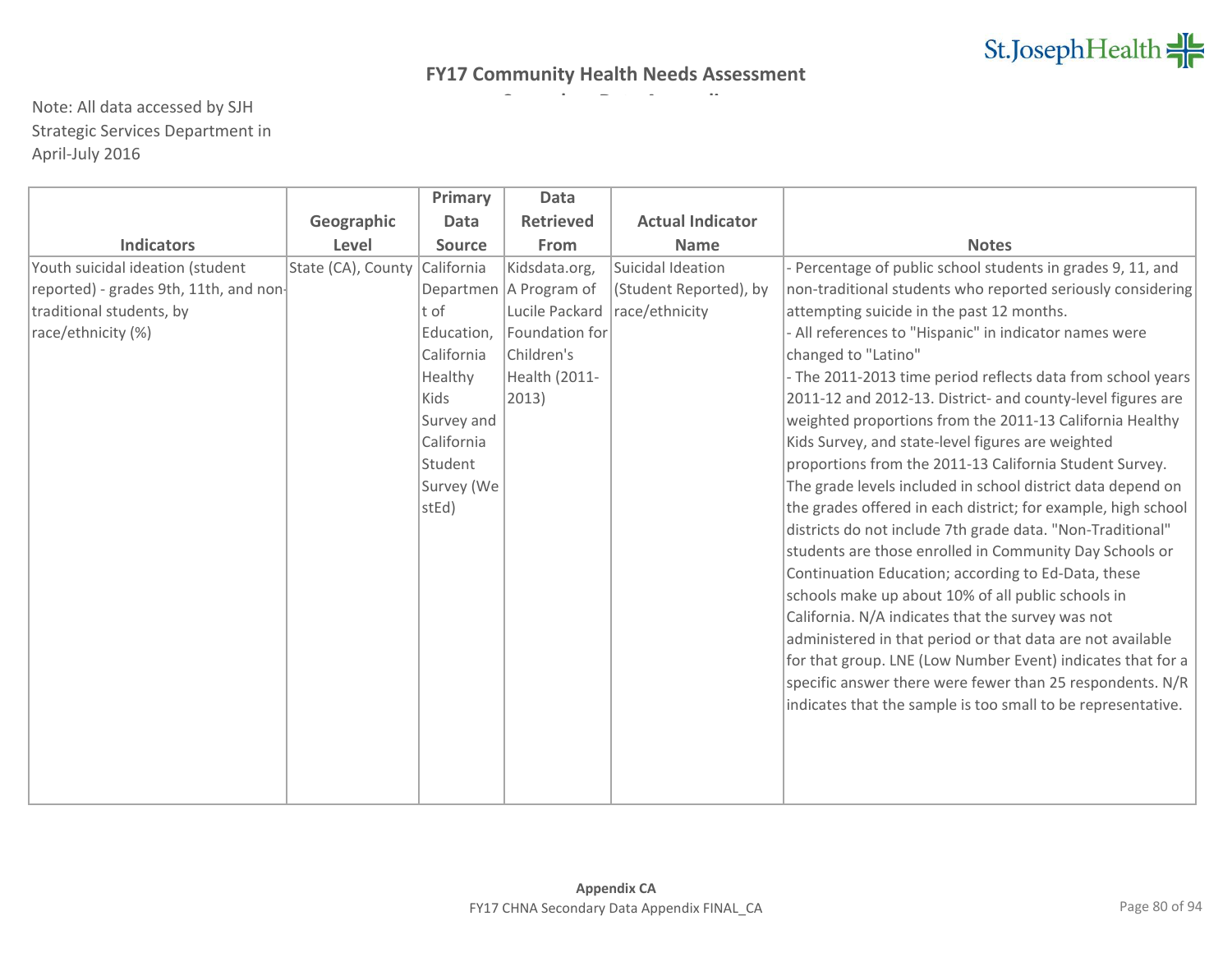## FY17 Community Health Needs Assessment

Note: All data accessed by SJH Strategic Services Department in April-July 2016

| Indicators | Geographic Level | Primary Data Source | Data Retrieved From | Actual Indicator Name | Notes |
|---|---|---|---|---|---|
| Youth suicidal ideation (student reported) - grades 9th, 11th, and non-traditional students, by race/ethnicity (%) | State (CA), County | California Department of Education, California Healthy Kids Survey and California Student Survey (WestEd) | Kidsdata.org, A Program of Lucile Packard Foundation for Children's Health (2011-2013) | Suicidal Ideation (Student Reported), by race/ethnicity | - Percentage of public school students in grades 9, 11, and non-traditional students who reported seriously considering attempting suicide in the past 12 months.<br>- All references to "Hispanic" in indicator names were changed to "Latino"<br>- The 2011-2013 time period reflects data from school years 2011-12 and 2012-13. District- and county-level figures are weighted proportions from the 2011-13 California Healthy Kids Survey, and state-level figures are weighted proportions from the 2011-13 California Student Survey. The grade levels included in school district data depend on the grades offered in each district; for example, high school districts do not include 7th grade data. "Non-Traditional" students are those enrolled in Community Day Schools or Continuation Education; according to Ed-Data, these schools make up about 10% of all public schools in California. N/A indicates that the survey was not administered in that period or that data are not available for that group. LNE (Low Number Event) indicates that for a specific answer there were fewer than 25 respondents. N/R indicates that the sample is too small to be representative. |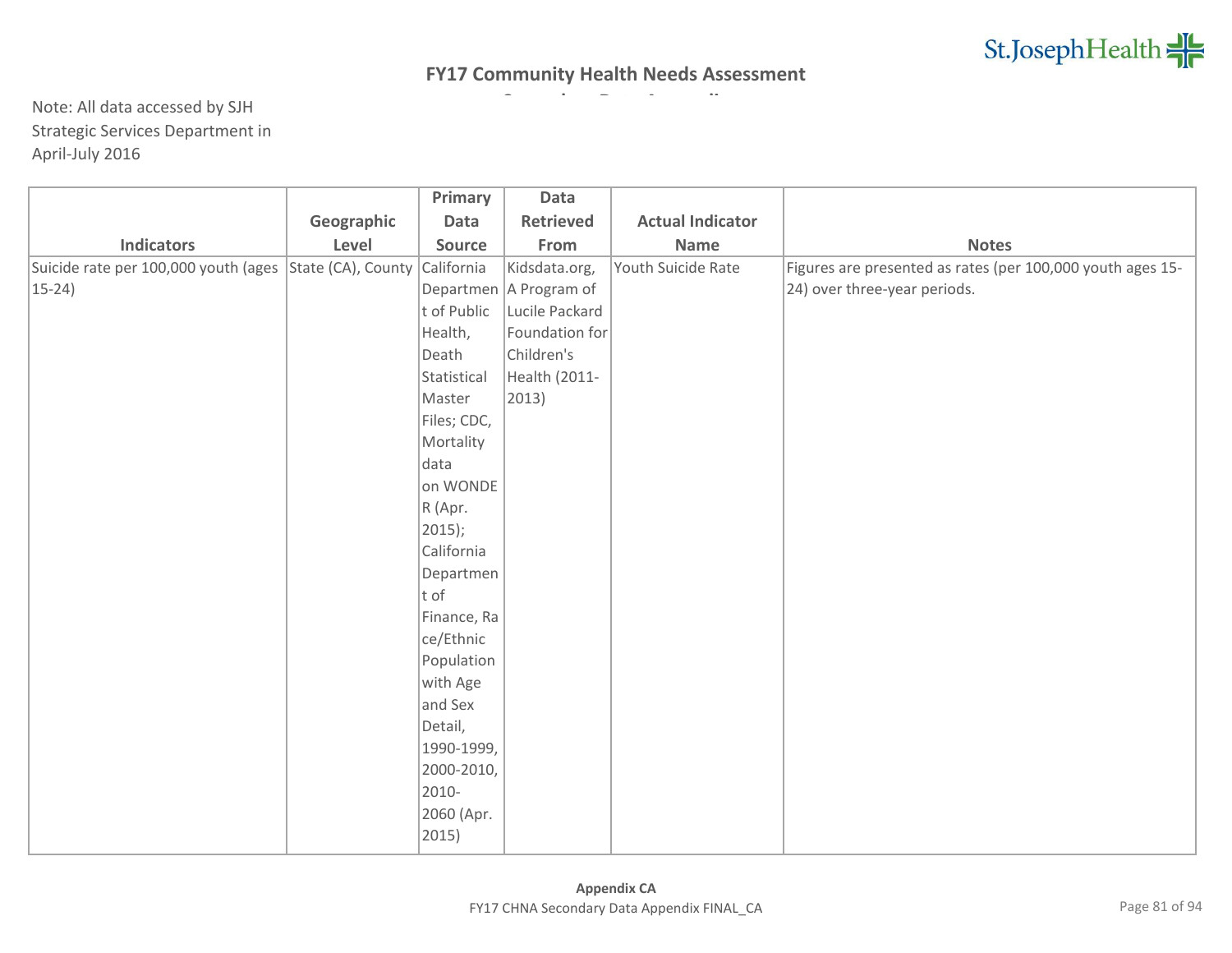## FY17 Community Health Needs Assessment

Note: All data accessed by SJH Strategic Services Department in April-July 2016

| Indicators | Geographic Level | Primary Data Source | Data Retrieved From | Actual Indicator Name | Notes |
|---|---|---|---|---|---|
| Suicide rate per 100,000 youth (ages 15-24) | State (CA), County | California Department of Public Health, Death Statistical Master Files; CDC, Mortality data on WONDER (Apr. 2015); California Department of Finance, Race/Ethnic Population with Age and Sex Detail, 1990-1999, 2000-2010, 2010-2060 (Apr. 2015) | Kidsdata.org, A Program of Lucile Packard Foundation for Children's Health (2011-2013) | Youth Suicide Rate | Figures are presented as rates (per 100,000 youth ages 15-24) over three-year periods. |

**Appendix CA**

FY17 CHNA Secondary Data Appendix FINAL_CA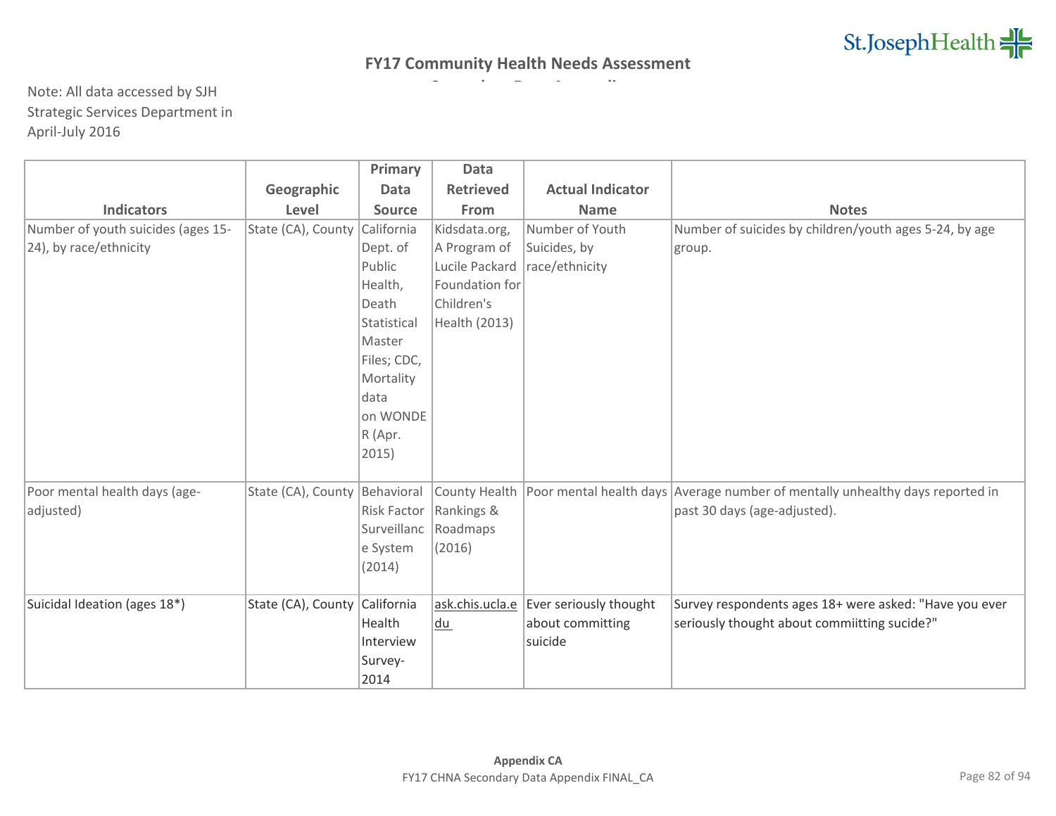**FY17 Community Health Needs Assessment**

Note: All data accessed by SJH Strategic Services Department in April-July 2016

| Indicators | Geographic Level | Primary Data Source | Data Retrieved From | Actual Indicator Name | Notes |
|---|---|---|---|---|---|
| Number of youth suicides (ages 15-24), by race/ethnicity | State (CA), County | California Dept. of Public Health, Death Statistical Master Files; CDC, Mortality data on WONDER (Apr. 2015) | Kidsdata.org, A Program of Lucile Packard Foundation for Children's Health (2013) | Number of Youth Suicides, by race/ethnicity | Number of suicides by children/youth ages 5-24, by age group. |
| Poor mental health days (age-adjusted) | State (CA), County | Behavioral Risk Factor Surveillance System (2014) | County Health Rankings & Roadmaps (2016) | Poor mental health days | Average number of mentally unhealthy days reported in past 30 days (age-adjusted). |
| Suicidal Ideation (ages 18*) | State (CA), County | California Health Interview Survey-2014 | ask.chis.ucla.edu | Ever seriously thought about committing suicide | Survey respondents ages 18+ were asked: "Have you ever seriously thought about commiitting sucide?" |

Appendix CA

FY17 CHNA Secondary Data Appendix FINAL_CA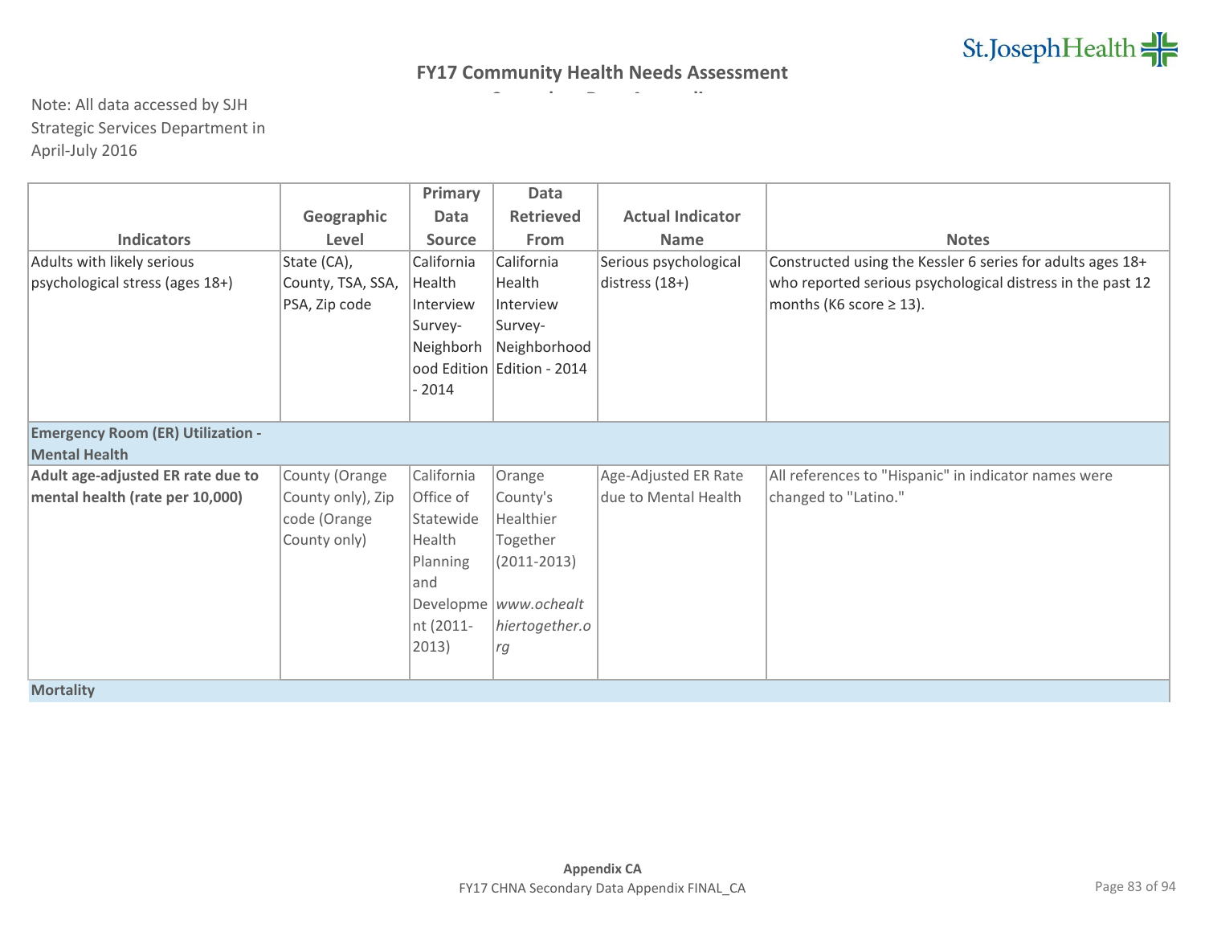## FY17 Community Health Needs Assessment

Note: All data accessed by SJH Strategic Services Department in April-July 2016

| Indicators | Geographic Level | Primary Data Source | Data Retrieved From | Actual Indicator Name | Notes |
|---|---|---|---|---|---|
| Adults with likely serious psychological stress (ages 18+) | State (CA), County, TSA, SSA, PSA, Zip code | California Health Interview Survey-Neighborhood Edition - 2014 | California Health Interview Survey-Neighborhood Edition - 2014 | Serious psychological distress (18+) | Constructed using the Kessler 6 series for adults ages 18+ who reported serious psychological distress in the past 12 months (K6 score ≥ 13). |
| **Emergency Room (ER) Utilization - Mental Health** | | | | | |
| **Adult age-adjusted ER rate due to mental health (rate per 10,000)** | County (Orange County only), Zip code (Orange County only) | California Office of Statewide Health Planning and Development (2011-2013) | Orange County's Healthier Together (2011-2013) *www.ochealthiertogether.org* | Age-Adjusted ER Rate due to Mental Health | All references to "Hispanic" in indicator names were changed to "Latino." |
| **Mortality** | | | | | |

**Appendix CA**

FY17 CHNA Secondary Data Appendix FINAL_CA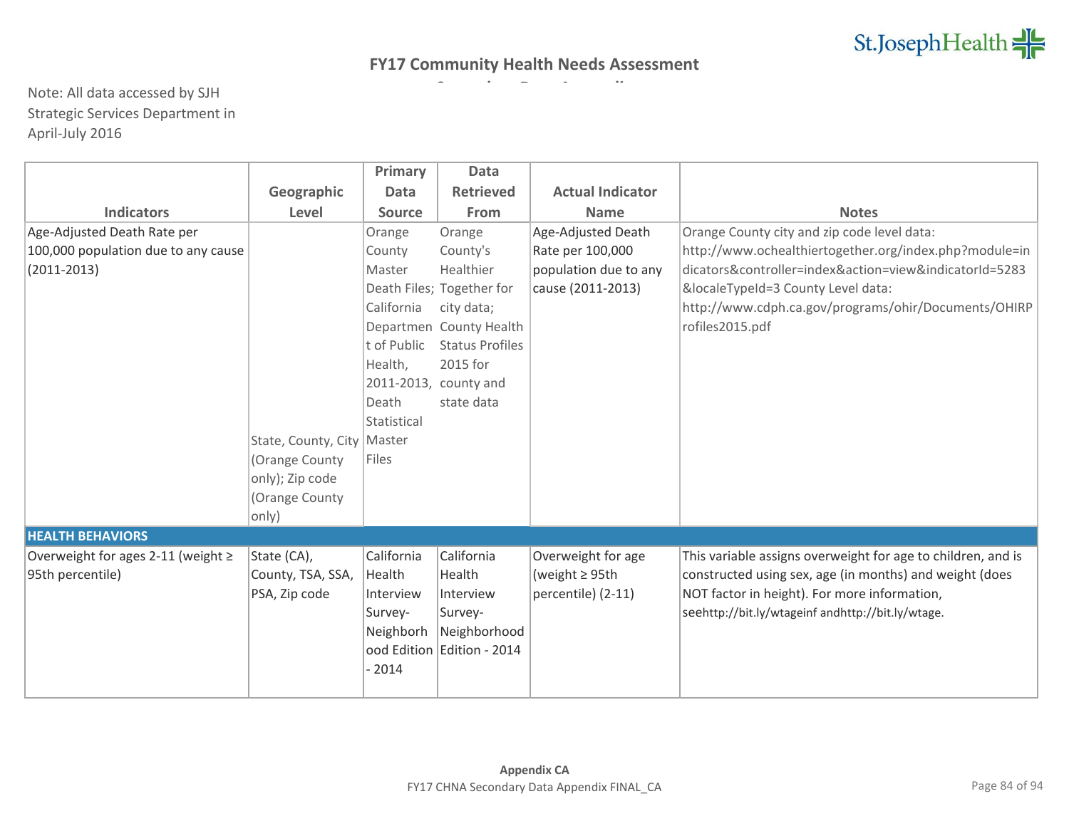## FY17 Community Health Needs Assessment

Note: All data accessed by SJH Strategic Services Department in April-July 2016

| Indicators | Geographic Level | Primary Data Source | Data Retrieved From | Actual Indicator Name | Notes |
|---|---|---|---|---|---|
| Age-Adjusted Death Rate per 100,000 population due to any cause (2011-2013) | State, County, City (Orange County only); Zip code (Orange County only) | Orange County Master Death Files; California Department of Public Health, 2011-2013, Death Statistical Master Files | Orange County's Healthier Together for city data; County Health Status Profiles 2015 for county and state data | Age-Adjusted Death Rate per 100,000 population due to any cause (2011-2013) | Orange County city and zip code level data: http://www.ochealthiertogether.org/index.php?module=indicators&controller=index&action=view&indicatorId=5283&localeTypeId=3 County Level data: http://www.cdph.ca.gov/programs/ohir/Documents/OHIRProfiles2015.pdf |
| **HEALTH BEHAVIORS** | | | | | |
| Overweight for ages 2-11 (weight ≥ 95th percentile) | State (CA), County, TSA, SSA, PSA, Zip code | California Health Interview Survey-Neighborhood Edition - 2014 | California Health Interview Survey-Neighborhood Edition - 2014 | Overweight for age (weight ≥ 95th percentile) (2-11) | This variable assigns overweight for age to children, and is constructed using sex, age (in months) and weight (does NOT factor in height). For more information, seehttp://bit.ly/wtageinf andhttp://bit.ly/wtage. |

**Appendix CA**

FY17 CHNA Secondary Data Appendix FINAL_CA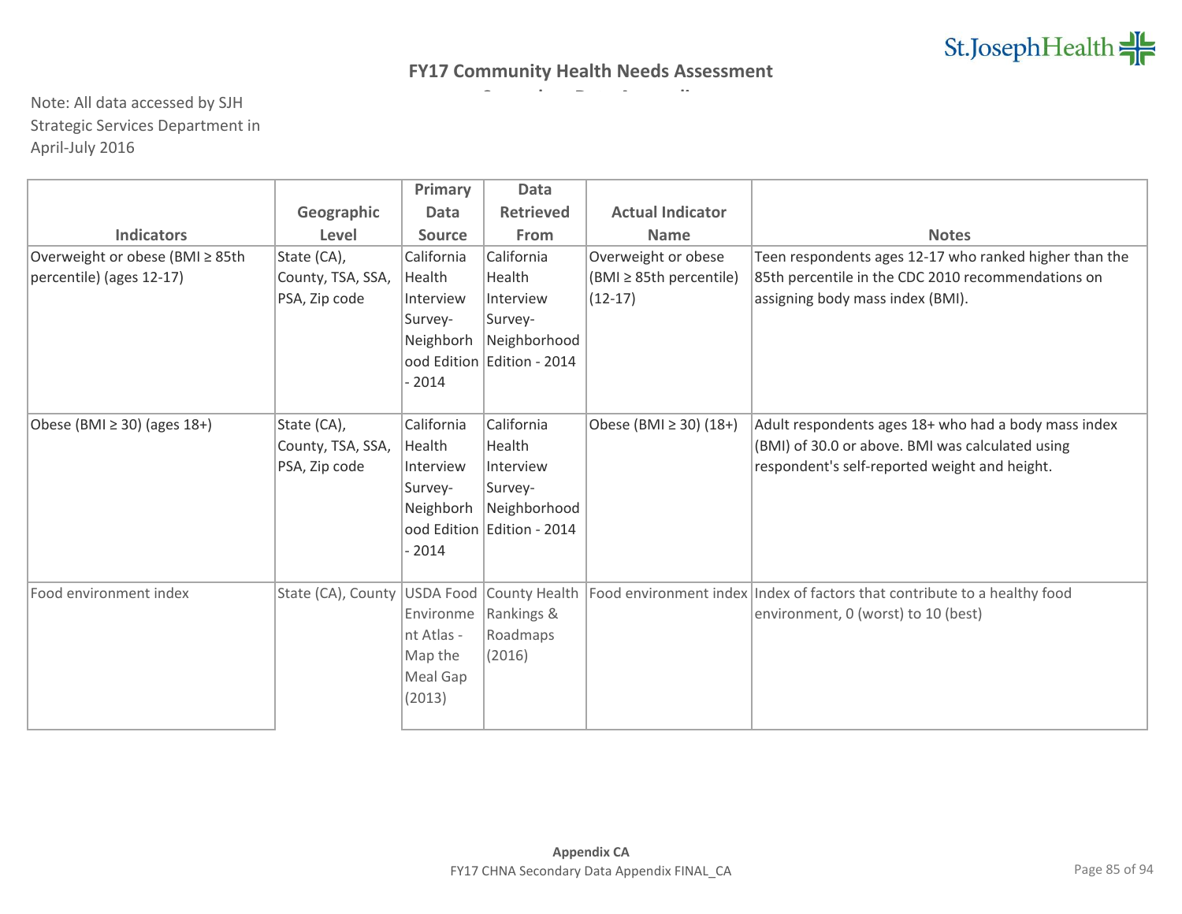# FY17 Community Health Needs Assessment

Note: All data accessed by SJH Strategic Services Department in April-July 2016

| Indicators | Geographic Level | Primary Data Source | Data Retrieved From | Actual Indicator Name | Notes |
|---|---|---|---|---|---|
| Overweight or obese (BMI ≥ 85th percentile) (ages 12-17) | State (CA), County, TSA, SSA, PSA, Zip code | California Health Interview Survey- Neighborhood Edition - 2014 | California Health Interview Survey- Neighborhood Edition - 2014 | Overweight or obese (BMI ≥ 85th percentile) (12-17) | Teen respondents ages 12-17 who ranked higher than the 85th percentile in the CDC 2010 recommendations on assigning body mass index (BMI). |
| Obese (BMI ≥ 30) (ages 18+) | State (CA), County, TSA, SSA, PSA, Zip code | California Health Interview Survey- Neighborhood Edition - 2014 | California Health Interview Survey- Neighborhood Edition - 2014 | Obese (BMI ≥ 30) (18+) | Adult respondents ages 18+ who had a body mass index (BMI) of 30.0 or above. BMI was calculated using respondent's self-reported weight and height. |
| Food environment index | State (CA), County | USDA Food Environment Atlas - Map the Meal Gap (2013) | County Health Rankings & Roadmaps (2016) | Food environment index | Index of factors that contribute to a healthy food environment, 0 (worst) to 10 (best) |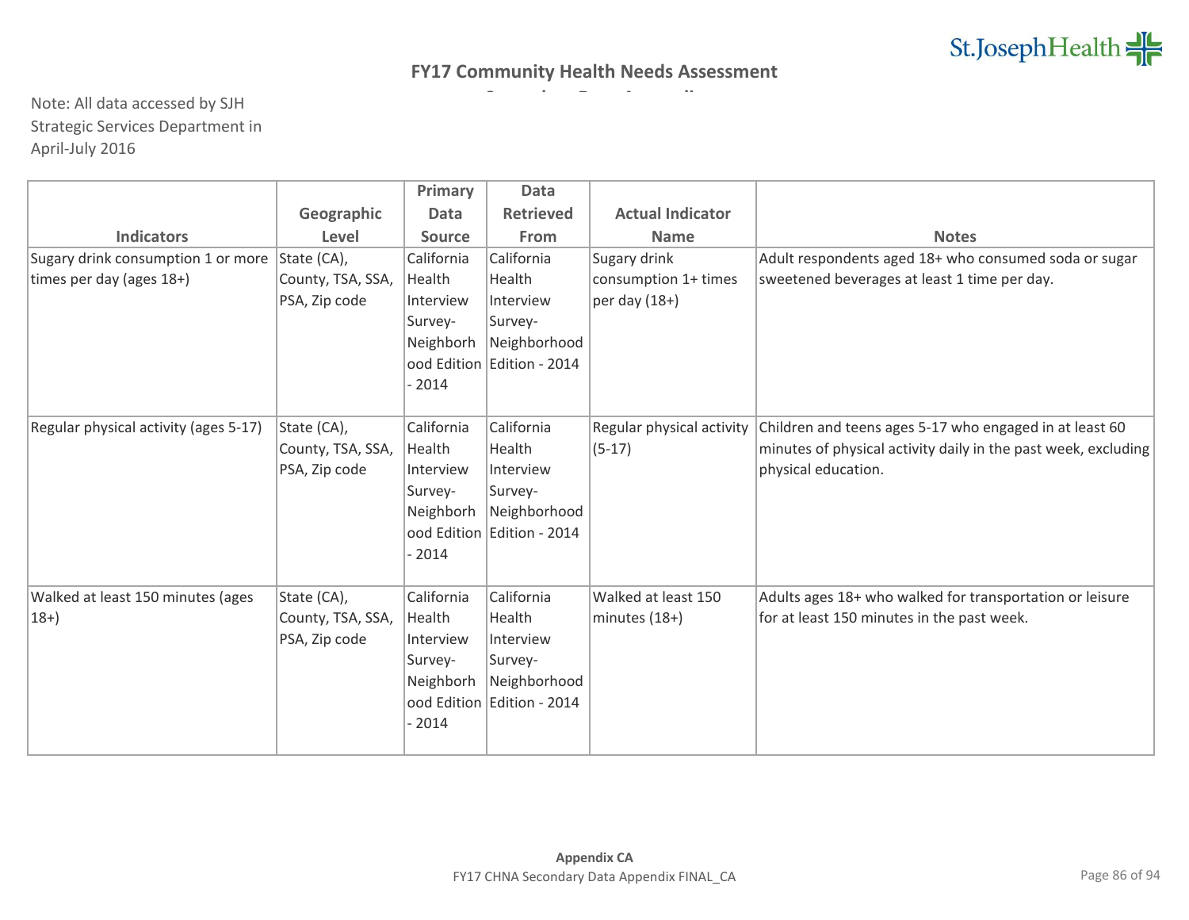## FY17 Community Health Needs Assessment

Note: All data accessed by SJH Strategic Services Department in April-July 2016

| Indicators | Geographic Level | Primary Data Source | Data Retrieved From | Actual Indicator Name | Notes |
|---|---|---|---|---|---|
| Sugary drink consumption 1 or more times per day (ages 18+) | State (CA), County, TSA, SSA, PSA, Zip code | California Health Interview Survey- Neighborhood Edition - 2014 | California Health Interview Survey- Neighborhood Edition - 2014 | Sugary drink consumption 1+ times per day (18+) | Adult respondents aged 18+ who consumed soda or sugar sweetened beverages at least 1 time per day. |
| Regular physical activity (ages 5-17) | State (CA), County, TSA, SSA, PSA, Zip code | California Health Interview Survey- Neighborhood Edition - 2014 | California Health Interview Survey- Neighborhood Edition - 2014 | Regular physical activity (5-17) | Children and teens ages 5-17 who engaged in at least 60 minutes of physical activity daily in the past week, excluding physical education. |
| Walked at least 150 minutes (ages 18+) | State (CA), County, TSA, SSA, PSA, Zip code | California Health Interview Survey- Neighborhood Edition - 2014 | California Health Interview Survey- Neighborhood Edition - 2014 | Walked at least 150 minutes (18+) | Adults ages 18+ who walked for transportation or leisure for at least 150 minutes in the past week. |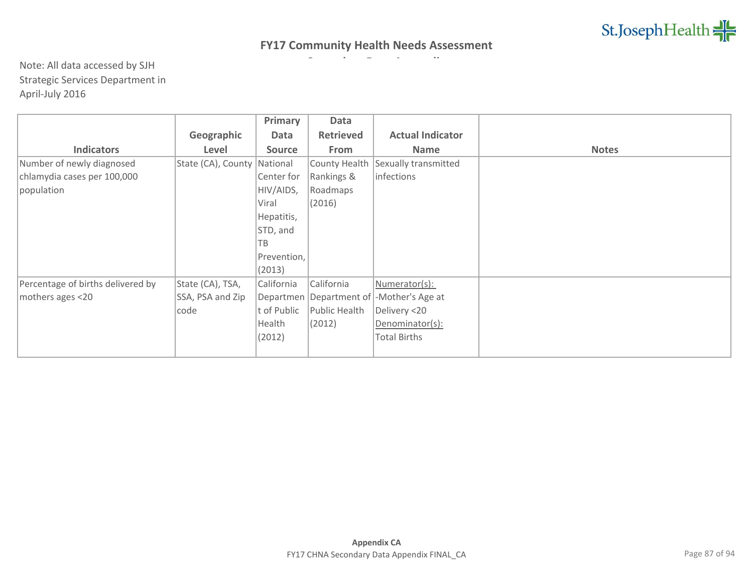## FY17 Community Health Needs Assessment

Note: All data accessed by SJH Strategic Services Department in April-July 2016

| Indicators | Geographic Level | Primary Data Source | Data Retrieved From | Actual Indicator Name | Notes |
|---|---|---|---|---|---|
| Number of newly diagnosed chlamydia cases per 100,000 population | State (CA), County | National Center for HIV/AIDS, Viral Hepatitis, STD, and TB Prevention, (2013) | County Health Rankings & Roadmaps (2016) | Sexually transmitted infections | |
| Percentage of births delivered by mothers ages <20 | State (CA), TSA, SSA, PSA and Zip code | California Department of Public Health (2012) | California Department of Public Health (2012) | Numerator(s): -Mother's Age at Delivery <20 Denominator(s): Total Births | |

**Appendix CA**

FY17 CHNA Secondary Data Appendix FINAL_CA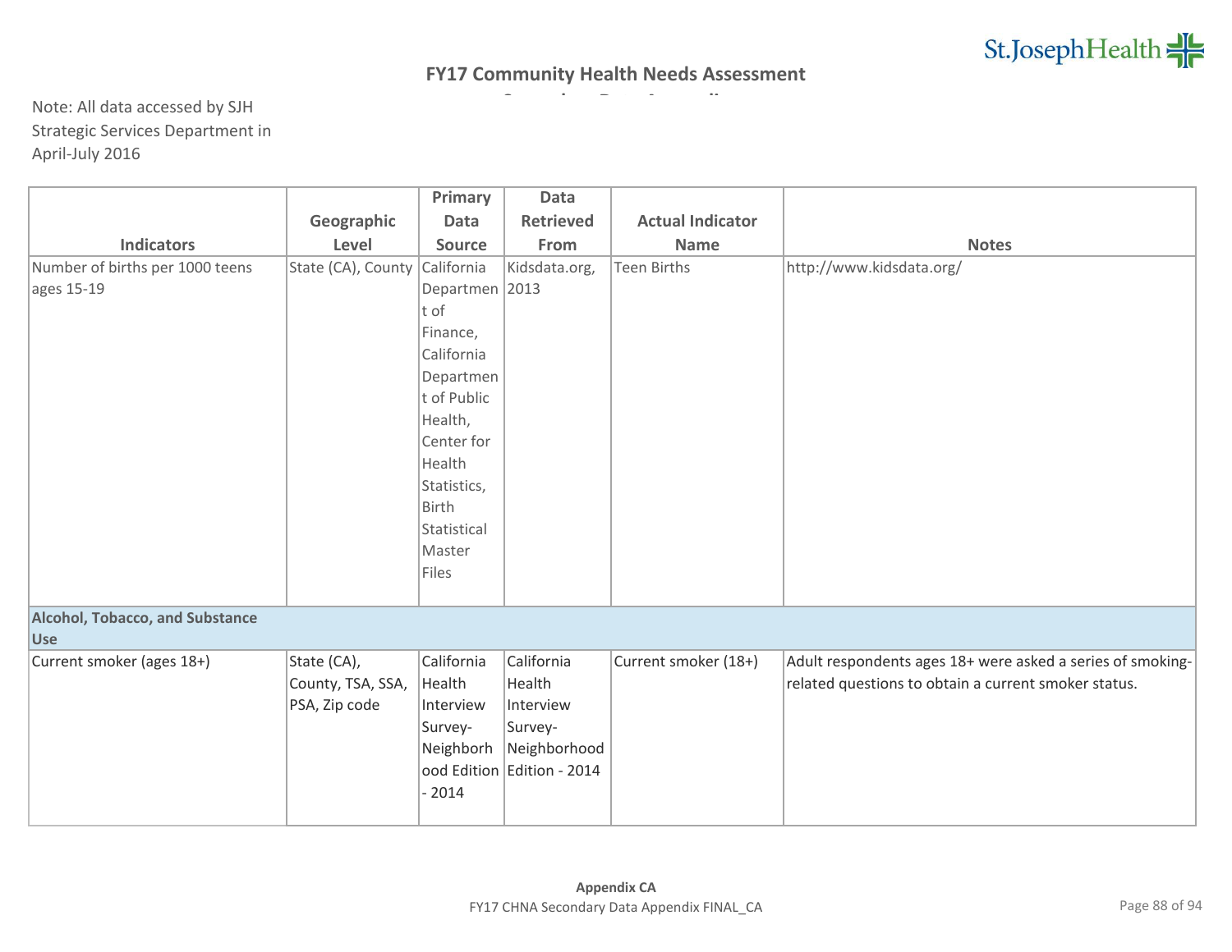# FY17 Community Health Needs Assessment

Note: All data accessed by SJH Strategic Services Department in April-July 2016

| Indicators | Geographic Level | Primary Data Source | Data Retrieved From | Actual Indicator Name | Notes |
|---|---|---|---|---|---|
| Number of births per 1000 teens ages 15-19 | State (CA), County | California Department of Finance, California Department of Public Health, Center for Health Statistics, Birth Statistical Master Files | Kidsdata.org, 2013 | Teen Births | http://www.kidsdata.org/ |
| **Alcohol, Tobacco, and Substance Use** | | | | | |
| Current smoker (ages 18+) | State (CA), County, TSA, SSA, PSA, Zip code | California Health Interview Survey-Neighborhood Edition - 2014 | California Health Interview Survey-Neighborhood Edition - 2014 | Current smoker (18+) | Adult respondents ages 18+ were asked a series of smoking-related questions to obtain a current smoker status. |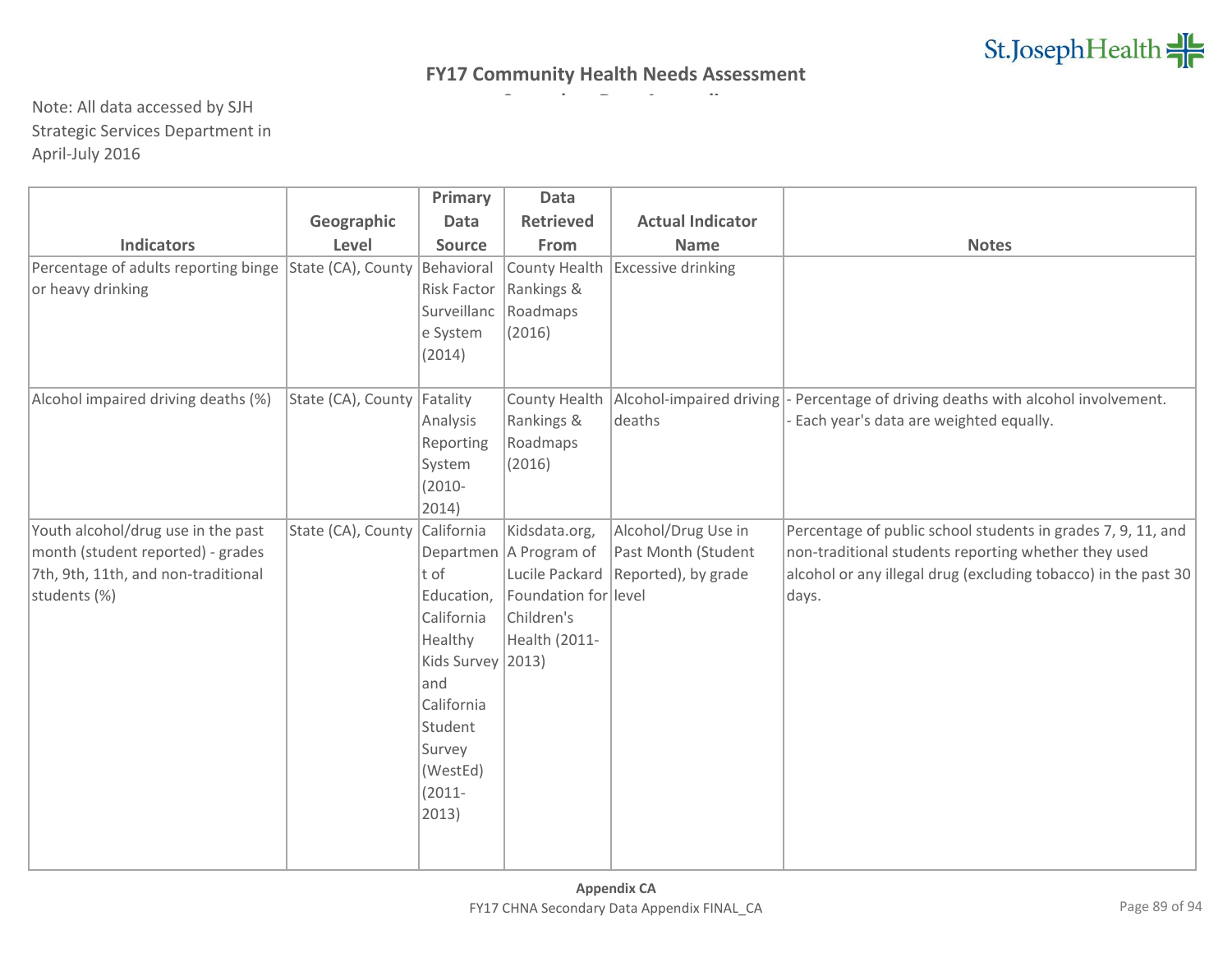# FY17 Community Health Needs Assessment

Note: All data accessed by SJH Strategic Services Department in April-July 2016

| Indicators | Geographic Level | Primary Data Source | Data Retrieved From | Actual Indicator Name | Notes |
|---|---|---|---|---|---|
| Percentage of adults reporting binge or heavy drinking | State (CA), County | Behavioral Risk Factor Surveillance System (2014) | County Health Rankings & Roadmaps (2016) | Excessive drinking | |
| Alcohol impaired driving deaths (%) | State (CA), County | Fatality Analysis Reporting System (2010-2014) | County Health Rankings & Roadmaps (2016) | Alcohol-impaired driving deaths | - Percentage of driving deaths with alcohol involvement.<br>- Each year's data are weighted equally. |
| Youth alcohol/drug use in the past month (student reported) - grades 7th, 9th, 11th, and non-traditional students (%) | State (CA), County | California Department of Education, California Healthy Kids Survey and California Student Survey (WestEd) (2011-2013) | Kidsdata.org, A Program of Lucile Packard Foundation for Children's Health (2011-2013) | Alcohol/Drug Use in Past Month (Student Reported), by grade level | Percentage of public school students in grades 7, 9, 11, and non-traditional students reporting whether they used alcohol or any illegal drug (excluding tobacco) in the past 30 days. |

Appendix CA

FY17 CHNA Secondary Data Appendix FINAL_CA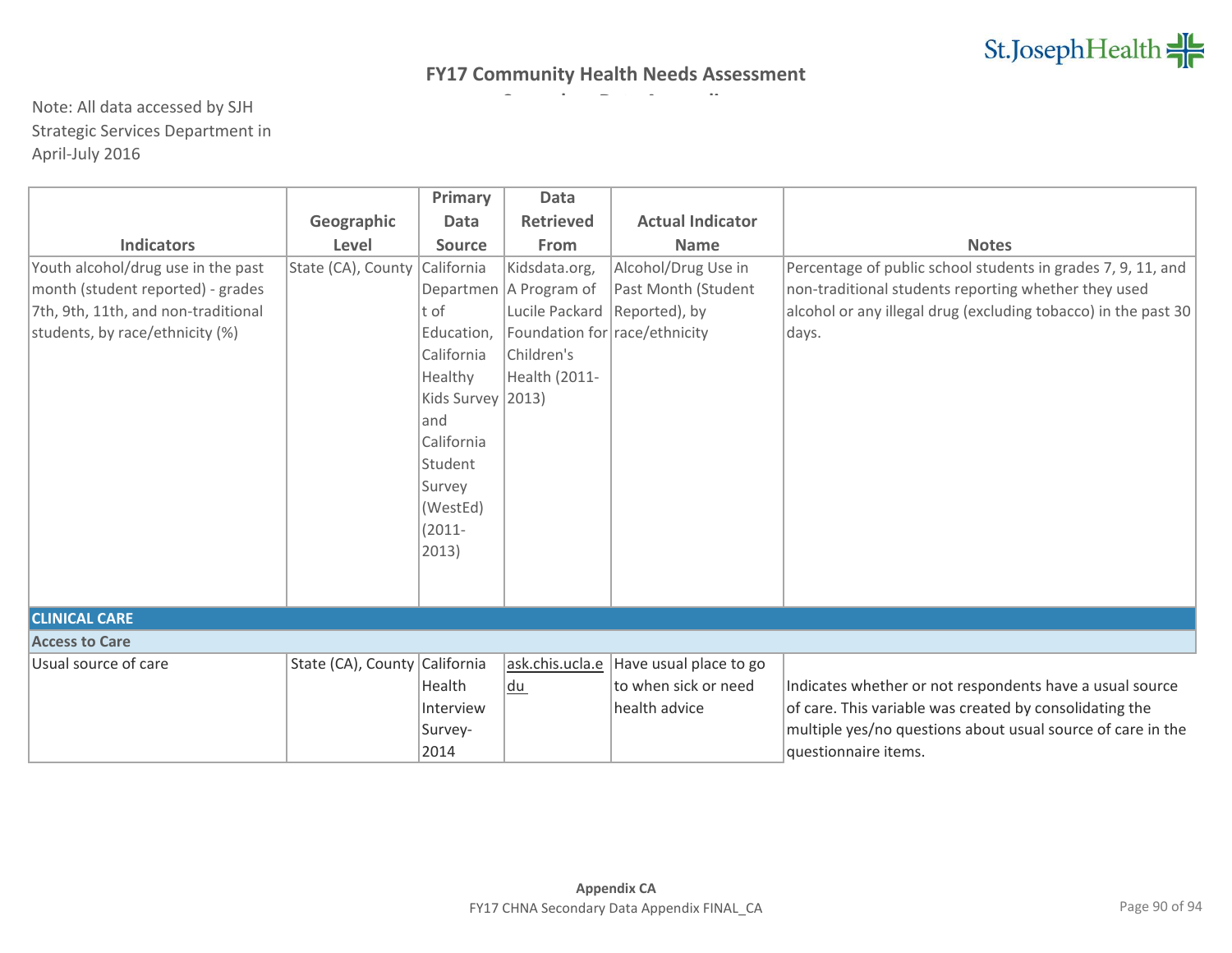# FY17 Community Health Needs Assessment

Note: All data accessed by SJH Strategic Services Department in April-July 2016

| Indicators | Geographic Level | Primary Data Source | Data Retrieved From | Actual Indicator Name | Notes |
|---|---|---|---|---|---|
| Youth alcohol/drug use in the past month (student reported) - grades 7th, 9th, 11th, and non-traditional students, by race/ethnicity (%) | State (CA), County | California Department of Education, California Healthy Kids Survey and California Student Survey (WestEd) (2011-2013) | Kidsdata.org, A Program of Lucile Packard Foundation for Children's Health (2011-2013) | Alcohol/Drug Use in Past Month (Student Reported), by race/ethnicity | Percentage of public school students in grades 7, 9, 11, and non-traditional students reporting whether they used alcohol or any illegal drug (excluding tobacco) in the past 30 days. |
| **CLINICAL CARE** | | | | | |
| **Access to Care** | | | | | |
| Usual source of care | State (CA), County | California Health Interview Survey-2014 | ask.chis.ucla.edu | Have usual place to go to when sick or need health advice | Indicates whether or not respondents have a usual source of care. This variable was created by consolidating the multiple yes/no questions about usual source of care in the questionnaire items. |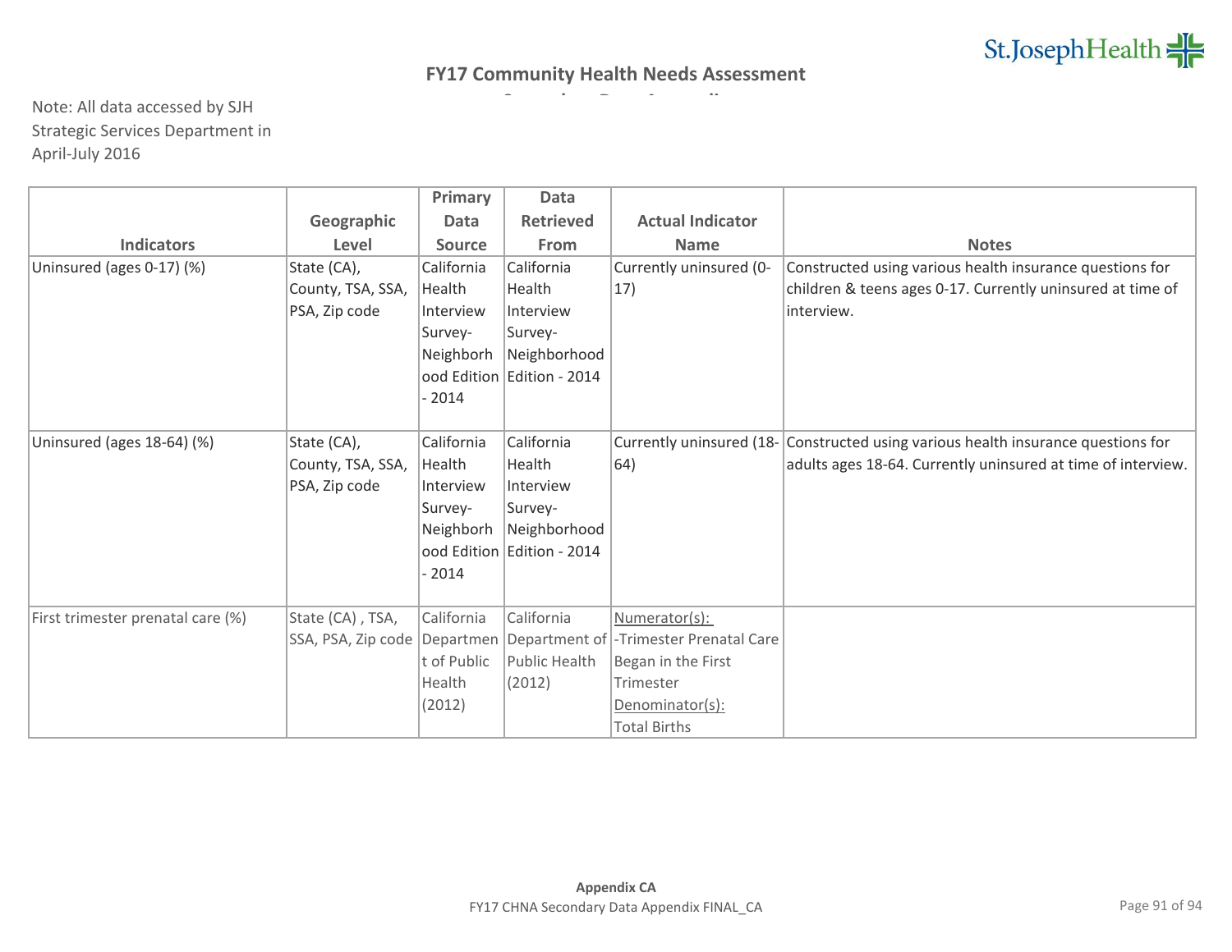## FY17 Community Health Needs Assessment

Note: All data accessed by SJH Strategic Services Department in April-July 2016

| Indicators | Geographic Level | Primary Data Source | Data Retrieved From | Actual Indicator Name | Notes |
|---|---|---|---|---|---|
| Uninsured (ages 0-17) (%) | State (CA), County, TSA, SSA, PSA, Zip code | California Health Interview Survey- Neighborhood Edition - 2014 | California Health Interview Survey- Neighborhood Edition - 2014 | Currently uninsured (0-17) | Constructed using various health insurance questions for children & teens ages 0-17. Currently uninsured at time of interview. |
| Uninsured (ages 18-64) (%) | State (CA), County, TSA, SSA, PSA, Zip code | California Health Interview Survey- Neighborhood Edition - 2014 | California Health Interview Survey- Neighborhood Edition - 2014 | Currently uninsured (18-64) | Constructed using various health insurance questions for adults ages 18-64. Currently uninsured at time of interview. |
| First trimester prenatal care (%) | State (CA) , TSA, SSA, PSA, Zip code | California Department of Public Health (2012) | California Department of Public Health (2012) | Numerator(s): -Trimester Prenatal Care Began in the First Trimester Denominator(s): Total Births | |

**Appendix CA**

FY17 CHNA Secondary Data Appendix FINAL_CA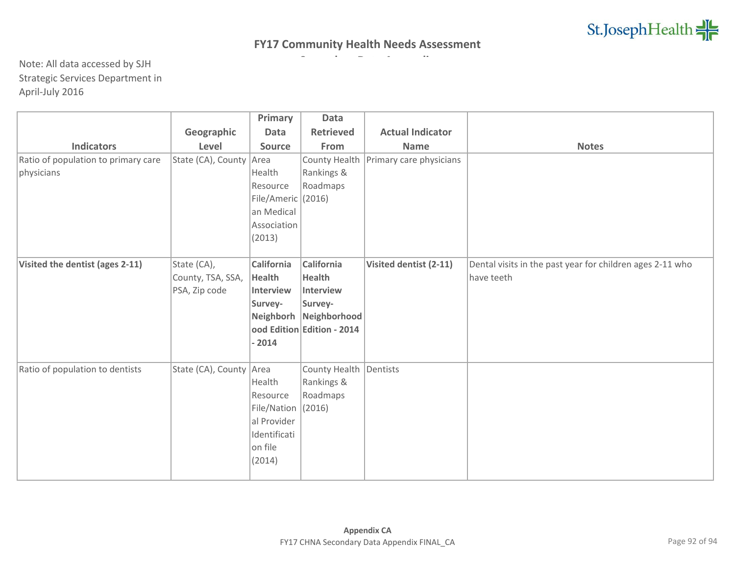## FY17 Community Health Needs Assessment

Note: All data accessed by SJH Strategic Services Department in April-July 2016

| Indicators | Geographic Level | Primary Data Source | Data Retrieved From | Actual Indicator Name | Notes |
|---|---|---|---|---|---|
| Ratio of population to primary care physicians | State (CA), County | Area Health Resource File/American Medical Association (2013) | County Health Rankings & Roadmaps (2016) | Primary care physicians | |
| **Visited the dentist (ages 2-11)** | State (CA), County, TSA, SSA, PSA, Zip code | **California Health Interview Survey- Neighborhood Edition - 2014** | **California Health Interview Survey- Neighborhood Edition - 2014** | **Visited dentist (2-11)** | Dental visits in the past year for children ages 2-11 who have teeth |
| Ratio of population to dentists | State (CA), County | Area Health Resource File/National Provider Identification file (2014) | County Health Rankings & Roadmaps (2016) | Dentists | |

**Appendix CA**

FY17 CHNA Secondary Data Appendix FINAL_CA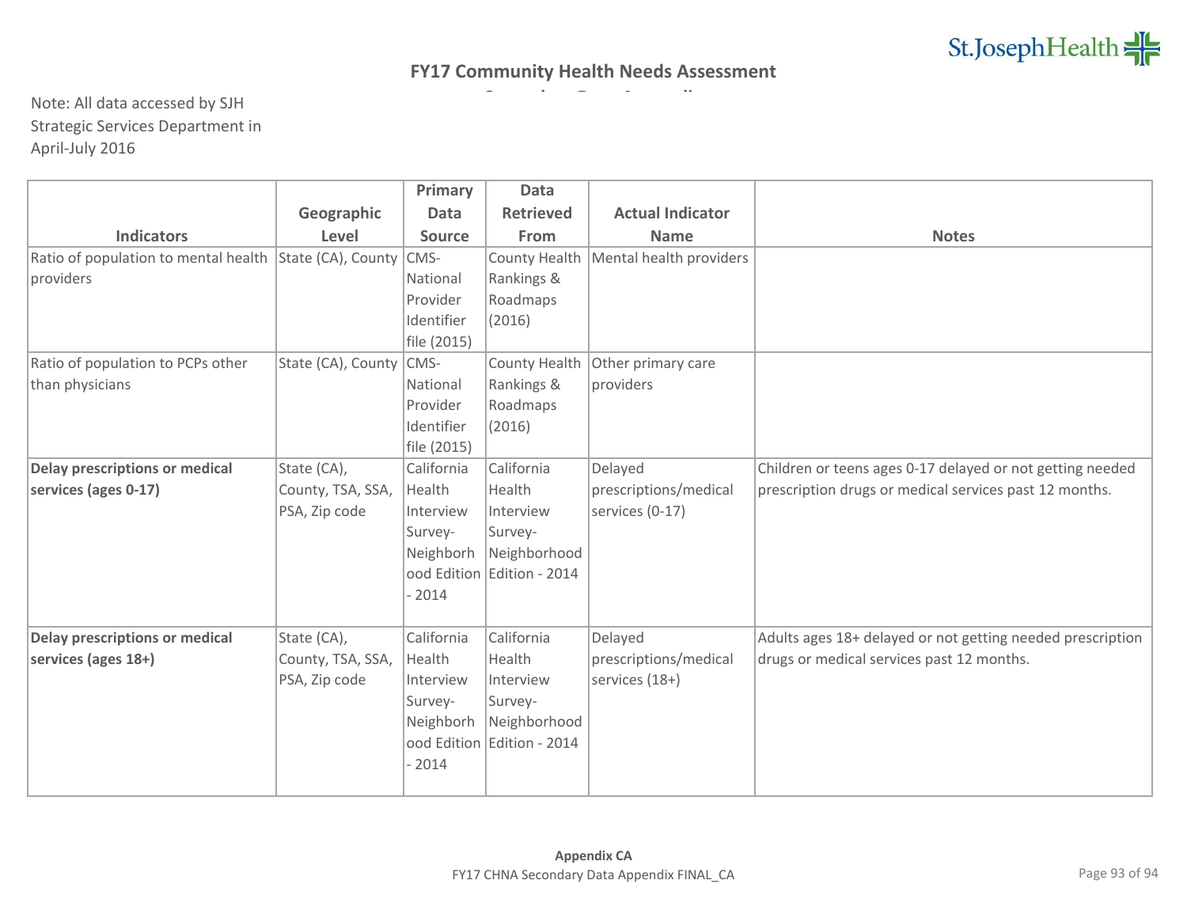## FY17 Community Health Needs Assessment

Note: All data accessed by SJH Strategic Services Department in April-July 2016

| Indicators | Geographic Level | Primary Data Source | Data Retrieved From | Actual Indicator Name | Notes |
|---|---|---|---|---|---|
| Ratio of population to mental health providers | State (CA), County | CMS-National Provider Identifier file (2015) | County Health Rankings & Roadmaps (2016) | Mental health providers | |
| Ratio of population to PCPs other than physicians | State (CA), County | CMS-National Provider Identifier file (2015) | County Health Rankings & Roadmaps (2016) | Other primary care providers | |
| **Delay prescriptions or medical services (ages 0-17)** | State (CA), County, TSA, SSA, PSA, Zip code | California Health Interview Survey-Neighborhood Edition - 2014 | California Health Interview Survey-Neighborhood Edition - 2014 | Delayed prescriptions/medical services (0-17) | Children or teens ages 0-17 delayed or not getting needed prescription drugs or medical services past 12 months. |
| **Delay prescriptions or medical services (ages 18+)** | State (CA), County, TSA, SSA, PSA, Zip code | California Health Interview Survey-Neighborhood Edition - 2014 | California Health Interview Survey-Neighborhood Edition - 2014 | Delayed prescriptions/medical services (18+) | Adults ages 18+ delayed or not getting needed prescription drugs or medical services past 12 months. |

**Appendix CA**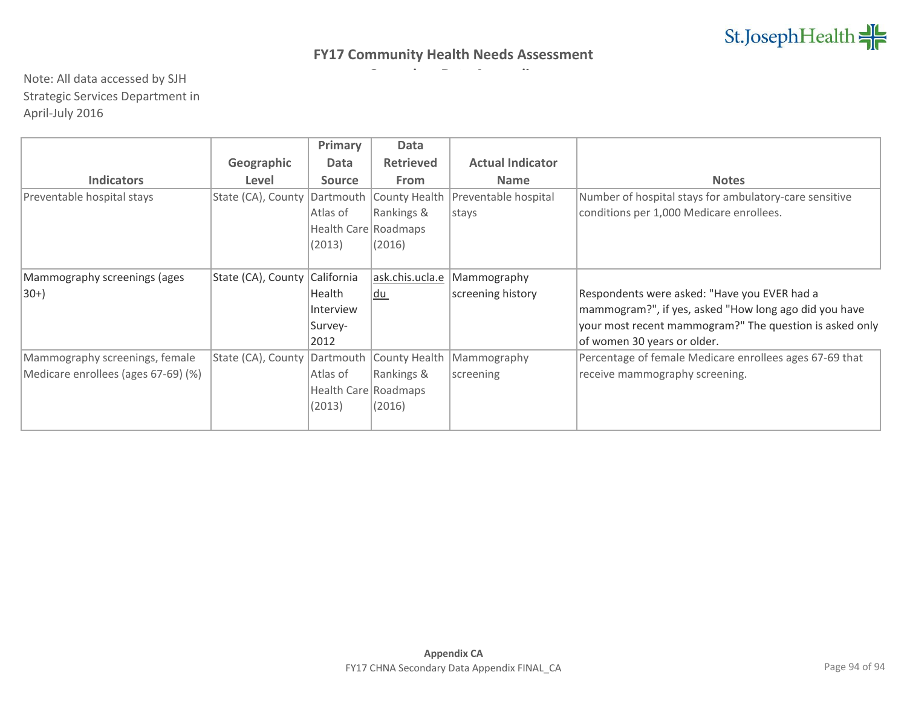# FY17 Community Health Needs Assessment

Note: All data accessed by SJH Strategic Services Department in April-July 2016

| Indicators | Geographic Level | Primary Data Source | Data Retrieved From | Actual Indicator Name | Notes |
|---|---|---|---|---|---|
| Preventable hospital stays | State (CA), County | Dartmouth Atlas of Health Care (2013) | County Health Rankings & Roadmaps (2016) | Preventable hospital stays | Number of hospital stays for ambulatory-care sensitive conditions per 1,000 Medicare enrollees. |
| Mammography screenings (ages 30+) | State (CA), County | California Health Interview Survey-2012 | ask.chis.ucla.edu | Mammography screening history | Respondents were asked: "Have you EVER had a mammogram?", if yes, asked "How long ago did you have your most recent mammogram?" The question is asked only of women 30 years or older. |
| Mammography screenings, female Medicare enrollees (ages 67-69) (%) | State (CA), County | Dartmouth Atlas of Health Care (2013) | County Health Rankings & Roadmaps (2016) | Mammography screening | Percentage of female Medicare enrollees ages 67-69 that receive mammography screening. |

Appendix CA